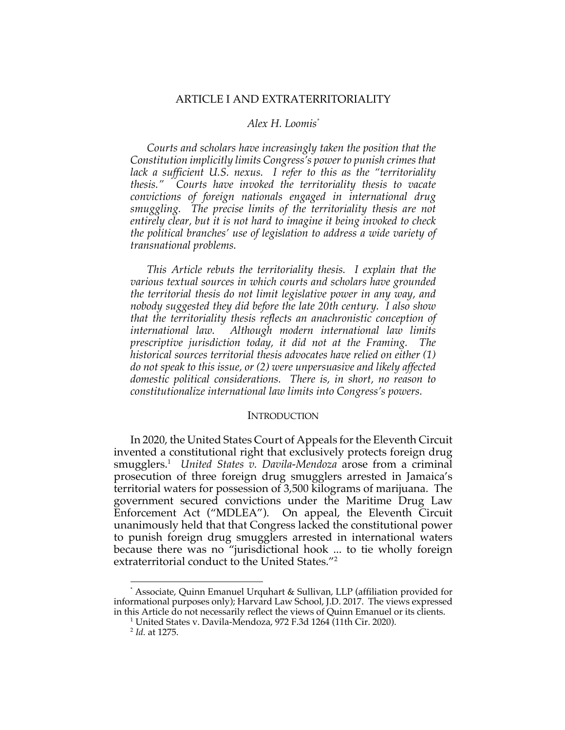# ARTICLE I AND EXTRATERRITORIALITY

*Alex H. Loomis*[*]

*Courts and scholars have increasingly taken the position that the Constitution implicitly limits Congress's power to punish crimes that lack a sufficient U.S. nexus. I refer to this as the "territoriality thesis." Courts have invoked the territoriality thesis to vacate convictions of foreign nationals engaged in international drug smuggling. The precise limits of the territoriality thesis are not entirely clear, but it is not hard to imagine it being invoked to check the political branches' use of legislation to address a wide variety of transnational problems.*

*This Article rebuts the territoriality thesis. I explain that the various textual sources in which courts and scholars have grounded the territorial thesis do not limit legislative power in any way, and nobody suggested they did before the late 20th century. I also show that the territoriality thesis reflects an anachronistic conception of international law. Although modern international law limits prescriptive jurisdiction today, it did not at the Framing. The historical sources territorial thesis advocates have relied on either (1) do not speak to this issue, or (2) were unpersuasive and likely affected domestic political considerations. There is, in short, no reason to constitutionalize international law limits into Congress's powers.*

## INTRODUCTION

In 2020, the United States Court of Appeals for the Eleventh Circuit invented a constitutional right that exclusively protects foreign drug smugglers.[1] *United States v. Davila-Mendoza* arose from a criminal prosecution of three foreign drug smugglers arrested in Jamaica's territorial waters for possession of 3,500 kilograms of marijuana. The government secured convictions under the Maritime Drug Law Enforcement Act ("MDLEA"). On appeal, the Eleventh Circuit unanimously held that that Congress lacked the constitutional power to punish foreign drug smugglers arrested in international waters because there was no "jurisdictional hook ... to tie wholly foreign extraterritorial conduct to the United States."[2]

---

[*] Associate, Quinn Emanuel Urquhart & Sullivan, LLP (affiliation provided for informational purposes only); Harvard Law School, J.D. 2017. The views expressed in this Article do not necessarily reflect the views of Quinn Emanuel or its clients.

[1] United States v. Davila-Mendoza, 972 F.3d 1264 (11th Cir. 2020).

[2] *Id.* at 1275.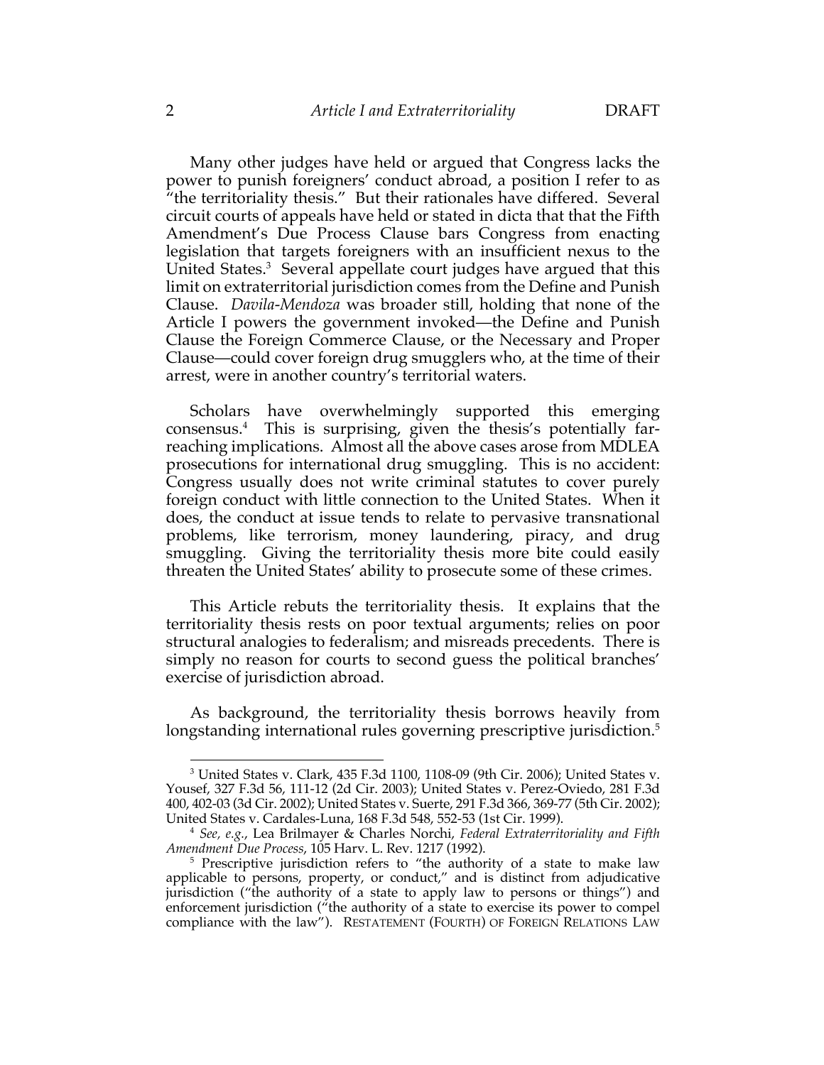Many other judges have held or argued that Congress lacks the power to punish foreigners' conduct abroad, a position I refer to as "the territoriality thesis." But their rationales have differed. Several circuit courts of appeals have held or stated in dicta that that the Fifth Amendment's Due Process Clause bars Congress from enacting legislation that targets foreigners with an insufficient nexus to the United States.[3] Several appellate court judges have argued that this limit on extraterritorial jurisdiction comes from the Define and Punish Clause. *Davila-Mendoza* was broader still, holding that none of the Article I powers the government invoked—the Define and Punish Clause the Foreign Commerce Clause, or the Necessary and Proper Clause—could cover foreign drug smugglers who, at the time of their arrest, were in another country's territorial waters.

Scholars have overwhelmingly supported this emerging consensus.[4] This is surprising, given the thesis's potentially far-reaching implications. Almost all the above cases arose from MDLEA prosecutions for international drug smuggling. This is no accident: Congress usually does not write criminal statutes to cover purely foreign conduct with little connection to the United States. When it does, the conduct at issue tends to relate to pervasive transnational problems, like terrorism, money laundering, piracy, and drug smuggling. Giving the territoriality thesis more bite could easily threaten the United States' ability to prosecute some of these crimes.

This Article rebuts the territoriality thesis. It explains that the territoriality thesis rests on poor textual arguments; relies on poor structural analogies to federalism; and misreads precedents. There is simply no reason for courts to second guess the political branches' exercise of jurisdiction abroad.

As background, the territoriality thesis borrows heavily from longstanding international rules governing prescriptive jurisdiction.[5]

---

[3] United States v. Clark, 435 F.3d 1100, 1108-09 (9th Cir. 2006); United States v. Yousef, 327 F.3d 56, 111-12 (2d Cir. 2003); United States v. Perez-Oviedo, 281 F.3d 400, 402-03 (3d Cir. 2002); United States v. Suerte, 291 F.3d 366, 369-77 (5th Cir. 2002); United States v. Cardales-Luna, 168 F.3d 548, 552-53 (1st Cir. 1999).

[4] *See, e.g.*, Lea Brilmayer & Charles Norchi, *Federal Extraterritoriality and Fifth Amendment Due Process*, 105 Harv. L. Rev. 1217 (1992).

[5] Prescriptive jurisdiction refers to "the authority of a state to make law applicable to persons, property, or conduct," and is distinct from adjudicative jurisdiction ("the authority of a state to apply law to persons or things") and enforcement jurisdiction ("the authority of a state to exercise its power to compel compliance with the law"). RESTATEMENT (FOURTH) OF FOREIGN RELATIONS LAW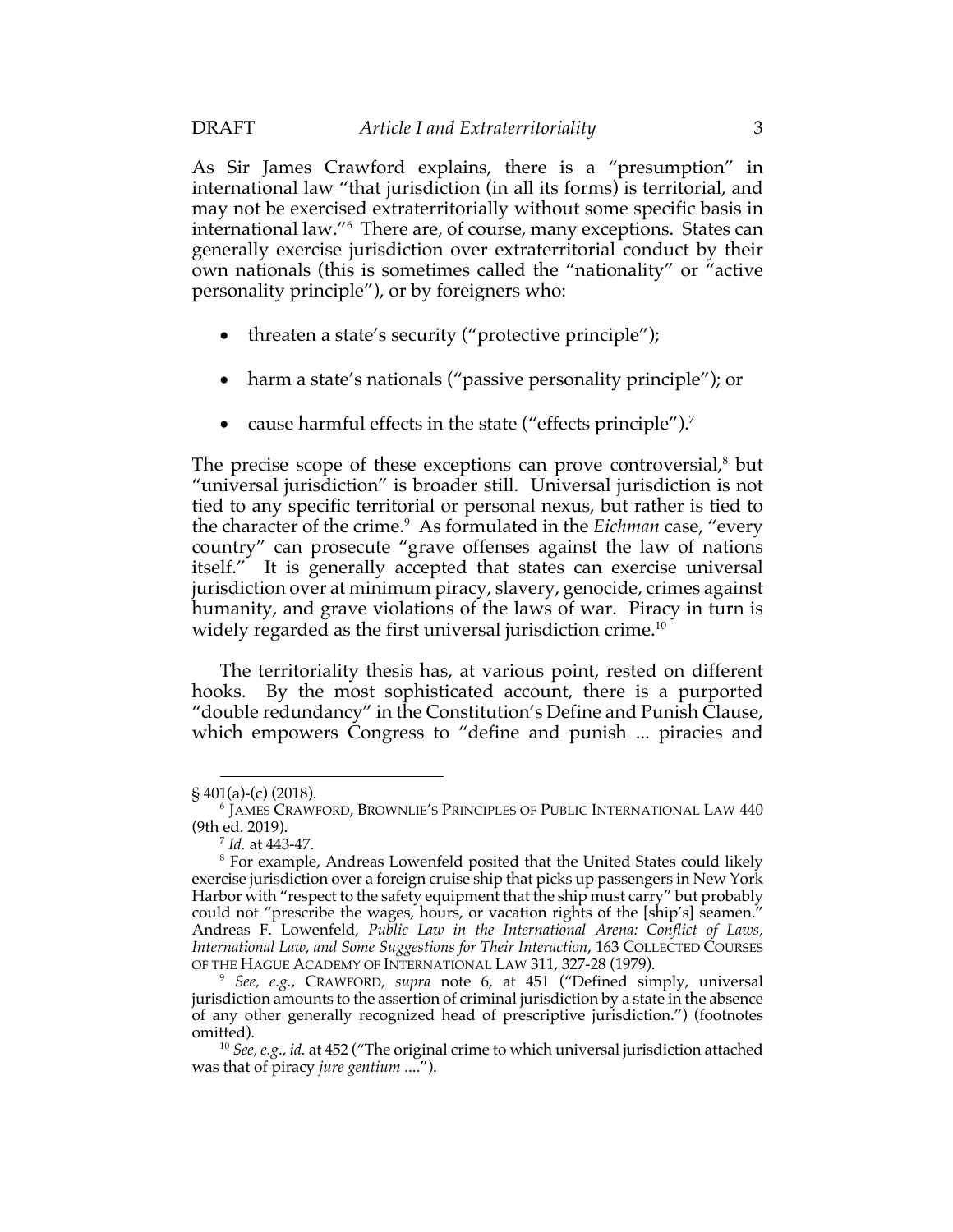As Sir James Crawford explains, there is a "presumption" in international law "that jurisdiction (in all its forms) is territorial, and may not be exercised extraterritorially without some specific basis in international law."[6] There are, of course, many exceptions. States can generally exercise jurisdiction over extraterritorial conduct by their own nationals (this is sometimes called the "nationality" or "active personality principle"), or by foreigners who:

- threaten a state's security ("protective principle");
- harm a state's nationals ("passive personality principle"); or
- cause harmful effects in the state ("effects principle").[7]

The precise scope of these exceptions can prove controversial,[8] but "universal jurisdiction" is broader still. Universal jurisdiction is not tied to any specific territorial or personal nexus, but rather is tied to the character of the crime.[9] As formulated in the *Eichman* case, "every country" can prosecute "grave offenses against the law of nations itself." It is generally accepted that states can exercise universal jurisdiction over at minimum piracy, slavery, genocide, crimes against humanity, and grave violations of the laws of war. Piracy in turn is widely regarded as the first universal jurisdiction crime.[10]

The territoriality thesis has, at various point, rested on different hooks. By the most sophisticated account, there is a purported "double redundancy" in the Constitution's Define and Punish Clause, which empowers Congress to "define and punish ... piracies and

---

§ 401(a)-(c) (2018).

[6] JAMES CRAWFORD, BROWNLIE'S PRINCIPLES OF PUBLIC INTERNATIONAL LAW 440 (9th ed. 2019).

[7] *Id.* at 443-47.

[8] For example, Andreas Lowenfeld posited that the United States could likely exercise jurisdiction over a foreign cruise ship that picks up passengers in New York Harbor with "respect to the safety equipment that the ship must carry" but probably could not "prescribe the wages, hours, or vacation rights of the [ship's] seamen." Andreas F. Lowenfeld, *Public Law in the International Arena: Conflict of Laws, International Law, and Some Suggestions for Their Interaction*, 163 COLLECTED COURSES OF THE HAGUE ACADEMY OF INTERNATIONAL LAW 311, 327-28 (1979).

[9] *See, e.g.*, CRAWFORD, *supra* note 6, at 451 ("Defined simply, universal jurisdiction amounts to the assertion of criminal jurisdiction by a state in the absence of any other generally recognized head of prescriptive jurisdiction.") (footnotes omitted).

[10] *See, e.g.*, *id.* at 452 ("The original crime to which universal jurisdiction attached was that of piracy *jure gentium* ....").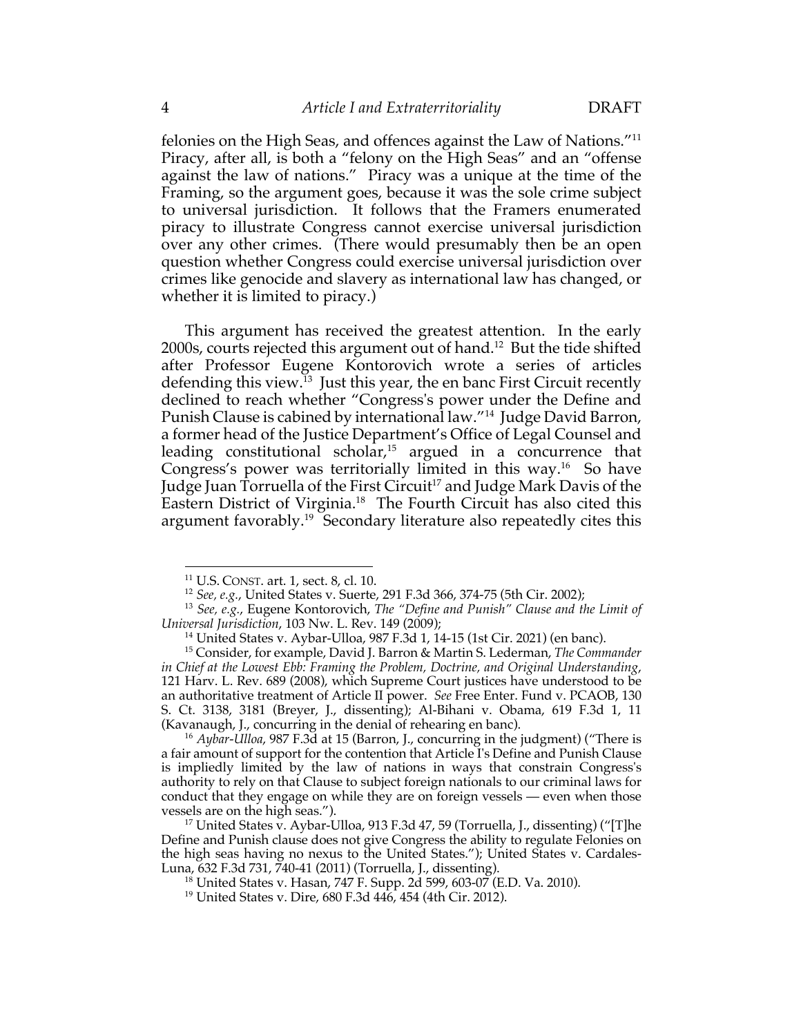felonies on the High Seas, and offences against the Law of Nations."[11] Piracy, after all, is both a "felony on the High Seas" and an "offense against the law of nations." Piracy was a unique at the time of the Framing, so the argument goes, because it was the sole crime subject to universal jurisdiction. It follows that the Framers enumerated piracy to illustrate Congress cannot exercise universal jurisdiction over any other crimes. (There would presumably then be an open question whether Congress could exercise universal jurisdiction over crimes like genocide and slavery as international law has changed, or whether it is limited to piracy.)

This argument has received the greatest attention. In the early 2000s, courts rejected this argument out of hand.[12] But the tide shifted after Professor Eugene Kontorovich wrote a series of articles defending this view.[13] Just this year, the en banc First Circuit recently declined to reach whether "Congress's power under the Define and Punish Clause is cabined by international law."[14] Judge David Barron, a former head of the Justice Department's Office of Legal Counsel and leading constitutional scholar,[15] argued in a concurrence that Congress's power was territorially limited in this way.[16] So have Judge Juan Torruella of the First Circuit[17] and Judge Mark Davis of the Eastern District of Virginia.[18] The Fourth Circuit has also cited this argument favorably.[19] Secondary literature also repeatedly cites this

---

[11] U.S. CONST. art. 1, sect. 8, cl. 10.

[12] *See, e.g.*, United States v. Suerte, 291 F.3d 366, 374-75 (5th Cir. 2002);

[13] *See, e.g.*, Eugene Kontorovich, *The "Define and Punish" Clause and the Limit of Universal Jurisdiction*, 103 Nw. L. Rev. 149 (2009);

[14] United States v. Aybar-Ulloa, 987 F.3d 1, 14-15 (1st Cir. 2021) (en banc).

[15] Consider, for example, David J. Barron & Martin S. Lederman, *The Commander in Chief at the Lowest Ebb: Framing the Problem, Doctrine, and Original Understanding*, 121 Harv. L. Rev. 689 (2008), which Supreme Court justices have understood to be an authoritative treatment of Article II power. *See* Free Enter. Fund v. PCAOB, 130 S. Ct. 3138, 3181 (Breyer, J., dissenting); Al-Bihani v. Obama, 619 F.3d 1, 11 (Kavanaugh, J., concurring in the denial of rehearing en banc).

[16] *Aybar-Ulloa*, 987 F.3d at 15 (Barron, J., concurring in the judgment) ("There is a fair amount of support for the contention that Article I's Define and Punish Clause is impliedly limited by the law of nations in ways that constrain Congress's authority to rely on that Clause to subject foreign nationals to our criminal laws for conduct that they engage on while they are on foreign vessels — even when those vessels are on the high seas.").

[17] United States v. Aybar-Ulloa, 913 F.3d 47, 59 (Torruella, J., dissenting) ("[T]he Define and Punish clause does not give Congress the ability to regulate Felonies on the high seas having no nexus to the United States."); United States v. Cardales-Luna, 632 F.3d 731, 740-41 (2011) (Torruella, J., dissenting).

[18] United States v. Hasan, 747 F. Supp. 2d 599, 603-07 (E.D. Va. 2010).

[19] United States v. Dire, 680 F.3d 446, 454 (4th Cir. 2012).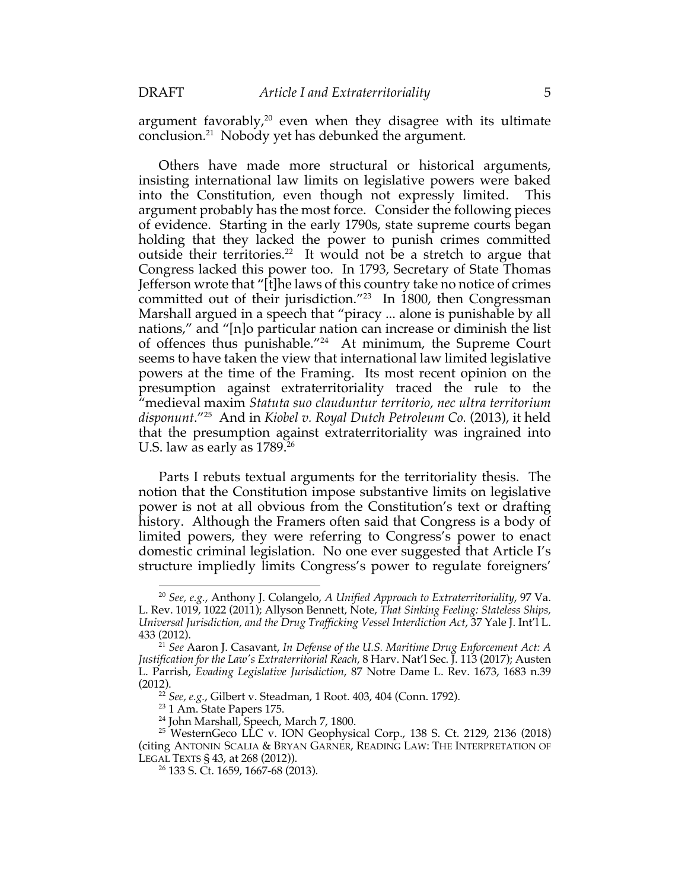argument favorably,[20] even when they disagree with its ultimate conclusion.[21] Nobody yet has debunked the argument.

Others have made more structural or historical arguments, insisting international law limits on legislative powers were baked into the Constitution, even though not expressly limited. This argument probably has the most force. Consider the following pieces of evidence. Starting in the early 1790s, state supreme courts began holding that they lacked the power to punish crimes committed outside their territories.[22] It would not be a stretch to argue that Congress lacked this power too. In 1793, Secretary of State Thomas Jefferson wrote that "[t]he laws of this country take no notice of crimes committed out of their jurisdiction."[23] In 1800, then Congressman Marshall argued in a speech that "piracy ... alone is punishable by all nations," and "[n]o particular nation can increase or diminish the list of offences thus punishable."[24] At minimum, the Supreme Court seems to have taken the view that international law limited legislative powers at the time of the Framing. Its most recent opinion on the presumption against extraterritoriality traced the rule to the "medieval maxim *Statuta suo clauduntur territorio, nec ultra territorium disponunt*."[25] And in *Kiobel v. Royal Dutch Petroleum Co.* (2013), it held that the presumption against extraterritoriality was ingrained into U.S. law as early as 1789.[26]

Parts I rebuts textual arguments for the territoriality thesis. The notion that the Constitution impose substantive limits on legislative power is not at all obvious from the Constitution's text or drafting history. Although the Framers often said that Congress is a body of limited powers, they were referring to Congress's power to enact domestic criminal legislation. No one ever suggested that Article I's structure impliedly limits Congress's power to regulate foreigners'

---

[20] *See, e.g.*, Anthony J. Colangelo, *A Unified Approach to Extraterritoriality*, 97 Va. L. Rev. 1019, 1022 (2011); Allyson Bennett, Note, *That Sinking Feeling: Stateless Ships, Universal Jurisdiction, and the Drug Trafficking Vessel Interdiction Act*, 37 Yale J. Int'l L. 433 (2012).

[21] *See* Aaron J. Casavant, *In Defense of the U.S. Maritime Drug Enforcement Act: A Justification for the Law's Extraterritorial Reach*, 8 Harv. Nat'l Sec. J. 113 (2017); Austen L. Parrish, *Evading Legislative Jurisdiction*, 87 Notre Dame L. Rev. 1673, 1683 n.39 (2012).

[22] *See, e.g.*, Gilbert v. Steadman, 1 Root. 403, 404 (Conn. 1792).

[23] 1 Am. State Papers 175.

[24] John Marshall, Speech, March 7, 1800.

[25] WesternGeco LLC v. ION Geophysical Corp., 138 S. Ct. 2129, 2136 (2018) (citing ANTONIN SCALIA & BRYAN GARNER, READING LAW: THE INTERPRETATION OF LEGAL TEXTS § 43, at 268 (2012)).

[26] 133 S. Ct. 1659, 1667-68 (2013).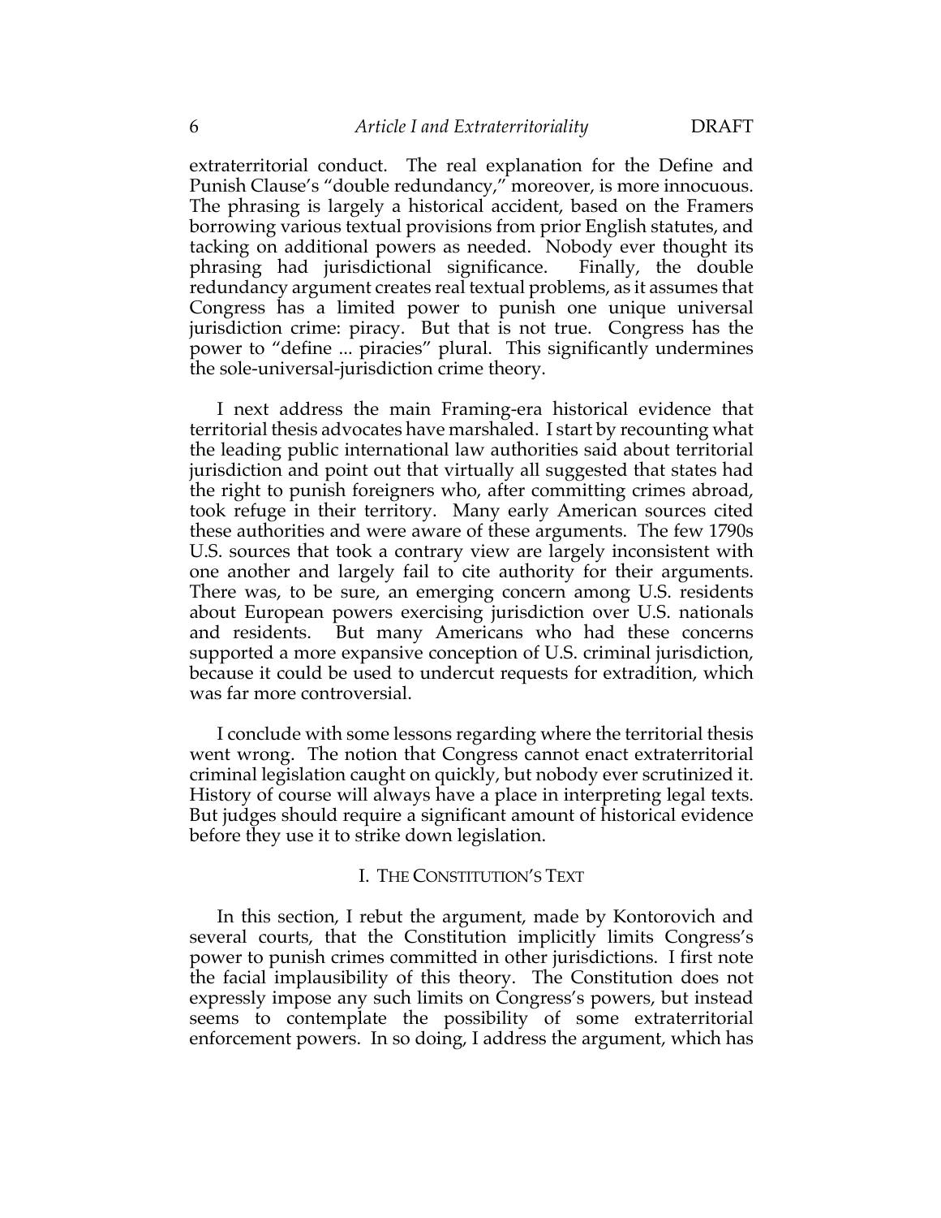extraterritorial conduct. The real explanation for the Define and Punish Clause's "double redundancy," moreover, is more innocuous. The phrasing is largely a historical accident, based on the Framers borrowing various textual provisions from prior English statutes, and tacking on additional powers as needed. Nobody ever thought its phrasing had jurisdictional significance. Finally, the double redundancy argument creates real textual problems, as it assumes that Congress has a limited power to punish one unique universal jurisdiction crime: piracy. But that is not true. Congress has the power to "define ... piracies" plural. This significantly undermines the sole-universal-jurisdiction crime theory.

I next address the main Framing-era historical evidence that territorial thesis advocates have marshaled. I start by recounting what the leading public international law authorities said about territorial jurisdiction and point out that virtually all suggested that states had the right to punish foreigners who, after committing crimes abroad, took refuge in their territory. Many early American sources cited these authorities and were aware of these arguments. The few 1790s U.S. sources that took a contrary view are largely inconsistent with one another and largely fail to cite authority for their arguments. There was, to be sure, an emerging concern among U.S. residents about European powers exercising jurisdiction over U.S. nationals and residents. But many Americans who had these concerns supported a more expansive conception of U.S. criminal jurisdiction, because it could be used to undercut requests for extradition, which was far more controversial.

I conclude with some lessons regarding where the territorial thesis went wrong. The notion that Congress cannot enact extraterritorial criminal legislation caught on quickly, but nobody ever scrutinized it. History of course will always have a place in interpreting legal texts. But judges should require a significant amount of historical evidence before they use it to strike down legislation.

## I. The Constitution's Text

In this section, I rebut the argument, made by Kontorovich and several courts, that the Constitution implicitly limits Congress's power to punish crimes committed in other jurisdictions. I first note the facial implausibility of this theory. The Constitution does not expressly impose any such limits on Congress's powers, but instead seems to contemplate the possibility of some extraterritorial enforcement powers. In so doing, I address the argument, which has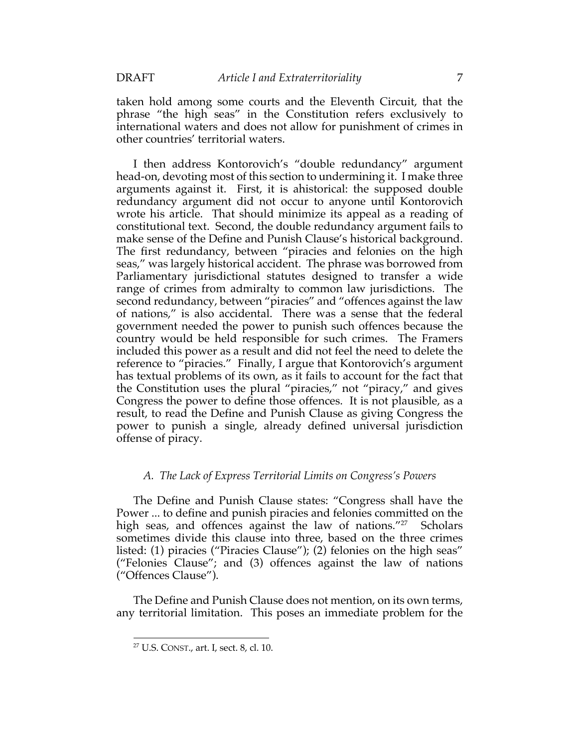taken hold among some courts and the Eleventh Circuit, that the phrase "the high seas" in the Constitution refers exclusively to international waters and does not allow for punishment of crimes in other countries' territorial waters.

I then address Kontorovich's "double redundancy" argument head-on, devoting most of this section to undermining it. I make three arguments against it. First, it is ahistorical: the supposed double redundancy argument did not occur to anyone until Kontorovich wrote his article. That should minimize its appeal as a reading of constitutional text. Second, the double redundancy argument fails to make sense of the Define and Punish Clause's historical background. The first redundancy, between "piracies and felonies on the high seas," was largely historical accident. The phrase was borrowed from Parliamentary jurisdictional statutes designed to transfer a wide range of crimes from admiralty to common law jurisdictions. The second redundancy, between "piracies" and "offences against the law of nations," is also accidental. There was a sense that the federal government needed the power to punish such offences because the country would be held responsible for such crimes. The Framers included this power as a result and did not feel the need to delete the reference to "piracies." Finally, I argue that Kontorovich's argument has textual problems of its own, as it fails to account for the fact that the Constitution uses the plural "piracies," not "piracy," and gives Congress the power to define those offences. It is not plausible, as a result, to read the Define and Punish Clause as giving Congress the power to punish a single, already defined universal jurisdiction offense of piracy.

### *A. The Lack of Express Territorial Limits on Congress's Powers*

The Define and Punish Clause states: "Congress shall have the Power ... to define and punish piracies and felonies committed on the high seas, and offences against the law of nations."[27] Scholars sometimes divide this clause into three, based on the three crimes listed: (1) piracies ("Piracies Clause"); (2) felonies on the high seas" ("Felonies Clause"; and (3) offences against the law of nations ("Offences Clause").

The Define and Punish Clause does not mention, on its own terms, any territorial limitation. This poses an immediate problem for the

[27] U.S. CONST., art. I, sect. 8, cl. 10.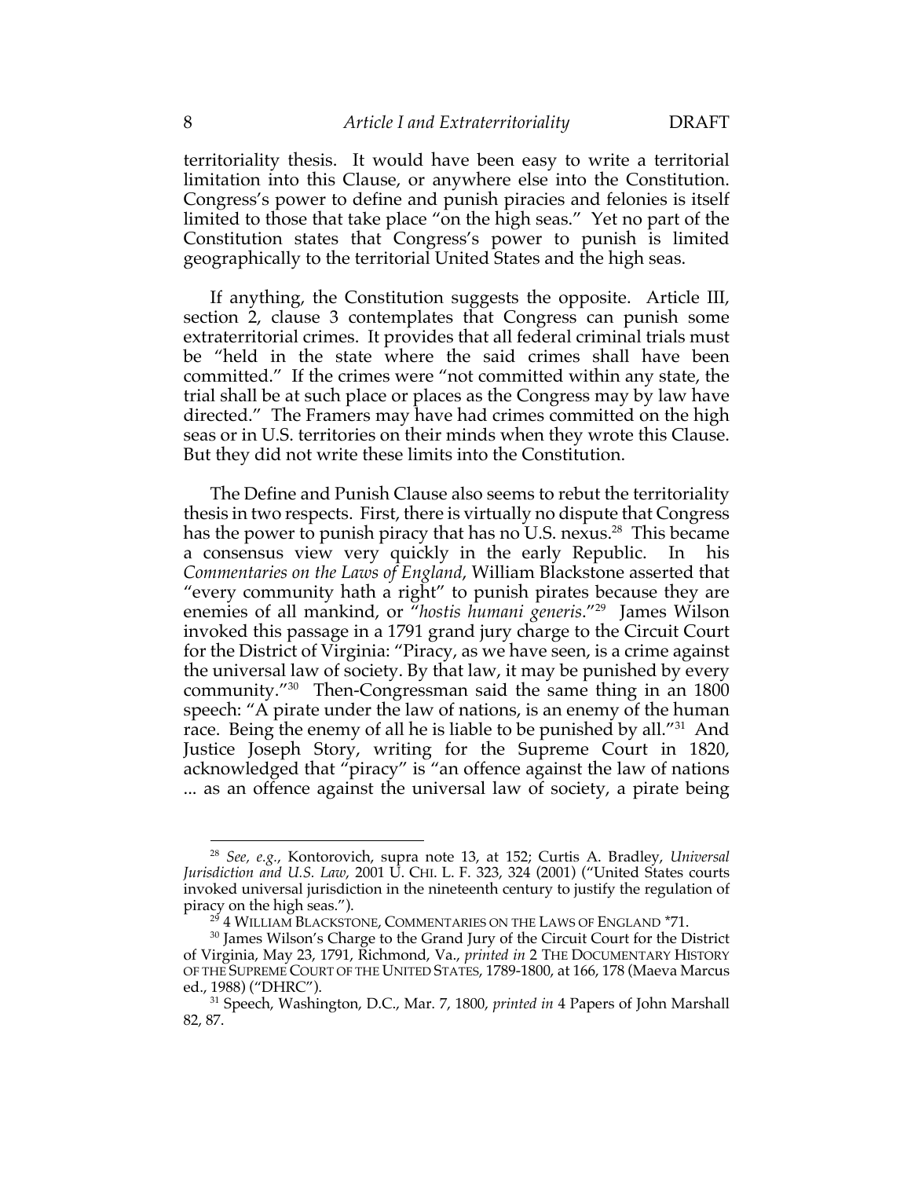territoriality thesis. It would have been easy to write a territorial limitation into this Clause, or anywhere else into the Constitution. Congress's power to define and punish piracies and felonies is itself limited to those that take place "on the high seas." Yet no part of the Constitution states that Congress's power to punish is limited geographically to the territorial United States and the high seas.

If anything, the Constitution suggests the opposite. Article III, section 2, clause 3 contemplates that Congress can punish some extraterritorial crimes. It provides that all federal criminal trials must be "held in the state where the said crimes shall have been committed." If the crimes were "not committed within any state, the trial shall be at such place or places as the Congress may by law have directed." The Framers may have had crimes committed on the high seas or in U.S. territories on their minds when they wrote this Clause. But they did not write these limits into the Constitution.

The Define and Punish Clause also seems to rebut the territoriality thesis in two respects. First, there is virtually no dispute that Congress has the power to punish piracy that has no U.S. nexus.[28] This became a consensus view very quickly in the early Republic. In his *Commentaries on the Laws of England*, William Blackstone asserted that "every community hath a right" to punish pirates because they are enemies of all mankind, or "*hostis humani generis*."[29] James Wilson invoked this passage in a 1791 grand jury charge to the Circuit Court for the District of Virginia: "Piracy, as we have seen, is a crime against the universal law of society. By that law, it may be punished by every community."[30] Then-Congressman said the same thing in an 1800 speech: "A pirate under the law of nations, is an enemy of the human race. Being the enemy of all he is liable to be punished by all."[31] And Justice Joseph Story, writing for the Supreme Court in 1820, acknowledged that "piracy" is "an offence against the law of nations ... as an offence against the universal law of society, a pirate being

---

[28] *See, e.g.*, Kontorovich, supra note 13, at 152; Curtis A. Bradley, *Universal Jurisdiction and U.S. Law*, 2001 U. CHI. L. F. 323, 324 (2001) ("United States courts invoked universal jurisdiction in the nineteenth century to justify the regulation of piracy on the high seas.").

[29] 4 WILLIAM BLACKSTONE, COMMENTARIES ON THE LAWS OF ENGLAND *71.

[30] James Wilson's Charge to the Grand Jury of the Circuit Court for the District of Virginia, May 23, 1791, Richmond, Va., *printed in* 2 THE DOCUMENTARY HISTORY OF THE SUPREME COURT OF THE UNITED STATES, 1789-1800, at 166, 178 (Maeva Marcus ed., 1988) ("DHRC").

[31] Speech, Washington, D.C., Mar. 7, 1800, *printed in* 4 Papers of John Marshall 82, 87.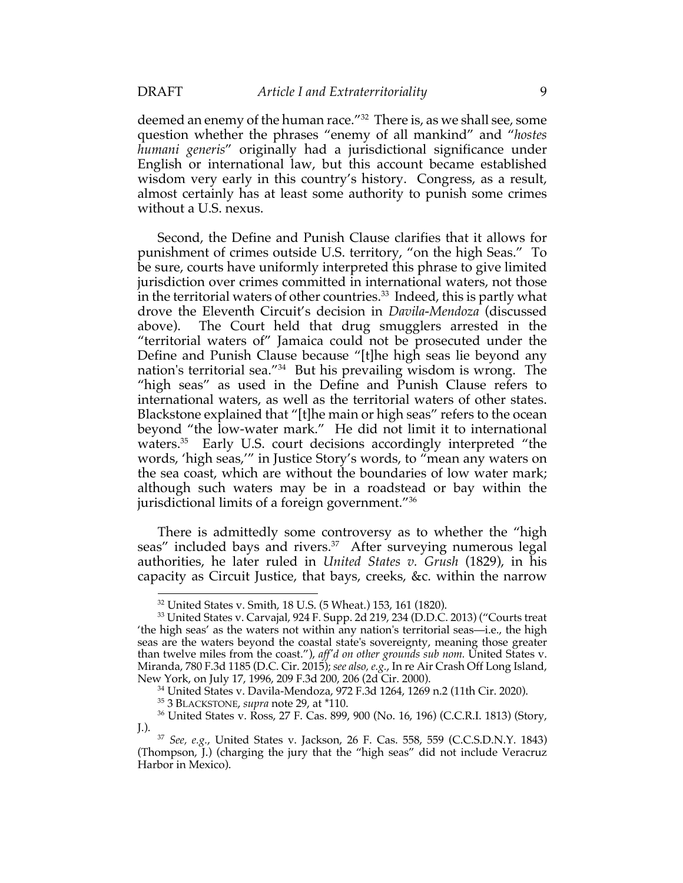deemed an enemy of the human race."[32] There is, as we shall see, some question whether the phrases "enemy of all mankind" and "*hostes humani generis*" originally had a jurisdictional significance under English or international law, but this account became established wisdom very early in this country's history. Congress, as a result, almost certainly has at least some authority to punish some crimes without a U.S. nexus.

Second, the Define and Punish Clause clarifies that it allows for punishment of crimes outside U.S. territory, "on the high Seas." To be sure, courts have uniformly interpreted this phrase to give limited jurisdiction over crimes committed in international waters, not those in the territorial waters of other countries.[33] Indeed, this is partly what drove the Eleventh Circuit's decision in *Davila-Mendoza* (discussed above). The Court held that drug smugglers arrested in the "territorial waters of" Jamaica could not be prosecuted under the Define and Punish Clause because "[t]he high seas lie beyond any nation's territorial sea."[34] But his prevailing wisdom is wrong. The "high seas" as used in the Define and Punish Clause refers to international waters, as well as the territorial waters of other states. Blackstone explained that "[t]he main or high seas" refers to the ocean beyond "the low-water mark." He did not limit it to international waters.[35] Early U.S. court decisions accordingly interpreted "the words, 'high seas,'" in Justice Story's words, to "mean any waters on the sea coast, which are without the boundaries of low water mark; although such waters may be in a roadstead or bay within the jurisdictional limits of a foreign government."[36]

There is admittedly some controversy as to whether the "high seas" included bays and rivers.[37] After surveying numerous legal authorities, he later ruled in *United States v. Grush* (1829), in his capacity as Circuit Justice, that bays, creeks, &c. within the narrow

---

[32] United States v. Smith, 18 U.S. (5 Wheat.) 153, 161 (1820).

[33] United States v. Carvajal, 924 F. Supp. 2d 219, 234 (D.D.C. 2013) ("Courts treat 'the high seas' as the waters not within any nation's territorial seas—i.e., the high seas are the waters beyond the coastal state's sovereignty, meaning those greater than twelve miles from the coast."), *aff'd on other grounds sub nom.* United States v. Miranda, 780 F.3d 1185 (D.C. Cir. 2015); *see also, e.g.*, In re Air Crash Off Long Island, New York, on July 17, 1996, 209 F.3d 200, 206 (2d Cir. 2000).

[34] United States v. Davila-Mendoza, 972 F.3d 1264, 1269 n.2 (11th Cir. 2020).

[35] 3 BLACKSTONE, *supra* note 29, at *110.

[36] United States v. Ross, 27 F. Cas. 899, 900 (No. 16, 196) (C.C.R.I. 1813) (Story, J.).

[37] *See, e.g.*, United States v. Jackson, 26 F. Cas. 558, 559 (C.C.S.D.N.Y. 1843) (Thompson, J.) (charging the jury that the "high seas" did not include Veracruz Harbor in Mexico).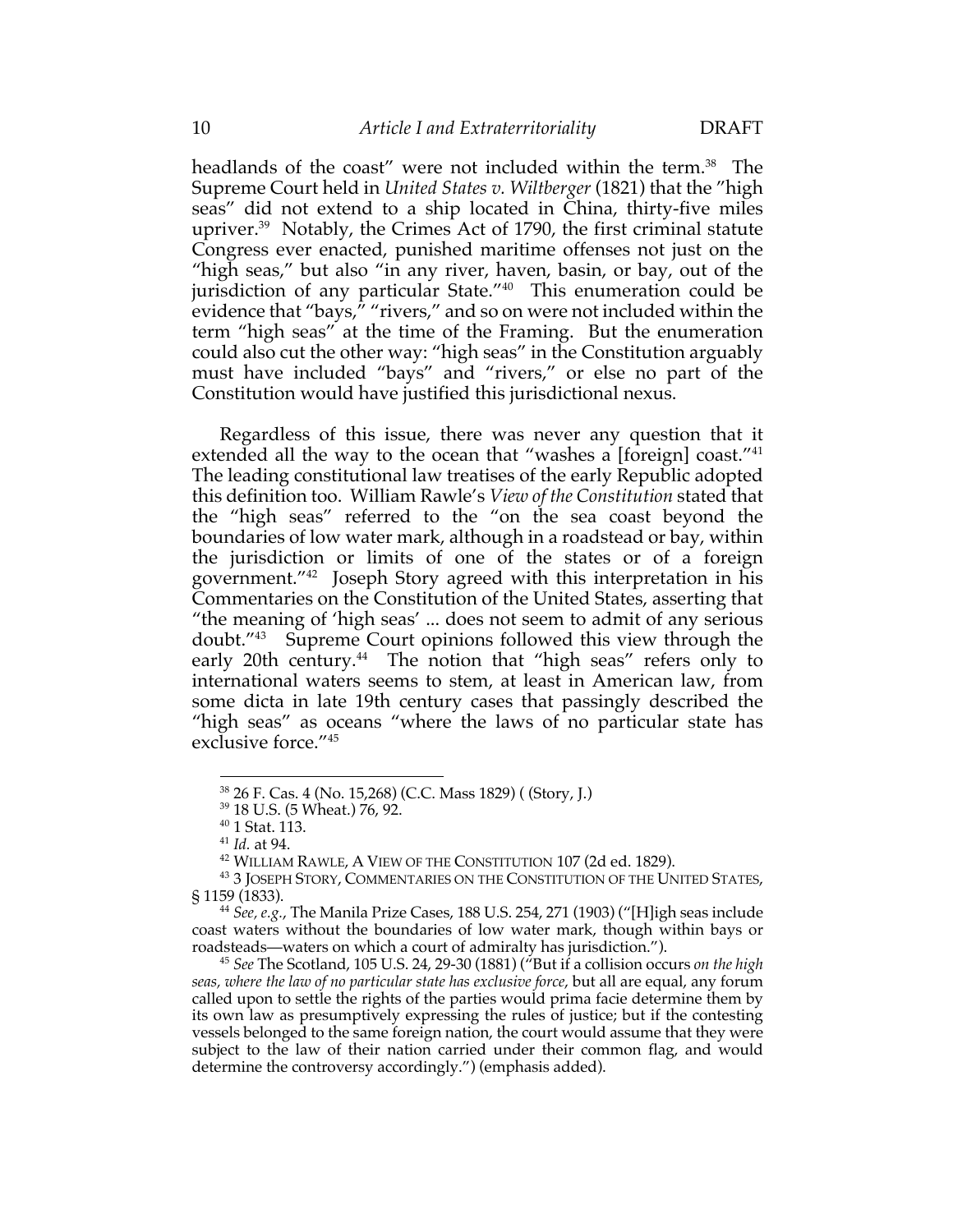headlands of the coast" were not included within the term.[38] The Supreme Court held in *United States v. Wiltberger* (1821) that the "high seas" did not extend to a ship located in China, thirty-five miles upriver.[39] Notably, the Crimes Act of 1790, the first criminal statute Congress ever enacted, punished maritime offenses not just on the "high seas," but also "in any river, haven, basin, or bay, out of the jurisdiction of any particular State."[40] This enumeration could be evidence that "bays," "rivers," and so on were not included within the term "high seas" at the time of the Framing. But the enumeration could also cut the other way: "high seas" in the Constitution arguably must have included "bays" and "rivers," or else no part of the Constitution would have justified this jurisdictional nexus.

Regardless of this issue, there was never any question that it extended all the way to the ocean that "washes a [foreign] coast."[41] The leading constitutional law treatises of the early Republic adopted this definition too. William Rawle's *View of the Constitution* stated that the "high seas" referred to the "on the sea coast beyond the boundaries of low water mark, although in a roadstead or bay, within the jurisdiction or limits of one of the states or of a foreign government."[42] Joseph Story agreed with this interpretation in his Commentaries on the Constitution of the United States, asserting that "the meaning of 'high seas' ... does not seem to admit of any serious doubt."[43] Supreme Court opinions followed this view through the early 20th century.[44] The notion that "high seas" refers only to international waters seems to stem, at least in American law, from some dicta in late 19th century cases that passingly described the "high seas" as oceans "where the laws of no particular state has exclusive force."[45]

---

[38] 26 F. Cas. 4 (No. 15,268) (C.C. Mass 1829) ( (Story, J.)

[39] 18 U.S. (5 Wheat.) 76, 92.

[40] 1 Stat. 113.

[41] *Id.* at 94.

[42] WILLIAM RAWLE, A VIEW OF THE CONSTITUTION 107 (2d ed. 1829).

[43] 3 JOSEPH STORY, COMMENTARIES ON THE CONSTITUTION OF THE UNITED STATES, § 1159 (1833).

[44] *See, e.g.*, The Manila Prize Cases, 188 U.S. 254, 271 (1903) ("[H]igh seas include coast waters without the boundaries of low water mark, though within bays or roadsteads—waters on which a court of admiralty has jurisdiction.").

[45] *See* The Scotland, 105 U.S. 24, 29-30 (1881) ("But if a collision occurs *on the high seas, where the law of no particular state has exclusive force*, but all are equal, any forum called upon to settle the rights of the parties would prima facie determine them by its own law as presumptively expressing the rules of justice; but if the contesting vessels belonged to the same foreign nation, the court would assume that they were subject to the law of their nation carried under their common flag, and would determine the controversy accordingly.") (emphasis added).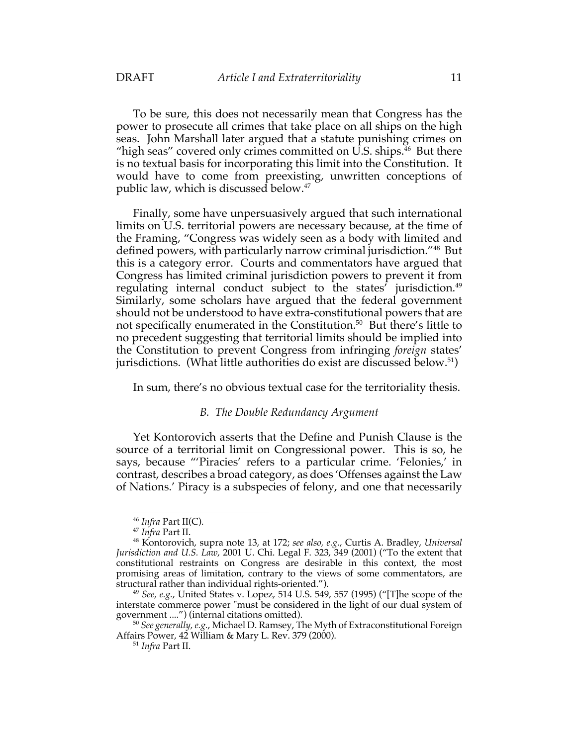To be sure, this does not necessarily mean that Congress has the power to prosecute all crimes that take place on all ships on the high seas. John Marshall later argued that a statute punishing crimes on "high seas" covered only crimes committed on U.S. ships.[46] But there is no textual basis for incorporating this limit into the Constitution. It would have to come from preexisting, unwritten conceptions of public law, which is discussed below.[47]

Finally, some have unpersuasively argued that such international limits on U.S. territorial powers are necessary because, at the time of the Framing, "Congress was widely seen as a body with limited and defined powers, with particularly narrow criminal jurisdiction."[48] But this is a category error. Courts and commentators have argued that Congress has limited criminal jurisdiction powers to prevent it from regulating internal conduct subject to the states' jurisdiction.[49] Similarly, some scholars have argued that the federal government should not be understood to have extra-constitutional powers that are not specifically enumerated in the Constitution.[50] But there's little to no precedent suggesting that territorial limits should be implied into the Constitution to prevent Congress from infringing *foreign* states' jurisdictions. (What little authorities do exist are discussed below.[51])

In sum, there's no obvious textual case for the territoriality thesis.

### *B. The Double Redundancy Argument*

Yet Kontorovich asserts that the Define and Punish Clause is the source of a territorial limit on Congressional power. This is so, he says, because "'Piracies' refers to a particular crime. 'Felonies,' in contrast, describes a broad category, as does 'Offenses against the Law of Nations.' Piracy is a subspecies of felony, and one that necessarily

---

[46] *Infra* Part II(C).

[47] *Infra* Part II.

[48] Kontorovich, supra note 13, at 172; *see also, e.g.*, Curtis A. Bradley, *Universal Jurisdiction and U.S. Law*, 2001 U. Chi. Legal F. 323, 349 (2001) ("To the extent that constitutional restraints on Congress are desirable in this context, the most promising areas of limitation, contrary to the views of some commentators, are structural rather than individual rights-oriented.").

[49] *See, e.g.*, United States v. Lopez, 514 U.S. 549, 557 (1995) ("[T]he scope of the interstate commerce power "must be considered in the light of our dual system of government ....") (internal citations omitted).

[50] *See generally, e.g.*, Michael D. Ramsey, The Myth of Extraconstitutional Foreign Affairs Power, 42 William & Mary L. Rev. 379 (2000).

[51] *Infra* Part II.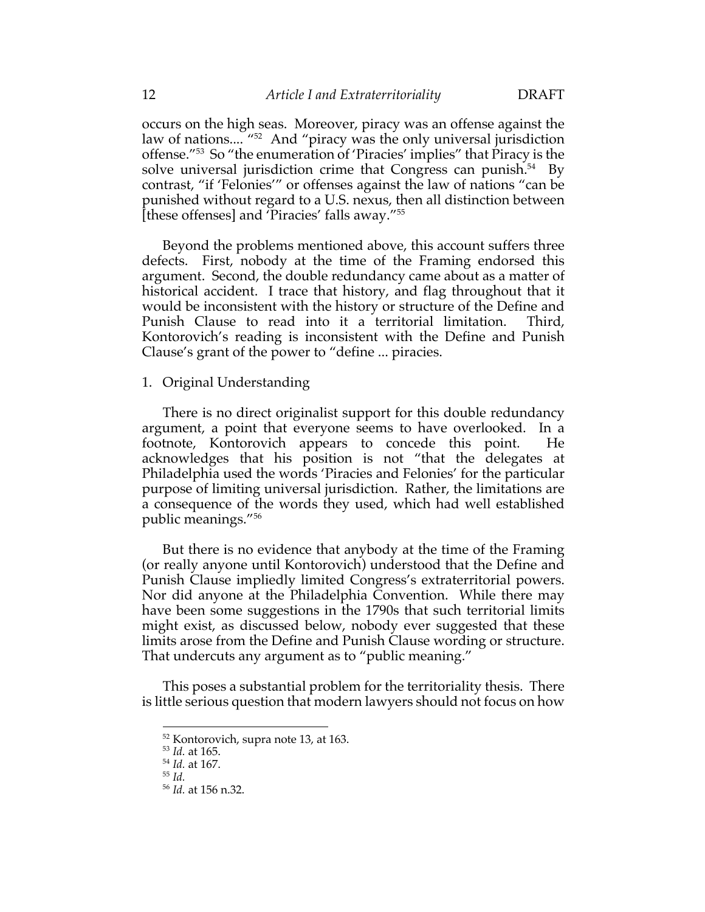occurs on the high seas. Moreover, piracy was an offense against the law of nations.... "[52] And "piracy was the only universal jurisdiction offense."[53] So "the enumeration of 'Piracies' implies" that Piracy is the solve universal jurisdiction crime that Congress can punish.[54] By contrast, "if 'Felonies'" or offenses against the law of nations "can be punished without regard to a U.S. nexus, then all distinction between [these offenses] and 'Piracies' falls away."[55]

Beyond the problems mentioned above, this account suffers three defects. First, nobody at the time of the Framing endorsed this argument. Second, the double redundancy came about as a matter of historical accident. I trace that history, and flag throughout that it would be inconsistent with the history or structure of the Define and Punish Clause to read into it a territorial limitation. Third, Kontorovich's reading is inconsistent with the Define and Punish Clause's grant of the power to "define ... piracies.

1. Original Understanding

There is no direct originalist support for this double redundancy argument, a point that everyone seems to have overlooked. In a footnote, Kontorovich appears to concede this point. He acknowledges that his position is not "that the delegates at Philadelphia used the words 'Piracies and Felonies' for the particular purpose of limiting universal jurisdiction. Rather, the limitations are a consequence of the words they used, which had well established public meanings."[56]

But there is no evidence that anybody at the time of the Framing (or really anyone until Kontorovich) understood that the Define and Punish Clause impliedly limited Congress's extraterritorial powers. Nor did anyone at the Philadelphia Convention. While there may have been some suggestions in the 1790s that such territorial limits might exist, as discussed below, nobody ever suggested that these limits arose from the Define and Punish Clause wording or structure. That undercuts any argument as to "public meaning."

This poses a substantial problem for the territoriality thesis. There is little serious question that modern lawyers should not focus on how

---

[52] Kontorovich, supra note 13, at 163.

[53] *Id.* at 165.

[54] *Id.* at 167.

[55] *Id.*

[56] *Id.* at 156 n.32.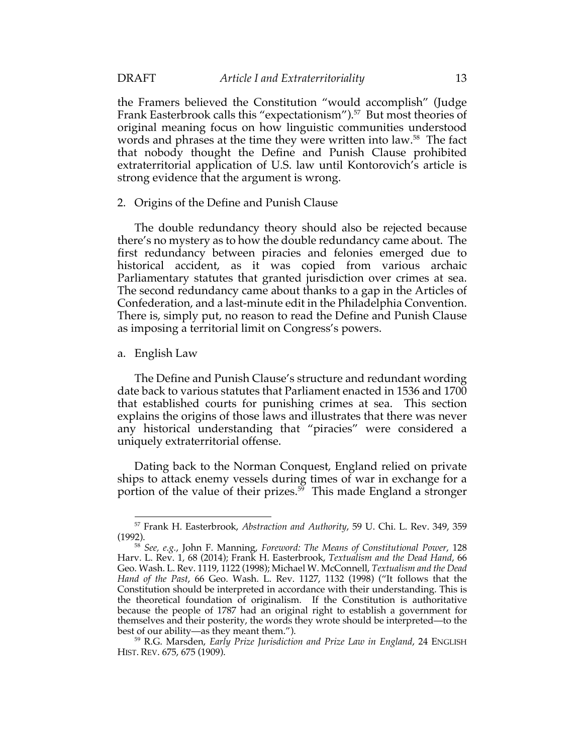the Framers believed the Constitution "would accomplish" (Judge Frank Easterbrook calls this "expectationism").[57] But most theories of original meaning focus on how linguistic communities understood words and phrases at the time they were written into law.[58] The fact that nobody thought the Define and Punish Clause prohibited extraterritorial application of U.S. law until Kontorovich's article is strong evidence that the argument is wrong.

2. Origins of the Define and Punish Clause

The double redundancy theory should also be rejected because there's no mystery as to how the double redundancy came about. The first redundancy between piracies and felonies emerged due to historical accident, as it was copied from various archaic Parliamentary statutes that granted jurisdiction over crimes at sea. The second redundancy came about thanks to a gap in the Articles of Confederation, and a last-minute edit in the Philadelphia Convention. There is, simply put, no reason to read the Define and Punish Clause as imposing a territorial limit on Congress's powers.

a. English Law

The Define and Punish Clause's structure and redundant wording date back to various statutes that Parliament enacted in 1536 and 1700 that established courts for punishing crimes at sea. This section explains the origins of those laws and illustrates that there was never any historical understanding that "piracies" were considered a uniquely extraterritorial offense.

Dating back to the Norman Conquest, England relied on private ships to attack enemy vessels during times of war in exchange for a portion of the value of their prizes.[59] This made England a stronger

---

[57] Frank H. Easterbrook, *Abstraction and Authority*, 59 U. Chi. L. Rev. 349, 359 (1992).

[58] *See, e.g.*, John F. Manning, *Foreword: The Means of Constitutional Power*, 128 Harv. L. Rev. 1, 68 (2014); Frank H. Easterbrook, *Textualism and the Dead Hand*, 66 Geo. Wash. L. Rev. 1119, 1122 (1998); Michael W. McConnell, *Textualism and the Dead Hand of the Past*, 66 Geo. Wash. L. Rev. 1127, 1132 (1998) ("It follows that the Constitution should be interpreted in accordance with their understanding. This is the theoretical foundation of originalism. If the Constitution is authoritative because the people of 1787 had an original right to establish a government for themselves and their posterity, the words they wrote should be interpreted—to the best of our ability—as they meant them.").

[59] R.G. Marsden, *Early Prize Jurisdiction and Prize Law in England*, 24 English Hist. Rev. 675, 675 (1909).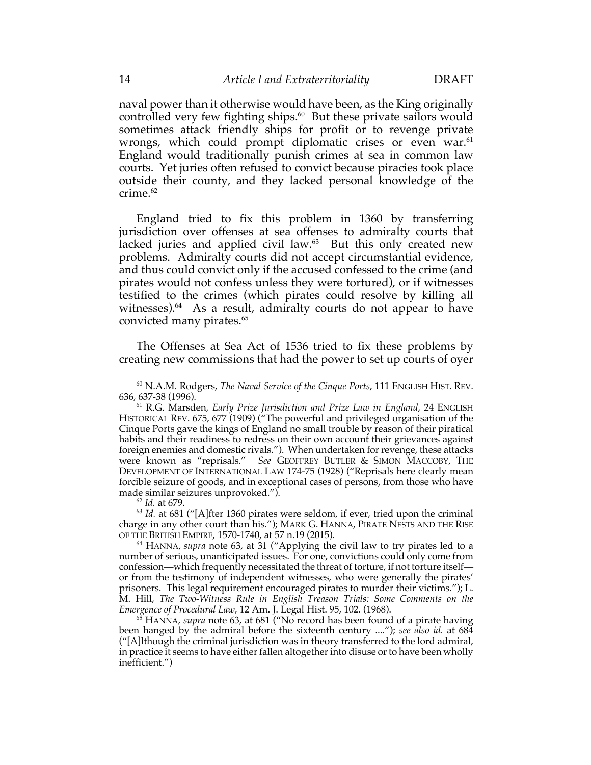naval power than it otherwise would have been, as the King originally controlled very few fighting ships.[60] But these private sailors would sometimes attack friendly ships for profit or to revenge private wrongs, which could prompt diplomatic crises or even war.[61] England would traditionally punish crimes at sea in common law courts. Yet juries often refused to convict because piracies took place outside their county, and they lacked personal knowledge of the crime.[62]

England tried to fix this problem in 1360 by transferring jurisdiction over offenses at sea offenses to admiralty courts that lacked juries and applied civil law.[63] But this only created new problems. Admiralty courts did not accept circumstantial evidence, and thus could convict only if the accused confessed to the crime (and pirates would not confess unless they were tortured), or if witnesses testified to the crimes (which pirates could resolve by killing all witnesses).[64] As a result, admiralty courts do not appear to have convicted many pirates.[65]

The Offenses at Sea Act of 1536 tried to fix these problems by creating new commissions that had the power to set up courts of oyer

---

[60] N.A.M. Rodgers, *The Naval Service of the Cinque Ports*, 111 ENGLISH HIST. REV. 636, 637-38 (1996).

[61] R.G. Marsden, *Early Prize Jurisdiction and Prize Law in England*, 24 ENGLISH HISTORICAL REV. 675, 677 (1909) ("The powerful and privileged organisation of the Cinque Ports gave the kings of England no small trouble by reason of their piratical habits and their readiness to redress on their own account their grievances against foreign enemies and domestic rivals."). When undertaken for revenge, these attacks were known as "reprisals." *See* GEOFFREY BUTLER & SIMON MACCOBY, THE DEVELOPMENT OF INTERNATIONAL LAW 174-75 (1928) ("Reprisals here clearly mean forcible seizure of goods, and in exceptional cases of persons, from those who have made similar seizures unprovoked.").

[62] *Id.* at 679.

[63] *Id.* at 681 ("[A]fter 1360 pirates were seldom, if ever, tried upon the criminal charge in any other court than his."); MARK G. HANNA, PIRATE NESTS AND THE RISE OF THE BRITISH EMPIRE, 1570-1740, at 57 n.19 (2015).

[64] HANNA, *supra* note 63, at 31 ("Applying the civil law to try pirates led to a number of serious, unanticipated issues. For one, convictions could only come from confession—which frequently necessitated the threat of torture, if not torture itself—or from the testimony of independent witnesses, who were generally the pirates' prisoners. This legal requirement encouraged pirates to murder their victims."); L. M. Hill, *The Two-Witness Rule in English Treason Trials: Some Comments on the Emergence of Procedural Law*, 12 Am. J. Legal Hist. 95, 102. (1968).

[65] HANNA, *supra* note 63, at 681 ("No record has been found of a pirate having been hanged by the admiral before the sixteenth century ...."); *see also id.* at 684 ("[A]lthough the criminal jurisdiction was in theory transferred to the lord admiral, in practice it seems to have either fallen altogether into disuse or to have been wholly inefficient.")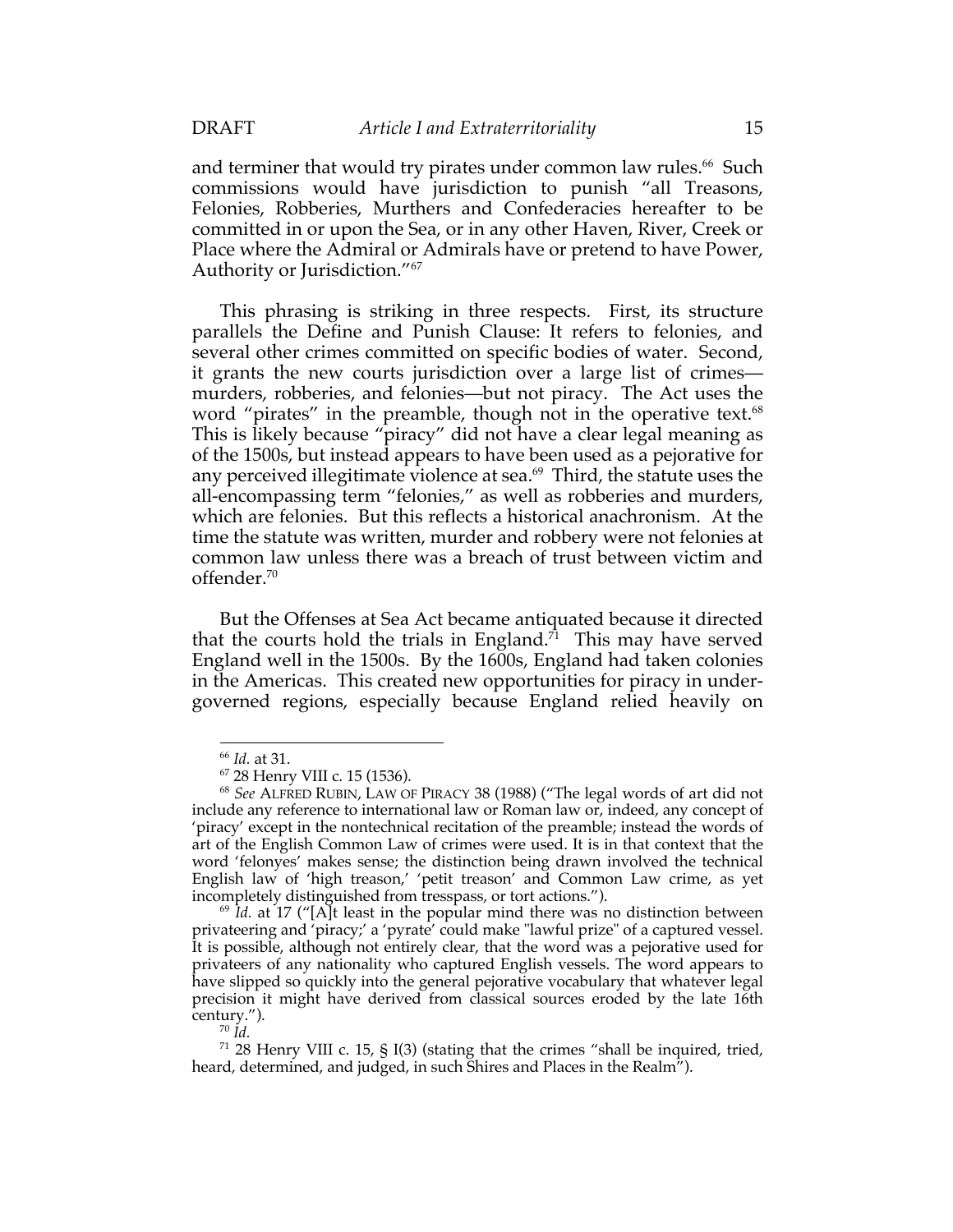and terminer that would try pirates under common law rules.[66] Such commissions would have jurisdiction to punish "all Treasons, Felonies, Robberies, Murthers and Confederacies hereafter to be committed in or upon the Sea, or in any other Haven, River, Creek or Place where the Admiral or Admirals have or pretend to have Power, Authority or Jurisdiction."[67]

This phrasing is striking in three respects. First, its structure parallels the Define and Punish Clause: It refers to felonies, and several other crimes committed on specific bodies of water. Second, it grants the new courts jurisdiction over a large list of crimes—murders, robberies, and felonies—but not piracy. The Act uses the word "pirates" in the preamble, though not in the operative text.[68] This is likely because "piracy" did not have a clear legal meaning as of the 1500s, but instead appears to have been used as a pejorative for any perceived illegitimate violence at sea.[69] Third, the statute uses the all-encompassing term "felonies," as well as robberies and murders, which are felonies. But this reflects a historical anachronism. At the time the statute was written, murder and robbery were not felonies at common law unless there was a breach of trust between victim and offender.[70]

But the Offenses at Sea Act became antiquated because it directed that the courts hold the trials in England.[71] This may have served England well in the 1500s. By the 1600s, England had taken colonies in the Americas. This created new opportunities for piracy in under-governed regions, especially because England relied heavily on

---

[66] *Id.* at 31.

[67] 28 Henry VIII c. 15 (1536).

[68] *See* ALFRED RUBIN, LAW OF PIRACY 38 (1988) ("The legal words of art did not include any reference to international law or Roman law or, indeed, any concept of 'piracy' except in the nontechnical recitation of the preamble; instead the words of art of the English Common Law of crimes were used. It is in that context that the word 'felonyes' makes sense; the distinction being drawn involved the technical English law of 'high treason,' 'petit treason' and Common Law crime, as yet incompletely distinguished from tresspass, or tort actions.").

[69] *Id.* at 17 ("[A]t least in the popular mind there was no distinction between privateering and 'piracy;' a 'pyrate' could make "lawful prize" of a captured vessel. It is possible, although not entirely clear, that the word was a pejorative used for privateers of any nationality who captured English vessels. The word appears to have slipped so quickly into the general pejorative vocabulary that whatever legal precision it might have derived from classical sources eroded by the late 16th century.").

[70] *Id.*

[71] 28 Henry VIII c. 15, § I(3) (stating that the crimes "shall be inquired, tried, heard, determined, and judged, in such Shires and Places in the Realm").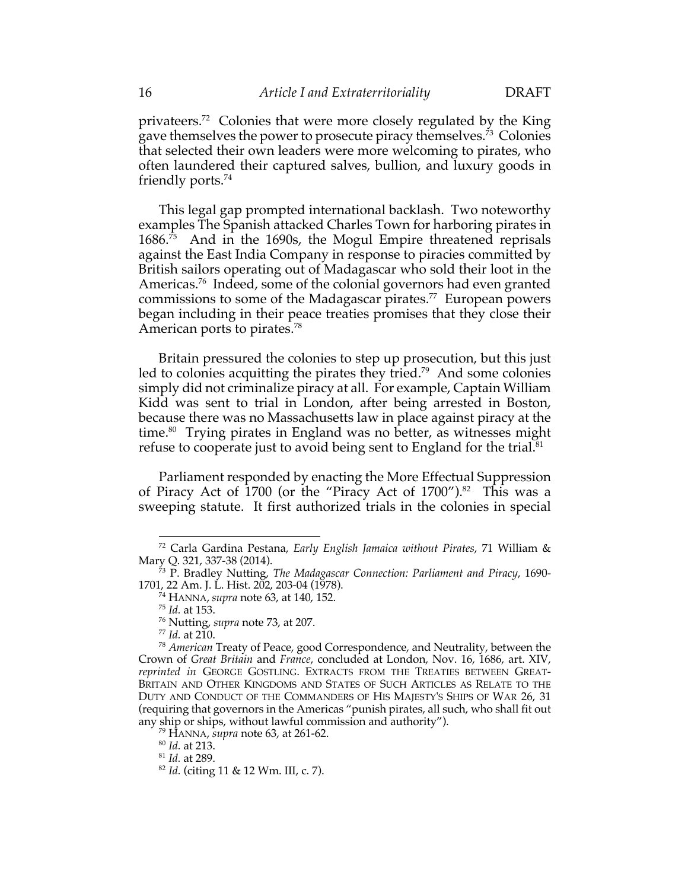privateers.[72] Colonies that were more closely regulated by the King gave themselves the power to prosecute piracy themselves.[73] Colonies that selected their own leaders were more welcoming to pirates, who often laundered their captured salves, bullion, and luxury goods in friendly ports.[74]

This legal gap prompted international backlash. Two noteworthy examples The Spanish attacked Charles Town for harboring pirates in 1686.[75] And in the 1690s, the Mogul Empire threatened reprisals against the East India Company in response to piracies committed by British sailors operating out of Madagascar who sold their loot in the Americas.[76] Indeed, some of the colonial governors had even granted commissions to some of the Madagascar pirates.[77] European powers began including in their peace treaties promises that they close their American ports to pirates.[78]

Britain pressured the colonies to step up prosecution, but this just led to colonies acquitting the pirates they tried.[79] And some colonies simply did not criminalize piracy at all. For example, Captain William Kidd was sent to trial in London, after being arrested in Boston, because there was no Massachusetts law in place against piracy at the time.[80] Trying pirates in England was no better, as witnesses might refuse to cooperate just to avoid being sent to England for the trial.[81]

Parliament responded by enacting the More Effectual Suppression of Piracy Act of 1700 (or the "Piracy Act of 1700").[82] This was a sweeping statute. It first authorized trials in the colonies in special

---

[72] Carla Gardina Pestana, *Early English Jamaica without Pirates*, 71 William & Mary Q. 321, 337-38 (2014).

[73] P. Bradley Nutting, *The Madagascar Connection: Parliament and Piracy*, 1690-1701, 22 Am. J. L. Hist. 202, 203-04 (1978).

[74] HANNA, *supra* note 63, at 140, 152.

[75] *Id.* at 153.

[76] Nutting, *supra* note 73, at 207.

[77] *Id.* at 210.

[78] *American* Treaty of Peace, good Correspondence, and Neutrality, between the Crown of *Great Britain* and *France*, concluded at London, Nov. 16, 1686, art. XIV, *reprinted in* GEORGE GOSTLING. EXTRACTS FROM THE TREATIES BETWEEN GREAT-BRITAIN AND OTHER KINGDOMS AND STATES OF SUCH ARTICLES AS RELATE TO THE DUTY AND CONDUCT OF THE COMMANDERS OF HIS MAJESTY'S SHIPS OF WAR 26, 31 (requiring that governors in the Americas "punish pirates, all such, who shall fit out any ship or ships, without lawful commission and authority").

[79] HANNA, *supra* note 63, at 261-62.

[80] *Id.* at 213.

[81] *Id.* at 289.

[82] *Id.* (citing 11 & 12 Wm. III, c. 7).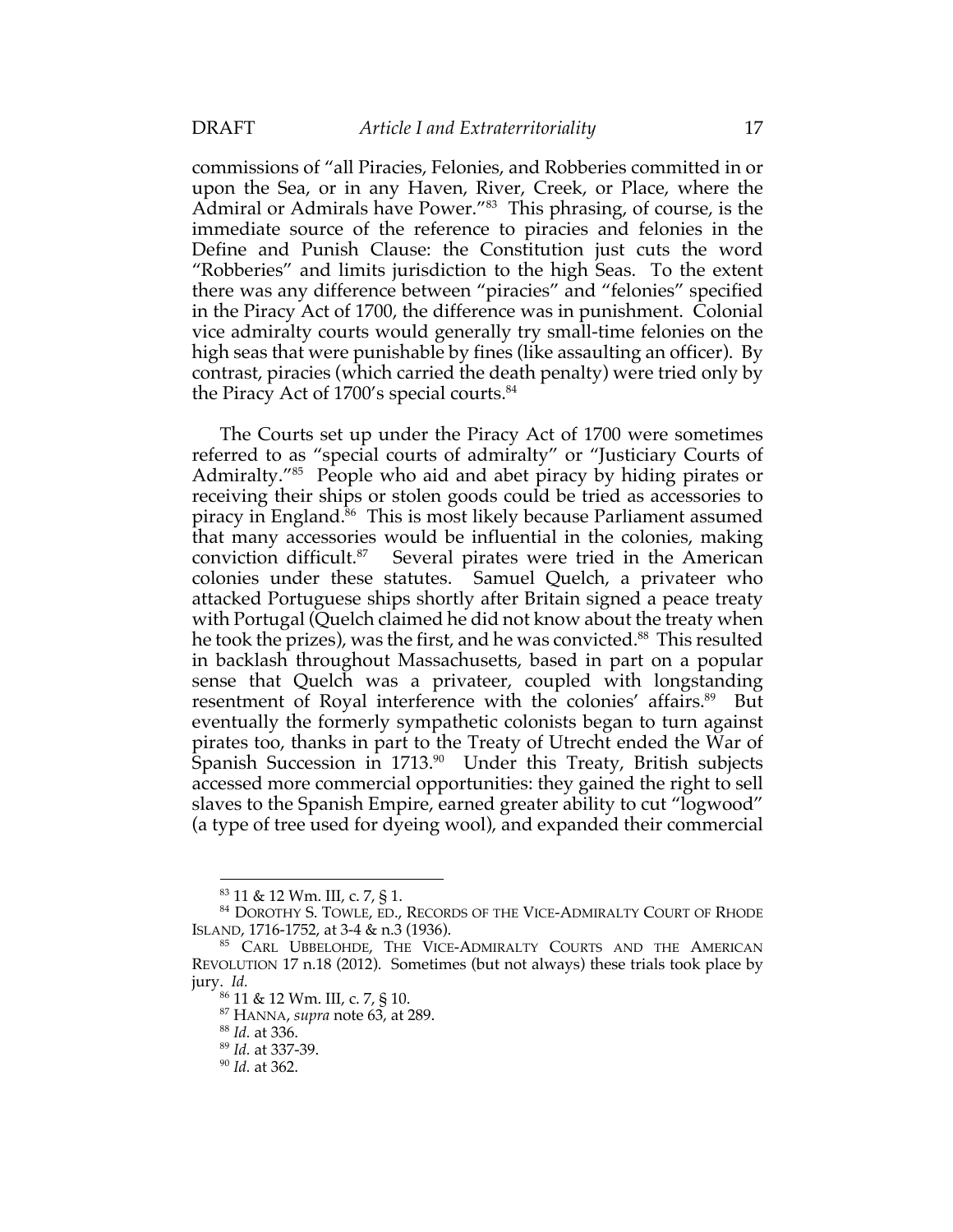commissions of "all Piracies, Felonies, and Robberies committed in or upon the Sea, or in any Haven, River, Creek, or Place, where the Admiral or Admirals have Power."[83] This phrasing, of course, is the immediate source of the reference to piracies and felonies in the Define and Punish Clause: the Constitution just cuts the word "Robberies" and limits jurisdiction to the high Seas. To the extent there was any difference between "piracies" and "felonies" specified in the Piracy Act of 1700, the difference was in punishment. Colonial vice admiralty courts would generally try small-time felonies on the high seas that were punishable by fines (like assaulting an officer). By contrast, piracies (which carried the death penalty) were tried only by the Piracy Act of 1700's special courts.[84]

The Courts set up under the Piracy Act of 1700 were sometimes referred to as "special courts of admiralty" or "Justiciary Courts of Admiralty."[85] People who aid and abet piracy by hiding pirates or receiving their ships or stolen goods could be tried as accessories to piracy in England.[86] This is most likely because Parliament assumed that many accessories would be influential in the colonies, making conviction difficult.[87] Several pirates were tried in the American colonies under these statutes. Samuel Quelch, a privateer who attacked Portuguese ships shortly after Britain signed a peace treaty with Portugal (Quelch claimed he did not know about the treaty when he took the prizes), was the first, and he was convicted.[88] This resulted in backlash throughout Massachusetts, based in part on a popular sense that Quelch was a privateer, coupled with longstanding resentment of Royal interference with the colonies' affairs.[89] But eventually the formerly sympathetic colonists began to turn against pirates too, thanks in part to the Treaty of Utrecht ended the War of Spanish Succession in 1713.[90] Under this Treaty, British subjects accessed more commercial opportunities: they gained the right to sell slaves to the Spanish Empire, earned greater ability to cut "logwood" (a type of tree used for dyeing wool), and expanded their commercial

---

[83] 11 & 12 Wm. III, c. 7, § 1.

[84] DOROTHY S. TOWLE, ED., RECORDS OF THE VICE-ADMIRALTY COURT OF RHODE ISLAND, 1716-1752, at 3-4 & n.3 (1936).

[85] CARL UBBELOHDE, THE VICE-ADMIRALTY COURTS AND THE AMERICAN REVOLUTION 17 n.18 (2012). Sometimes (but not always) these trials took place by jury. *Id.*

[86] 11 & 12 Wm. III, c. 7, § 10.

[87] HANNA, *supra* note 63, at 289.

[88] *Id.* at 336.

[89] *Id.* at 337-39.

[90] *Id.* at 362.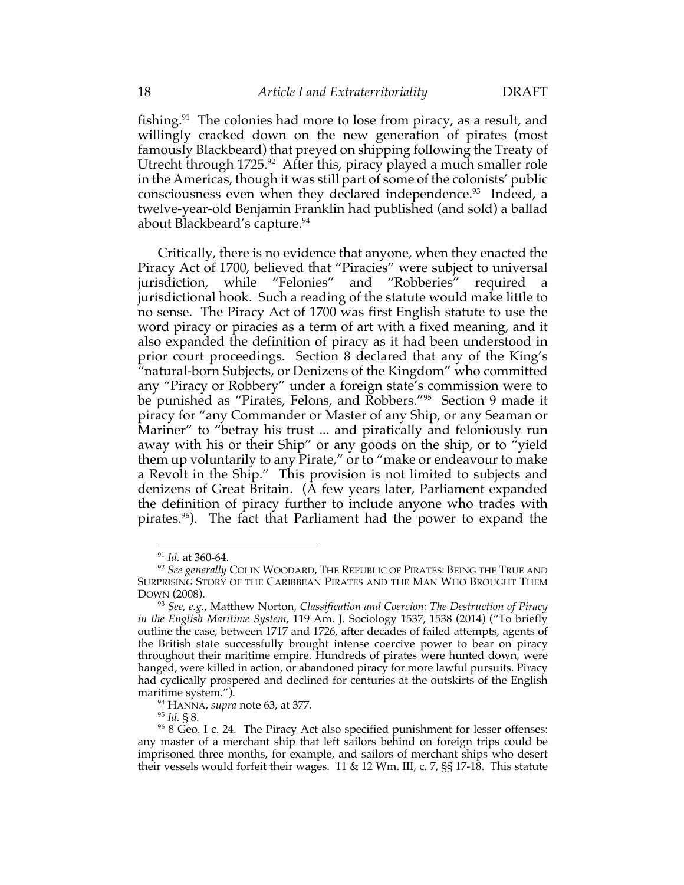fishing.[91] The colonies had more to lose from piracy, as a result, and willingly cracked down on the new generation of pirates (most famously Blackbeard) that preyed on shipping following the Treaty of Utrecht through 1725.[92] After this, piracy played a much smaller role in the Americas, though it was still part of some of the colonists' public consciousness even when they declared independence.[93] Indeed, a twelve-year-old Benjamin Franklin had published (and sold) a ballad about Blackbeard's capture.[94]

Critically, there is no evidence that anyone, when they enacted the Piracy Act of 1700, believed that "Piracies" were subject to universal jurisdiction, while "Felonies" and "Robberies" required a jurisdictional hook. Such a reading of the statute would make little to no sense. The Piracy Act of 1700 was first English statute to use the word piracy or piracies as a term of art with a fixed meaning, and it also expanded the definition of piracy as it had been understood in prior court proceedings. Section 8 declared that any of the King's "natural-born Subjects, or Denizens of the Kingdom" who committed any "Piracy or Robbery" under a foreign state's commission were to be punished as "Pirates, Felons, and Robbers."[95] Section 9 made it piracy for "any Commander or Master of any Ship, or any Seaman or Mariner" to "betray his trust ... and piratically and feloniously run away with his or their Ship" or any goods on the ship, or to "yield them up voluntarily to any Pirate," or to "make or endeavour to make a Revolt in the Ship." This provision is not limited to subjects and denizens of Great Britain. (A few years later, Parliament expanded the definition of piracy further to include anyone who trades with pirates.[96]). The fact that Parliament had the power to expand the

---

[91] *Id.* at 360-64.

[92] *See generally* COLIN WOODARD, THE REPUBLIC OF PIRATES: BEING THE TRUE AND SURPRISING STORY OF THE CARIBBEAN PIRATES AND THE MAN WHO BROUGHT THEM DOWN (2008).

[93] *See, e.g.*, Matthew Norton, *Classification and Coercion: The Destruction of Piracy in the English Maritime System*, 119 Am. J. Sociology 1537, 1538 (2014) ("To briefly outline the case, between 1717 and 1726, after decades of failed attempts, agents of the British state successfully brought intense coercive power to bear on piracy throughout their maritime empire. Hundreds of pirates were hunted down, were hanged, were killed in action, or abandoned piracy for more lawful pursuits. Piracy had cyclically prospered and declined for centuries at the outskirts of the English maritime system.").

[94] HANNA, *supra* note 63, at 377.

[95] *Id.* § 8.

[96] 8 Geo. I c. 24. The Piracy Act also specified punishment for lesser offenses: any master of a merchant ship that left sailors behind on foreign trips could be imprisoned three months, for example, and sailors of merchant ships who desert their vessels would forfeit their wages. 11 & 12 Wm. III, c. 7, §§ 17-18. This statute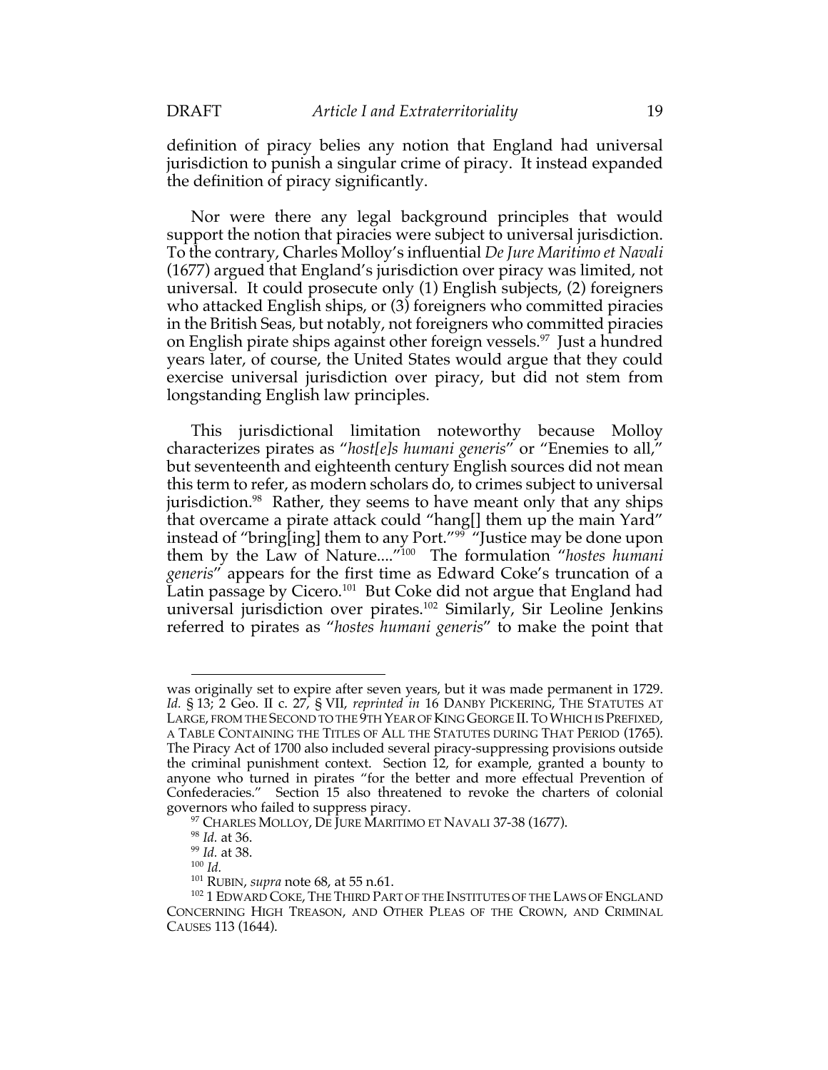definition of piracy belies any notion that England had universal jurisdiction to punish a singular crime of piracy. It instead expanded the definition of piracy significantly.

Nor were there any legal background principles that would support the notion that piracies were subject to universal jurisdiction. To the contrary, Charles Molloy's influential *De Jure Maritimo et Navali* (1677) argued that England's jurisdiction over piracy was limited, not universal. It could prosecute only (1) English subjects, (2) foreigners who attacked English ships, or (3) foreigners who committed piracies in the British Seas, but notably, not foreigners who committed piracies on English pirate ships against other foreign vessels.[97] Just a hundred years later, of course, the United States would argue that they could exercise universal jurisdiction over piracy, but did not stem from longstanding English law principles.

This jurisdictional limitation noteworthy because Molloy characterizes pirates as "*host[e]s humani generis*" or "Enemies to all," but seventeenth and eighteenth century English sources did not mean this term to refer, as modern scholars do, to crimes subject to universal jurisdiction.[98] Rather, they seems to have meant only that any ships that overcame a pirate attack could "hang[] them up the main Yard" instead of "bring[ing] them to any Port."[99] "Justice may be done upon them by the Law of Nature...."[100] The formulation "*hostes humani generis*" appears for the first time as Edward Coke's truncation of a Latin passage by Cicero.[101] But Coke did not argue that England had universal jurisdiction over pirates.[102] Similarly, Sir Leoline Jenkins referred to pirates as "*hostes humani generis*" to make the point that

---

was originally set to expire after seven years, but it was made permanent in 1729. *Id.* § 13; 2 Geo. II c. 27, § VII, *reprinted in* 16 DANBY PICKERING, THE STATUTES AT LARGE, FROM THE SECOND TO THE 9TH YEAR OF KING GEORGE II. TO WHICH IS PREFIXED, A TABLE CONTAINING THE TITLES OF ALL THE STATUTES DURING THAT PERIOD (1765). The Piracy Act of 1700 also included several piracy-suppressing provisions outside the criminal punishment context. Section 12, for example, granted a bounty to anyone who turned in pirates "for the better and more effectual Prevention of Confederacies." Section 15 also threatened to revoke the charters of colonial governors who failed to suppress piracy.

[97] CHARLES MOLLOY, DE JURE MARITIMO ET NAVALI 37-38 (1677).

[98] *Id.* at 36.

[99] *Id.* at 38.

[100] *Id.*

[101] RUBIN, *supra* note 68, at 55 n.61.

[102] 1 EDWARD COKE, THE THIRD PART OF THE INSTITUTES OF THE LAWS OF ENGLAND CONCERNING HIGH TREASON, AND OTHER PLEAS OF THE CROWN, AND CRIMINAL CAUSES 113 (1644).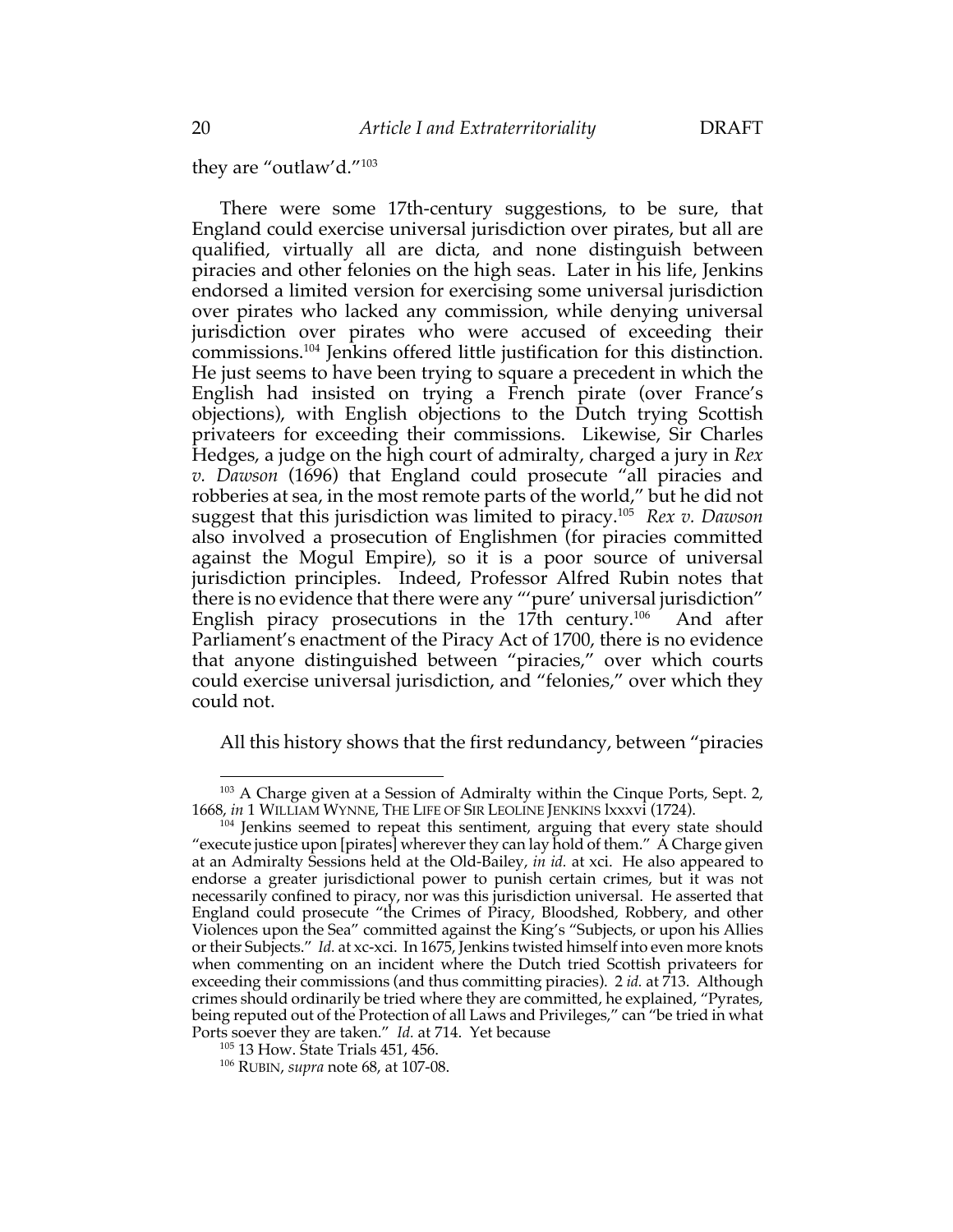they are "outlaw'd."[103]

There were some 17th-century suggestions, to be sure, that England could exercise universal jurisdiction over pirates, but all are qualified, virtually all are dicta, and none distinguish between piracies and other felonies on the high seas. Later in his life, Jenkins endorsed a limited version for exercising some universal jurisdiction over pirates who lacked any commission, while denying universal jurisdiction over pirates who were accused of exceeding their commissions.[104] Jenkins offered little justification for this distinction. He just seems to have been trying to square a precedent in which the English had insisted on trying a French pirate (over France's objections), with English objections to the Dutch trying Scottish privateers for exceeding their commissions. Likewise, Sir Charles Hedges, a judge on the high court of admiralty, charged a jury in *Rex v. Dawson* (1696) that England could prosecute "all piracies and robberies at sea, in the most remote parts of the world," but he did not suggest that this jurisdiction was limited to piracy.[105] *Rex v. Dawson* also involved a prosecution of Englishmen (for piracies committed against the Mogul Empire), so it is a poor source of universal jurisdiction principles. Indeed, Professor Alfred Rubin notes that there is no evidence that there were any "'pure' universal jurisdiction" English piracy prosecutions in the 17th century.[106] And after Parliament's enactment of the Piracy Act of 1700, there is no evidence that anyone distinguished between "piracies," over which courts could exercise universal jurisdiction, and "felonies," over which they could not.

All this history shows that the first redundancy, between "piracies

---

[103] A Charge given at a Session of Admiralty within the Cinque Ports, Sept. 2, 1668, *in* 1 WILLIAM WYNNE, THE LIFE OF SIR LEOLINE JENKINS lxxxvi (1724).

[104] Jenkins seemed to repeat this sentiment, arguing that every state should "execute justice upon [pirates] wherever they can lay hold of them." A Charge given at an Admiralty Sessions held at the Old-Bailey, *in id.* at xci. He also appeared to endorse a greater jurisdictional power to punish certain crimes, but it was not necessarily confined to piracy, nor was this jurisdiction universal. He asserted that England could prosecute "the Crimes of Piracy, Bloodshed, Robbery, and other Violences upon the Sea" committed against the King's "Subjects, or upon his Allies or their Subjects." *Id.* at xc-xci. In 1675, Jenkins twisted himself into even more knots when commenting on an incident where the Dutch tried Scottish privateers for exceeding their commissions (and thus committing piracies). 2 *id.* at 713. Although crimes should ordinarily be tried where they are committed, he explained, "Pyrates, being reputed out of the Protection of all Laws and Privileges," can "be tried in what Ports soever they are taken." *Id.* at 714. Yet because

[105] 13 How. State Trials 451, 456.

[106] RUBIN, *supra* note 68, at 107-08.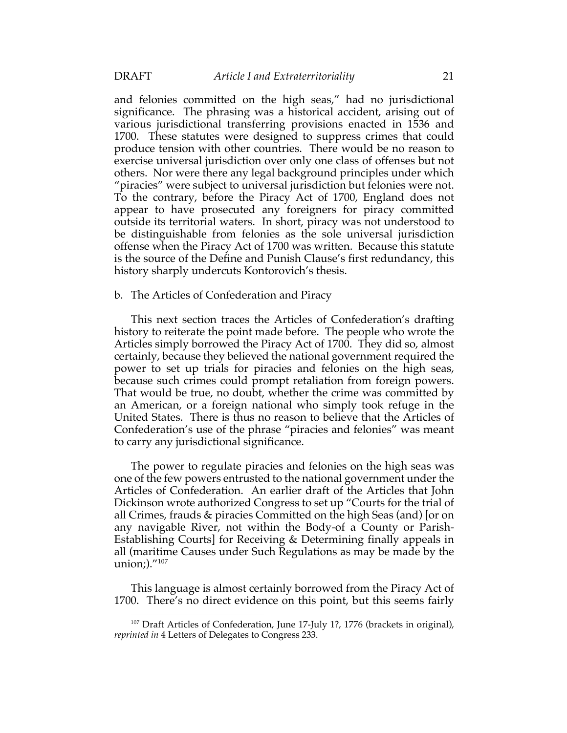and felonies committed on the high seas," had no jurisdictional significance. The phrasing was a historical accident, arising out of various jurisdictional transferring provisions enacted in 1536 and 1700. These statutes were designed to suppress crimes that could produce tension with other countries. There would be no reason to exercise universal jurisdiction over only one class of offenses but not others. Nor were there any legal background principles under which "piracies" were subject to universal jurisdiction but felonies were not. To the contrary, before the Piracy Act of 1700, England does not appear to have prosecuted any foreigners for piracy committed outside its territorial waters. In short, piracy was not understood to be distinguishable from felonies as the sole universal jurisdiction offense when the Piracy Act of 1700 was written. Because this statute is the source of the Define and Punish Clause's first redundancy, this history sharply undercuts Kontorovich's thesis.

b. The Articles of Confederation and Piracy

This next section traces the Articles of Confederation's drafting history to reiterate the point made before. The people who wrote the Articles simply borrowed the Piracy Act of 1700. They did so, almost certainly, because they believed the national government required the power to set up trials for piracies and felonies on the high seas, because such crimes could prompt retaliation from foreign powers. That would be true, no doubt, whether the crime was committed by an American, or a foreign national who simply took refuge in the United States. There is thus no reason to believe that the Articles of Confederation's use of the phrase "piracies and felonies" was meant to carry any jurisdictional significance.

The power to regulate piracies and felonies on the high seas was one of the few powers entrusted to the national government under the Articles of Confederation. An earlier draft of the Articles that John Dickinson wrote authorized Congress to set up "Courts for the trial of all Crimes, frauds & piracies Committed on the high Seas (and) [or on any navigable River, not within the Body-of a County or Parish-Establishing Courts] for Receiving & Determining finally appeals in all (maritime Causes under Such Regulations as may be made by the union;)."[107]

This language is almost certainly borrowed from the Piracy Act of 1700. There's no direct evidence on this point, but this seems fairly

[107] Draft Articles of Confederation, June 17-July 1?, 1776 (brackets in original), *reprinted in* 4 Letters of Delegates to Congress 233.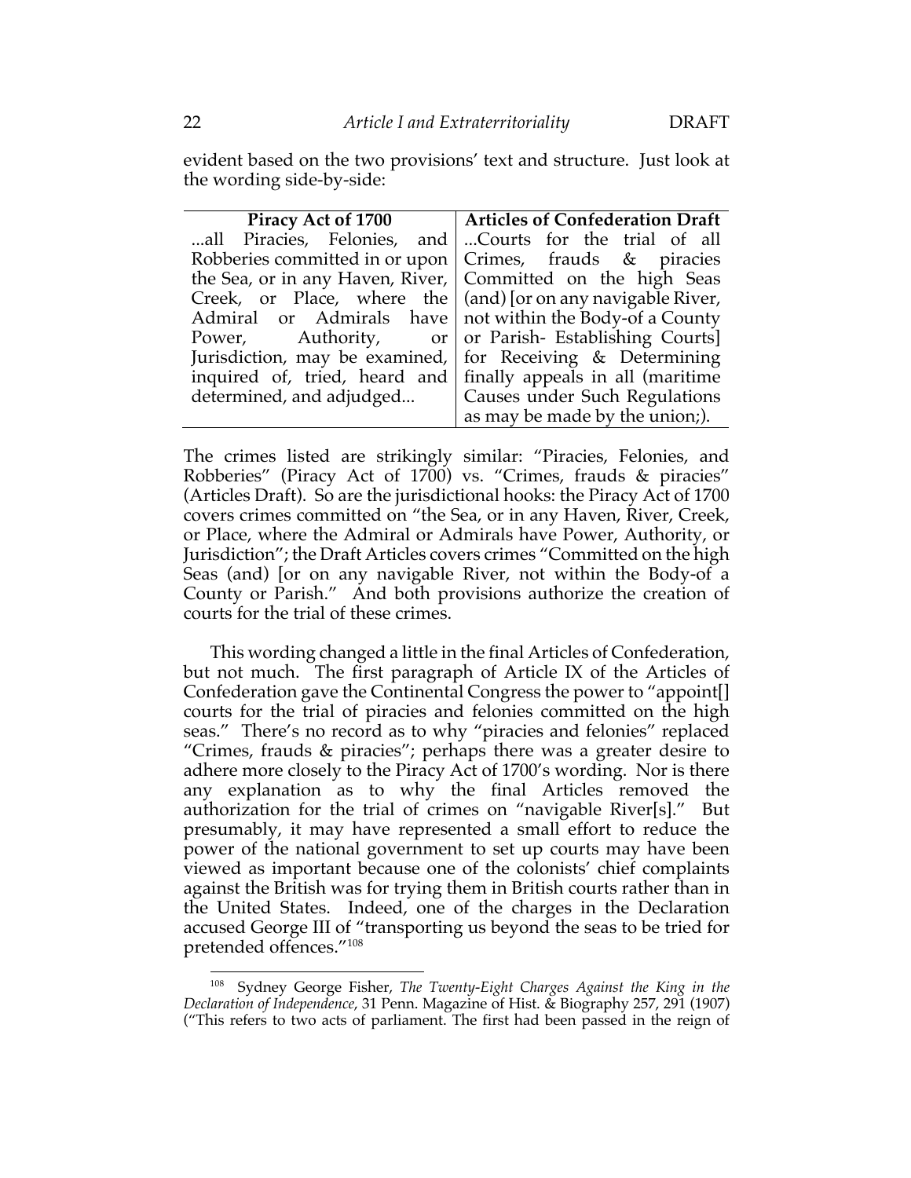evident based on the two provisions' text and structure. Just look at the wording side-by-side:

| Piracy Act of 1700 | Articles of Confederation Draft |
|---|---|
| ...all Piracies, Felonies, and Robberies committed in or upon the Sea, or in any Haven, River, Creek, or Place, where the Admiral or Admirals have Power, Authority, or Jurisdiction, may be examined, inquired of, tried, heard and determined, and adjudged... | ...Courts for the trial of all Crimes, frauds & piracies Committed on the high Seas (and) [or on any navigable River, not within the Body-of a County or Parish- Establishing Courts] for Receiving & Determining finally appeals in all (maritime Causes under Such Regulations as may be made by the union;). |

The crimes listed are strikingly similar: "Piracies, Felonies, and Robberies" (Piracy Act of 1700) vs. "Crimes, frauds & piracies" (Articles Draft). So are the jurisdictional hooks: the Piracy Act of 1700 covers crimes committed on "the Sea, or in any Haven, River, Creek, or Place, where the Admiral or Admirals have Power, Authority, or Jurisdiction"; the Draft Articles covers crimes "Committed on the high Seas (and) [or on any navigable River, not within the Body-of a County or Parish." And both provisions authorize the creation of courts for the trial of these crimes.

This wording changed a little in the final Articles of Confederation, but not much. The first paragraph of Article IX of the Articles of Confederation gave the Continental Congress the power to "appoint[] courts for the trial of piracies and felonies committed on the high seas." There's no record as to why "piracies and felonies" replaced "Crimes, frauds & piracies"; perhaps there was a greater desire to adhere more closely to the Piracy Act of 1700's wording. Nor is there any explanation as to why the final Articles removed the authorization for the trial of crimes on "navigable River[s]." But presumably, it may have represented a small effort to reduce the power of the national government to set up courts may have been viewed as important because one of the colonists' chief complaints against the British was for trying them in British courts rather than in the United States. Indeed, one of the charges in the Declaration accused George III of "transporting us beyond the seas to be tried for pretended offences."[108]

[108] Sydney George Fisher, *The Twenty-Eight Charges Against the King in the Declaration of Independence*, 31 Penn. Magazine of Hist. & Biography 257, 291 (1907) ("This refers to two acts of parliament. The first had been passed in the reign of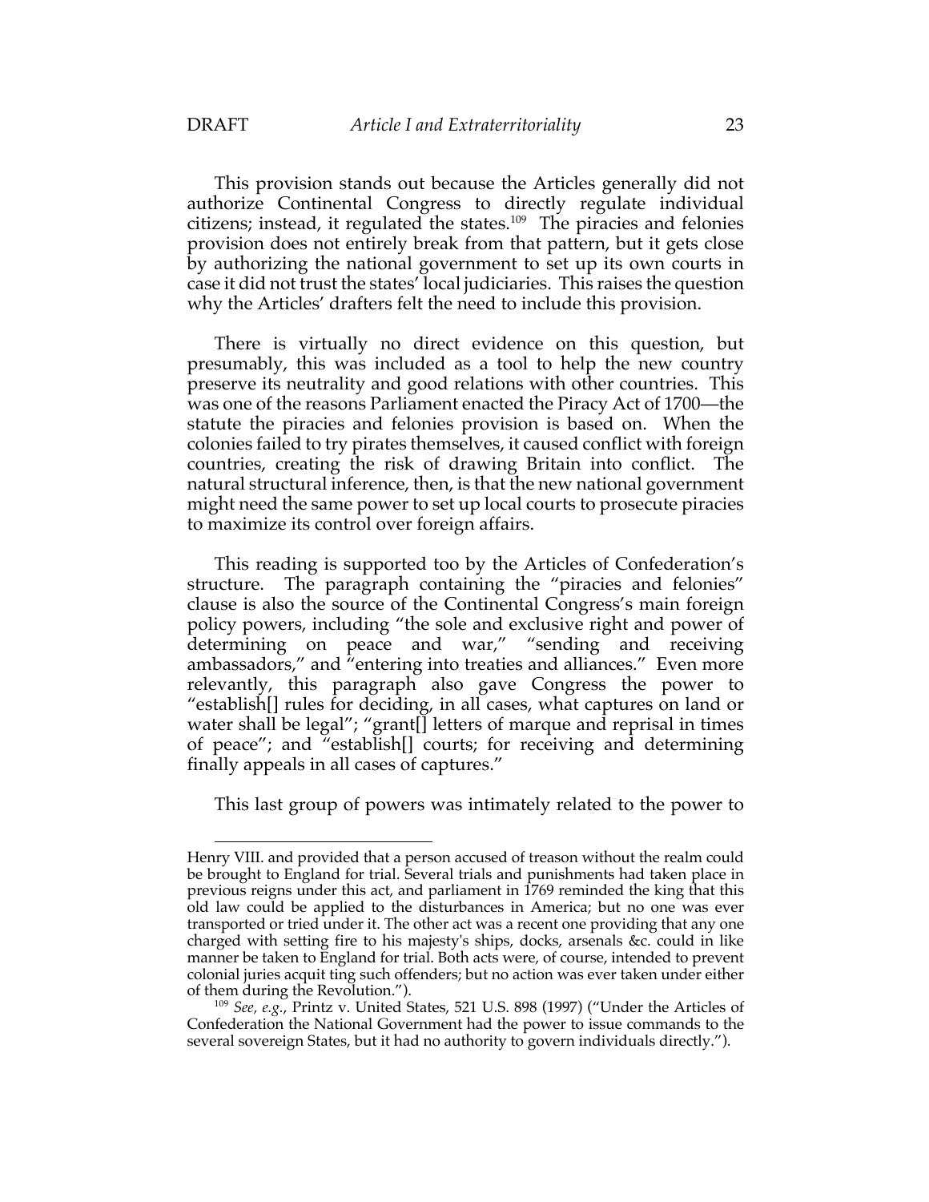This provision stands out because the Articles generally did not authorize Continental Congress to directly regulate individual citizens; instead, it regulated the states.[109] The piracies and felonies provision does not entirely break from that pattern, but it gets close by authorizing the national government to set up its own courts in case it did not trust the states' local judiciaries. This raises the question why the Articles' drafters felt the need to include this provision.

There is virtually no direct evidence on this question, but presumably, this was included as a tool to help the new country preserve its neutrality and good relations with other countries. This was one of the reasons Parliament enacted the Piracy Act of 1700—the statute the piracies and felonies provision is based on. When the colonies failed to try pirates themselves, it caused conflict with foreign countries, creating the risk of drawing Britain into conflict. The natural structural inference, then, is that the new national government might need the same power to set up local courts to prosecute piracies to maximize its control over foreign affairs.

This reading is supported too by the Articles of Confederation's structure. The paragraph containing the "piracies and felonies" clause is also the source of the Continental Congress's main foreign policy powers, including "the sole and exclusive right and power of determining on peace and war," "sending and receiving ambassadors," and "entering into treaties and alliances." Even more relevantly, this paragraph also gave Congress the power to "establish[] rules for deciding, in all cases, what captures on land or water shall be legal"; "grant[] letters of marque and reprisal in times of peace"; and "establish[] courts; for receiving and determining finally appeals in all cases of captures."

This last group of powers was intimately related to the power to

---

Henry VIII. and provided that a person accused of treason without the realm could be brought to England for trial. Several trials and punishments had taken place in previous reigns under this act, and parliament in 1769 reminded the king that this old law could be applied to the disturbances in America; but no one was ever transported or tried under it. The other act was a recent one providing that any one charged with setting fire to his majesty's ships, docks, arsenals &c. could in like manner be taken to England for trial. Both acts were, of course, intended to prevent colonial juries acquit ting such offenders; but no action was ever taken under either of them during the Revolution.").

[109] *See, e.g.*, Printz v. United States, 521 U.S. 898 (1997) ("Under the Articles of Confederation the National Government had the power to issue commands to the several sovereign States, but it had no authority to govern individuals directly.").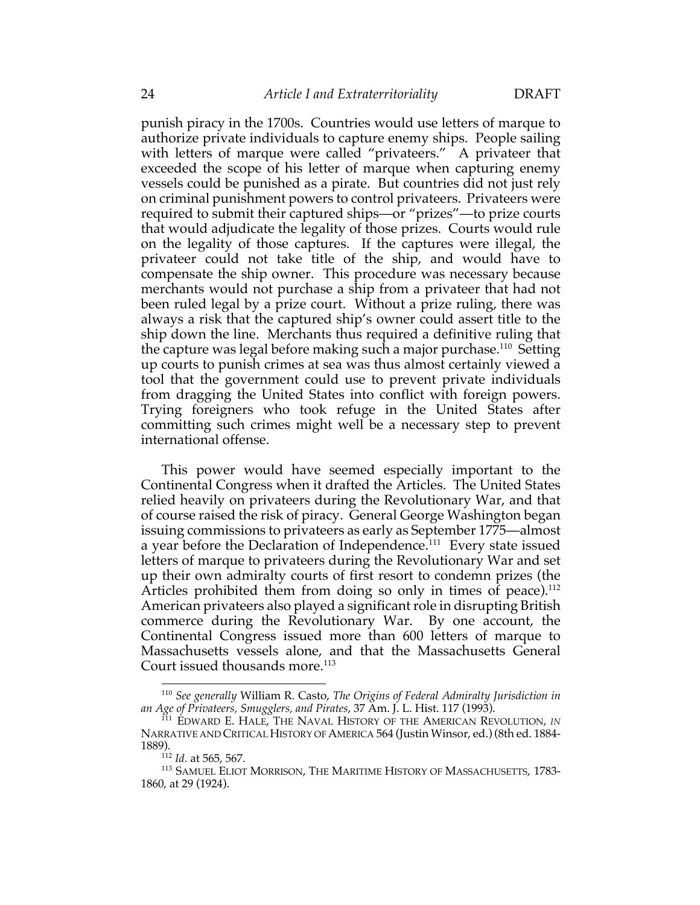punish piracy in the 1700s. Countries would use letters of marque to authorize private individuals to capture enemy ships. People sailing with letters of marque were called "privateers." A privateer that exceeded the scope of his letter of marque when capturing enemy vessels could be punished as a pirate. But countries did not just rely on criminal punishment powers to control privateers. Privateers were required to submit their captured ships—or "prizes"—to prize courts that would adjudicate the legality of those prizes. Courts would rule on the legality of those captures. If the captures were illegal, the privateer could not take title of the ship, and would have to compensate the ship owner. This procedure was necessary because merchants would not purchase a ship from a privateer that had not been ruled legal by a prize court. Without a prize ruling, there was always a risk that the captured ship's owner could assert title to the ship down the line. Merchants thus required a definitive ruling that the capture was legal before making such a major purchase.[110] Setting up courts to punish crimes at sea was thus almost certainly viewed a tool that the government could use to prevent private individuals from dragging the United States into conflict with foreign powers. Trying foreigners who took refuge in the United States after committing such crimes might well be a necessary step to prevent international offense.

This power would have seemed especially important to the Continental Congress when it drafted the Articles. The United States relied heavily on privateers during the Revolutionary War, and that of course raised the risk of piracy. General George Washington began issuing commissions to privateers as early as September 1775—almost a year before the Declaration of Independence.[111] Every state issued letters of marque to privateers during the Revolutionary War and set up their own admiralty courts of first resort to condemn prizes (the Articles prohibited them from doing so only in times of peace).[112] American privateers also played a significant role in disrupting British commerce during the Revolutionary War. By one account, the Continental Congress issued more than 600 letters of marque to Massachusetts vessels alone, and that the Massachusetts General Court issued thousands more.[113]

---

[110] *See generally* William R. Casto, *The Origins of Federal Admiralty Jurisdiction in an Age of Privateers, Smugglers, and Pirates*, 37 Am. J. L. Hist. 117 (1993).

[111] EDWARD E. HALE, THE NAVAL HISTORY OF THE AMERICAN REVOLUTION, *IN* NARRATIVE AND CRITICAL HISTORY OF AMERICA 564 (Justin Winsor, ed.) (8th ed. 1884-1889).

[112] *Id.* at 565, 567.

[113] SAMUEL ELIOT MORRISON, THE MARITIME HISTORY OF MASSACHUSETTS, 1783-1860, at 29 (1924).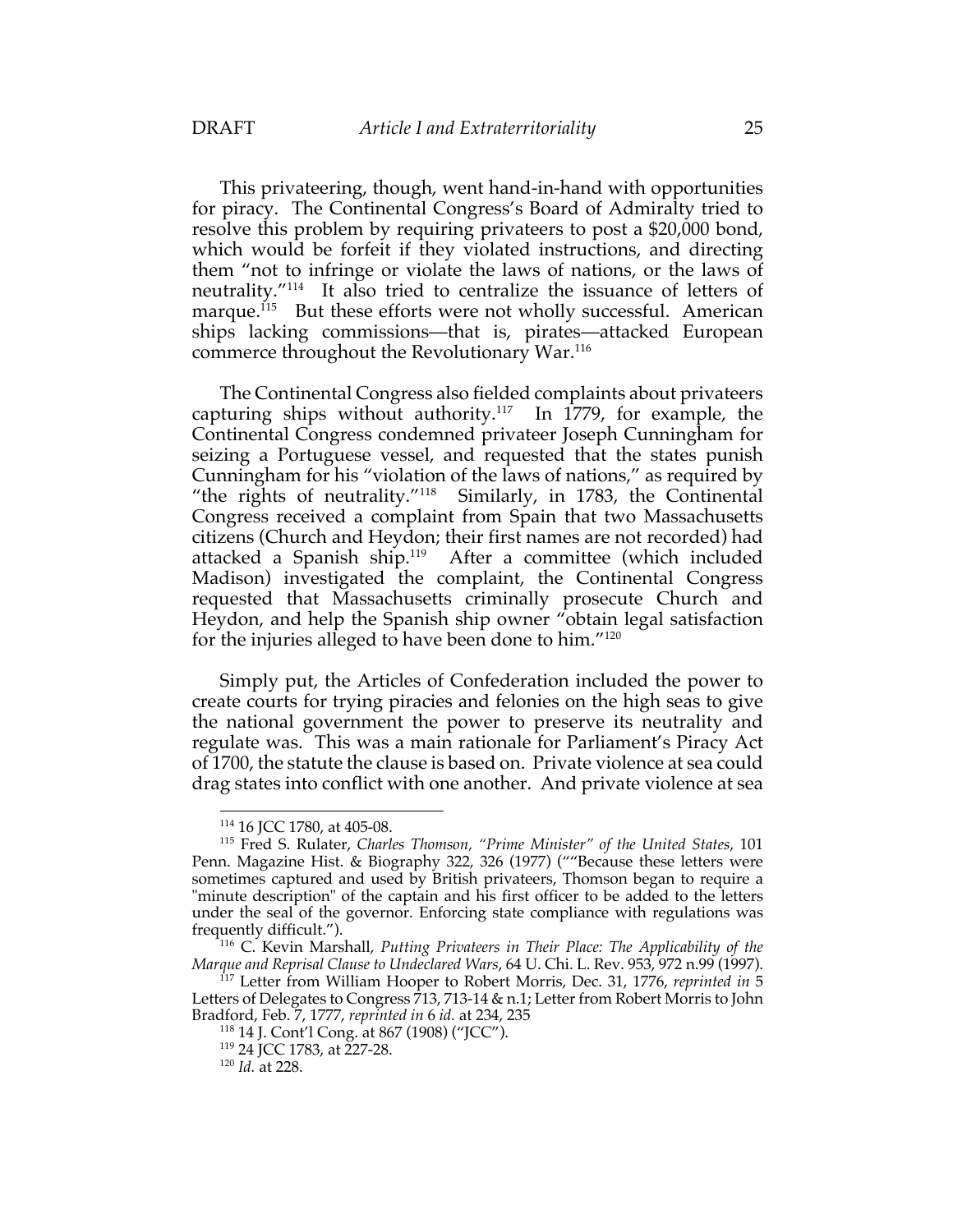This privateering, though, went hand-in-hand with opportunities for piracy. The Continental Congress's Board of Admiralty tried to resolve this problem by requiring privateers to post a $20,000 bond, which would be forfeit if they violated instructions, and directing them "not to infringe or violate the laws of nations, or the laws of neutrality."[114] It also tried to centralize the issuance of letters of marque.[115] But these efforts were not wholly successful. American ships lacking commissions—that is, pirates—attacked European commerce throughout the Revolutionary War.[116]

The Continental Congress also fielded complaints about privateers capturing ships without authority.[117] In 1779, for example, the Continental Congress condemned privateer Joseph Cunningham for seizing a Portuguese vessel, and requested that the states punish Cunningham for his "violation of the laws of nations," as required by "the rights of neutrality."[118] Similarly, in 1783, the Continental Congress received a complaint from Spain that two Massachusetts citizens (Church and Heydon; their first names are not recorded) had attacked a Spanish ship.[119] After a committee (which included Madison) investigated the complaint, the Continental Congress requested that Massachusetts criminally prosecute Church and Heydon, and help the Spanish ship owner "obtain legal satisfaction for the injuries alleged to have been done to him."[120]

Simply put, the Articles of Confederation included the power to create courts for trying piracies and felonies on the high seas to give the national government the power to preserve its neutrality and regulate was. This was a main rationale for Parliament's Piracy Act of 1700, the statute the clause is based on. Private violence at sea could drag states into conflict with one another. And private violence at sea

---

[114] 16 JCC 1780, at 405-08.

[115] Fred S. Rulater, *Charles Thomson, "Prime Minister" of the United States*, 101 Penn. Magazine Hist. & Biography 322, 326 (1977) (""Because these letters were sometimes captured and used by British privateers, Thomson began to require a "minute description" of the captain and his first officer to be added to the letters under the seal of the governor. Enforcing state compliance with regulations was frequently difficult.").

[116] C. Kevin Marshall, *Putting Privateers in Their Place: The Applicability of the Marque and Reprisal Clause to Undeclared Wars*, 64 U. Chi. L. Rev. 953, 972 n.99 (1997).

[117] Letter from William Hooper to Robert Morris, Dec. 31, 1776, *reprinted in* 5 Letters of Delegates to Congress 713, 713-14 & n.1; Letter from Robert Morris to John Bradford, Feb. 7, 1777, *reprinted in* 6 *id.* at 234, 235

[118] 14 J. Cont'l Cong. at 867 (1908) ("JCC").

[119] 24 JCC 1783, at 227-28.

[120] *Id.* at 228.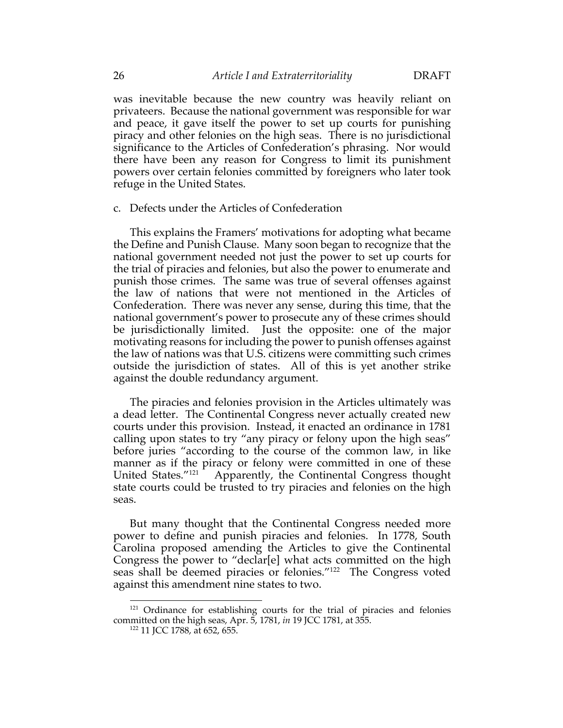was inevitable because the new country was heavily reliant on privateers. Because the national government was responsible for war and peace, it gave itself the power to set up courts for punishing piracy and other felonies on the high seas. There is no jurisdictional significance to the Articles of Confederation's phrasing. Nor would there have been any reason for Congress to limit its punishment powers over certain felonies committed by foreigners who later took refuge in the United States.

c. Defects under the Articles of Confederation

This explains the Framers' motivations for adopting what became the Define and Punish Clause. Many soon began to recognize that the national government needed not just the power to set up courts for the trial of piracies and felonies, but also the power to enumerate and punish those crimes. The same was true of several offenses against the law of nations that were not mentioned in the Articles of Confederation. There was never any sense, during this time, that the national government's power to prosecute any of these crimes should be jurisdictionally limited. Just the opposite: one of the major motivating reasons for including the power to punish offenses against the law of nations was that U.S. citizens were committing such crimes outside the jurisdiction of states. All of this is yet another strike against the double redundancy argument.

The piracies and felonies provision in the Articles ultimately was a dead letter. The Continental Congress never actually created new courts under this provision. Instead, it enacted an ordinance in 1781 calling upon states to try "any piracy or felony upon the high seas" before juries "according to the course of the common law, in like manner as if the piracy or felony were committed in one of these United States."[121] Apparently, the Continental Congress thought state courts could be trusted to try piracies and felonies on the high seas.

But many thought that the Continental Congress needed more power to define and punish piracies and felonies. In 1778, South Carolina proposed amending the Articles to give the Continental Congress the power to "declar[e] what acts committed on the high seas shall be deemed piracies or felonies."[122] The Congress voted against this amendment nine states to two.

---

[121] Ordinance for establishing courts for the trial of piracies and felonies committed on the high seas, Apr. 5, 1781, *in* 19 JCC 1781, at 355.

[122] 11 JCC 1788, at 652, 655.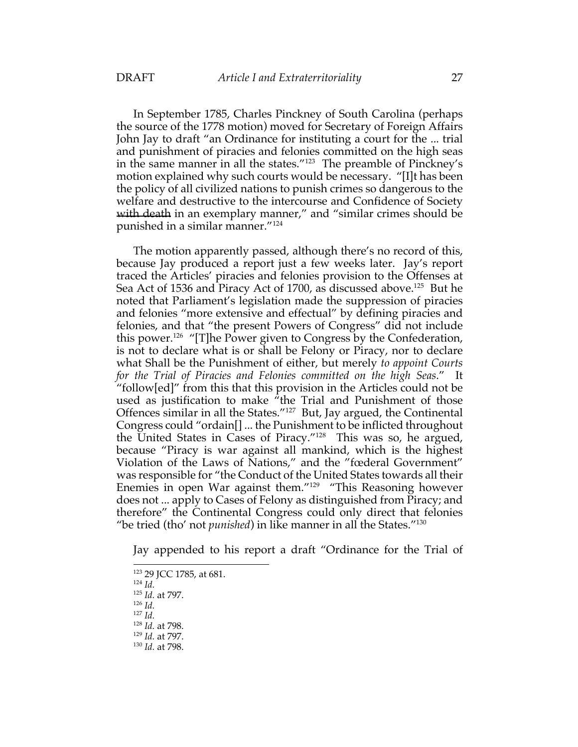In September 1785, Charles Pinckney of South Carolina (perhaps the source of the 1778 motion) moved for Secretary of Foreign Affairs John Jay to draft "an Ordinance for instituting a court for the ... trial and punishment of piracies and felonies committed on the high seas in the same manner in all the states."[123] The preamble of Pinckney's motion explained why such courts would be necessary. "[I]t has been the policy of all civilized nations to punish crimes so dangerous to the welfare and destructive to the intercourse and Confidence of Society ~~with death~~ in an exemplary manner," and "similar crimes should be punished in a similar manner."[124]

The motion apparently passed, although there's no record of this, because Jay produced a report just a few weeks later. Jay's report traced the Articles' piracies and felonies provision to the Offenses at Sea Act of 1536 and Piracy Act of 1700, as discussed above.[125] But he noted that Parliament's legislation made the suppression of piracies and felonies "more extensive and effectual" by defining piracies and felonies, and that "the present Powers of Congress" did not include this power.[126] "[T]he Power given to Congress by the Confederation, is not to declare what is or shall be Felony or Piracy, nor to declare what Shall be the Punishment of either, but merely *to appoint Courts for the Trial of Piracies and Felonies committed on the high Seas*." It "follow[ed]" from this that this provision in the Articles could not be used as justification to make "the Trial and Punishment of those Offences similar in all the States."[127] But, Jay argued, the Continental Congress could "ordain[] ... the Punishment to be inflicted throughout the United States in Cases of Piracy."[128] This was so, he argued, because "Piracy is war against all mankind, which is the highest Violation of the Laws of Nations," and the "fœderal Government" was responsible for "the Conduct of the United States towards all their Enemies in open War against them."[129] "This Reasoning however does not ... apply to Cases of Felony as distinguished from Piracy; and therefore" the Continental Congress could only direct that felonies "be tried (tho' not *punished*) in like manner in all the States."[130]

Jay appended to his report a draft "Ordinance for the Trial of

[123] 29 JCC 1785, at 681.
[124] *Id.*
[125] *Id.* at 797.
[126] *Id.*
[127] *Id.*
[128] *Id.* at 798.
[129] *Id.* at 797.
[130] *Id.* at 798.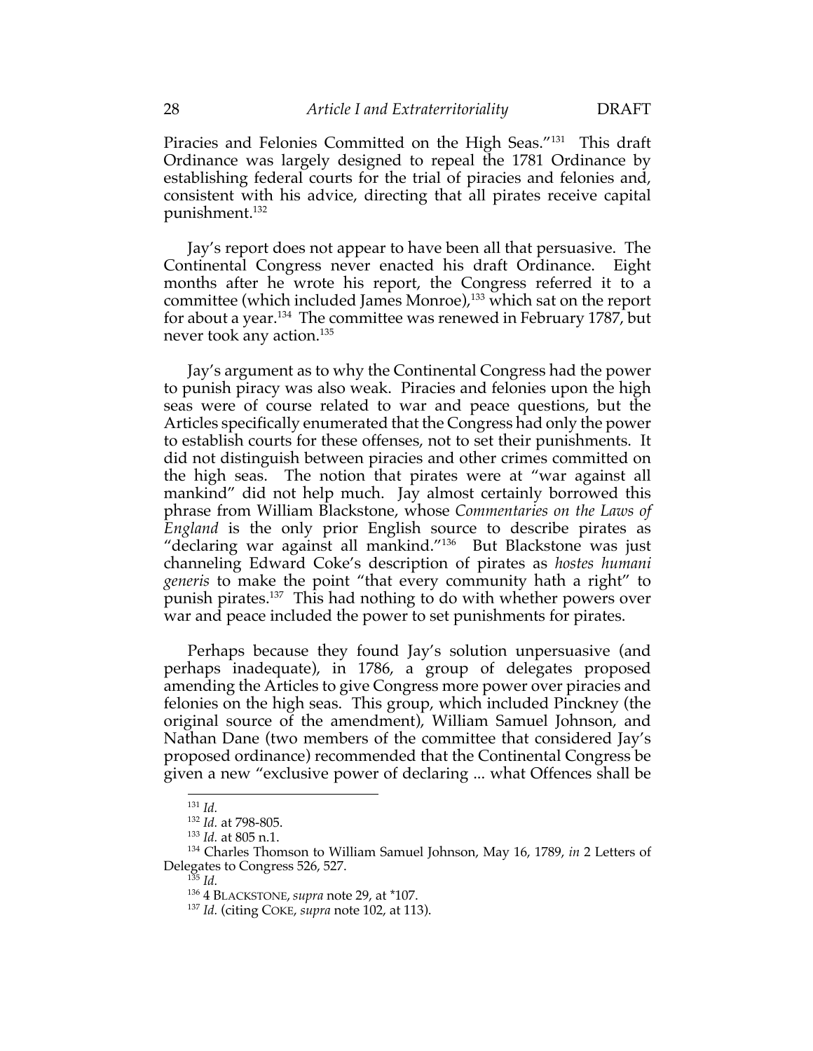Piracies and Felonies Committed on the High Seas."[131] This draft Ordinance was largely designed to repeal the 1781 Ordinance by establishing federal courts for the trial of piracies and felonies and, consistent with his advice, directing that all pirates receive capital punishment.[132]

Jay's report does not appear to have been all that persuasive. The Continental Congress never enacted his draft Ordinance. Eight months after he wrote his report, the Congress referred it to a committee (which included James Monroe),[133] which sat on the report for about a year.[134] The committee was renewed in February 1787, but never took any action.[135]

Jay's argument as to why the Continental Congress had the power to punish piracy was also weak. Piracies and felonies upon the high seas were of course related to war and peace questions, but the Articles specifically enumerated that the Congress had only the power to establish courts for these offenses, not to set their punishments. It did not distinguish between piracies and other crimes committed on the high seas. The notion that pirates were at "war against all mankind" did not help much. Jay almost certainly borrowed this phrase from William Blackstone, whose *Commentaries on the Laws of England* is the only prior English source to describe pirates as "declaring war against all mankind."[136] But Blackstone was just channeling Edward Coke's description of pirates as *hostes humani generis* to make the point "that every community hath a right" to punish pirates.[137] This had nothing to do with whether powers over war and peace included the power to set punishments for pirates.

Perhaps because they found Jay's solution unpersuasive (and perhaps inadequate), in 1786, a group of delegates proposed amending the Articles to give Congress more power over piracies and felonies on the high seas. This group, which included Pinckney (the original source of the amendment), William Samuel Johnson, and Nathan Dane (two members of the committee that considered Jay's proposed ordinance) recommended that the Continental Congress be given a new "exclusive power of declaring ... what Offences shall be

---

[131] *Id.*

[132] *Id.* at 798-805.

[133] *Id.* at 805 n.1.

[134] Charles Thomson to William Samuel Johnson, May 16, 1789, *in* 2 Letters of Delegates to Congress 526, 527.

[135] *Id.*

[136] 4 BLACKSTONE, *supra* note 29, at *107.

[137] *Id.* (citing COKE, *supra* note 102, at 113).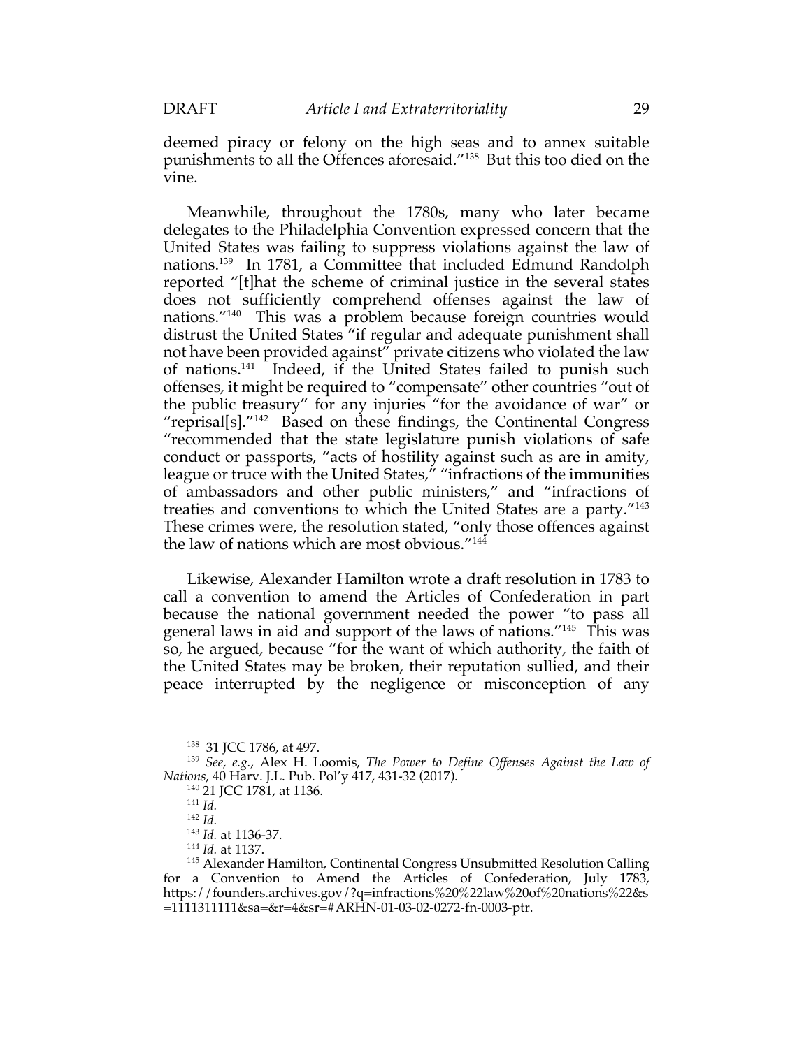deemed piracy or felony on the high seas and to annex suitable punishments to all the Offences aforesaid."[138] But this too died on the vine.

Meanwhile, throughout the 1780s, many who later became delegates to the Philadelphia Convention expressed concern that the United States was failing to suppress violations against the law of nations.[139] In 1781, a Committee that included Edmund Randolph reported "[t]hat the scheme of criminal justice in the several states does not sufficiently comprehend offenses against the law of nations."[140] This was a problem because foreign countries would distrust the United States "if regular and adequate punishment shall not have been provided against" private citizens who violated the law of nations.[141] Indeed, if the United States failed to punish such offenses, it might be required to "compensate" other countries "out of the public treasury" for any injuries "for the avoidance of war" or "reprisal[s]."[142] Based on these findings, the Continental Congress "recommended that the state legislature punish violations of safe conduct or passports, "acts of hostility against such as are in amity, league or truce with the United States," "infractions of the immunities of ambassadors and other public ministers," and "infractions of treaties and conventions to which the United States are a party."[143] These crimes were, the resolution stated, "only those offences against the law of nations which are most obvious."[144]

Likewise, Alexander Hamilton wrote a draft resolution in 1783 to call a convention to amend the Articles of Confederation in part because the national government needed the power "to pass all general laws in aid and support of the laws of nations."[145] This was so, he argued, because "for the want of which authority, the faith of the United States may be broken, their reputation sullied, and their peace interrupted by the negligence or misconception of any

---

[138] 31 JCC 1786, at 497.

[139] *See, e.g.*, Alex H. Loomis, *The Power to Define Offenses Against the Law of Nations*, 40 Harv. J.L. Pub. Pol'y 417, 431-32 (2017).

[140] 21 JCC 1781, at 1136.

[141] *Id.*

[142] *Id.*

[143] *Id.* at 1136-37.

[144] *Id.* at 1137.

[145] Alexander Hamilton, Continental Congress Unsubmitted Resolution Calling for a Convention to Amend the Articles of Confederation, July 1783, https://founders.archives.gov/?q=infractions%20%22law%20of%20nations%22&s=1111311111&sa=&r=4&sr=#ARHN-01-03-02-0272-fn-0003-ptr.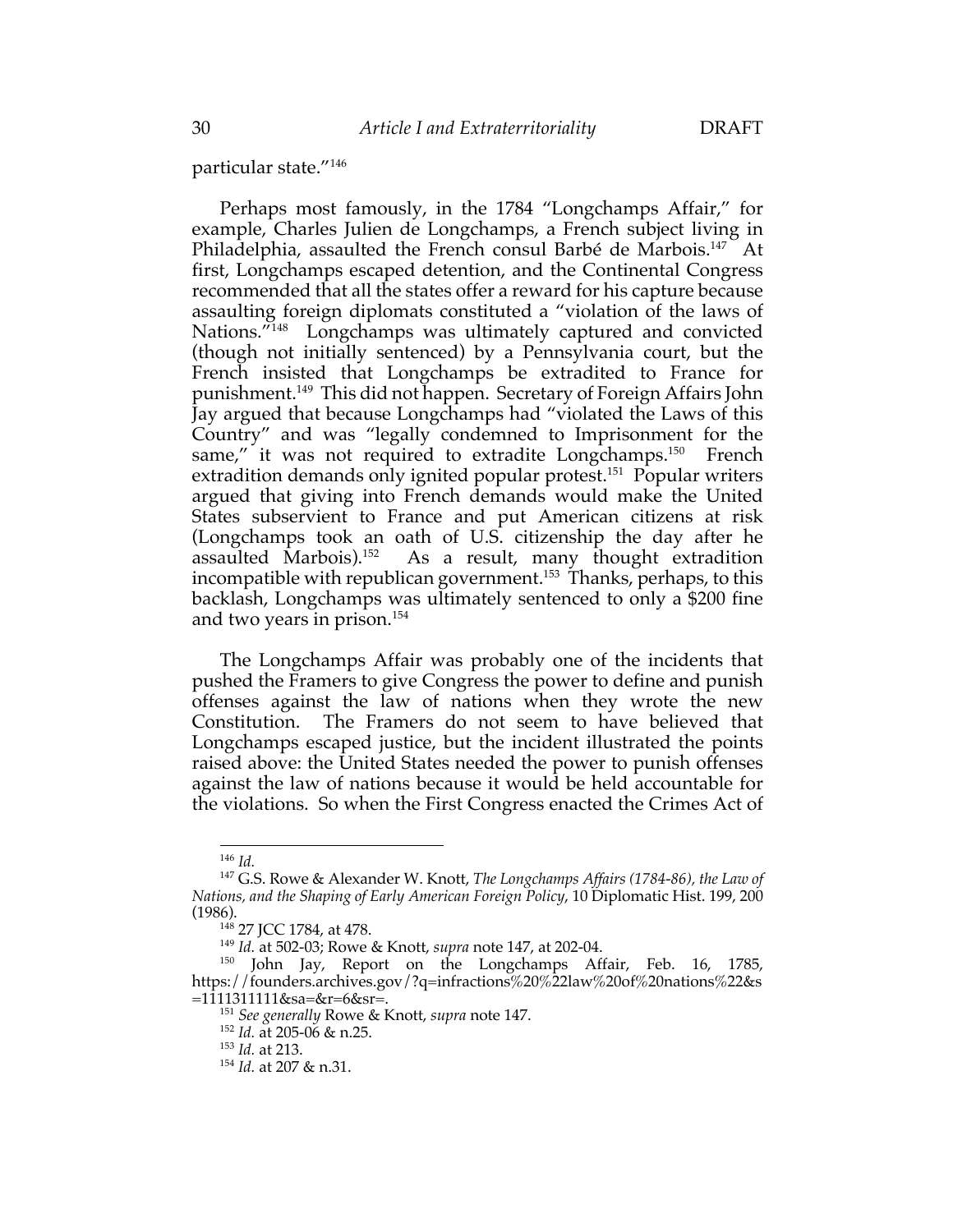particular state."[146]

Perhaps most famously, in the 1784 "Longchamps Affair," for example, Charles Julien de Longchamps, a French subject living in Philadelphia, assaulted the French consul Barbé de Marbois.[147] At first, Longchamps escaped detention, and the Continental Congress recommended that all the states offer a reward for his capture because assaulting foreign diplomats constituted a "violation of the laws of Nations."[148] Longchamps was ultimately captured and convicted (though not initially sentenced) by a Pennsylvania court, but the French insisted that Longchamps be extradited to France for punishment.[149] This did not happen. Secretary of Foreign Affairs John Jay argued that because Longchamps had "violated the Laws of this Country" and was "legally condemned to Imprisonment for the same," it was not required to extradite Longchamps.[150] French extradition demands only ignited popular protest.[151] Popular writers argued that giving into French demands would make the United States subservient to France and put American citizens at risk (Longchamps took an oath of U.S. citizenship the day after he assaulted Marbois).[152] As a result, many thought extradition incompatible with republican government.[153] Thanks, perhaps, to this backlash, Longchamps was ultimately sentenced to only a $200 fine and two years in prison.[154]

The Longchamps Affair was probably one of the incidents that pushed the Framers to give Congress the power to define and punish offenses against the law of nations when they wrote the new Constitution. The Framers do not seem to have believed that Longchamps escaped justice, but the incident illustrated the points raised above: the United States needed the power to punish offenses against the law of nations because it would be held accountable for the violations. So when the First Congress enacted the Crimes Act of

---

[146] *Id.*

[147] G.S. Rowe & Alexander W. Knott, *The Longchamps Affairs (1784-86), the Law of Nations, and the Shaping of Early American Foreign Policy*, 10 Diplomatic Hist. 199, 200 (1986).

[148] 27 JCC 1784, at 478.

[149] *Id.* at 502-03; Rowe & Knott, *supra* note 147, at 202-04.

[150] John Jay, Report on the Longchamps Affair, Feb. 16, 1785, https://founders.archives.gov/?q=infractions%20%22law%20of%20nations%22&s=1111311111&sa=&r=6&sr=.

[151] *See generally* Rowe & Knott, *supra* note 147.

[152] *Id.* at 205-06 & n.25.

[153] *Id.* at 213.

[154] *Id.* at 207 & n.31.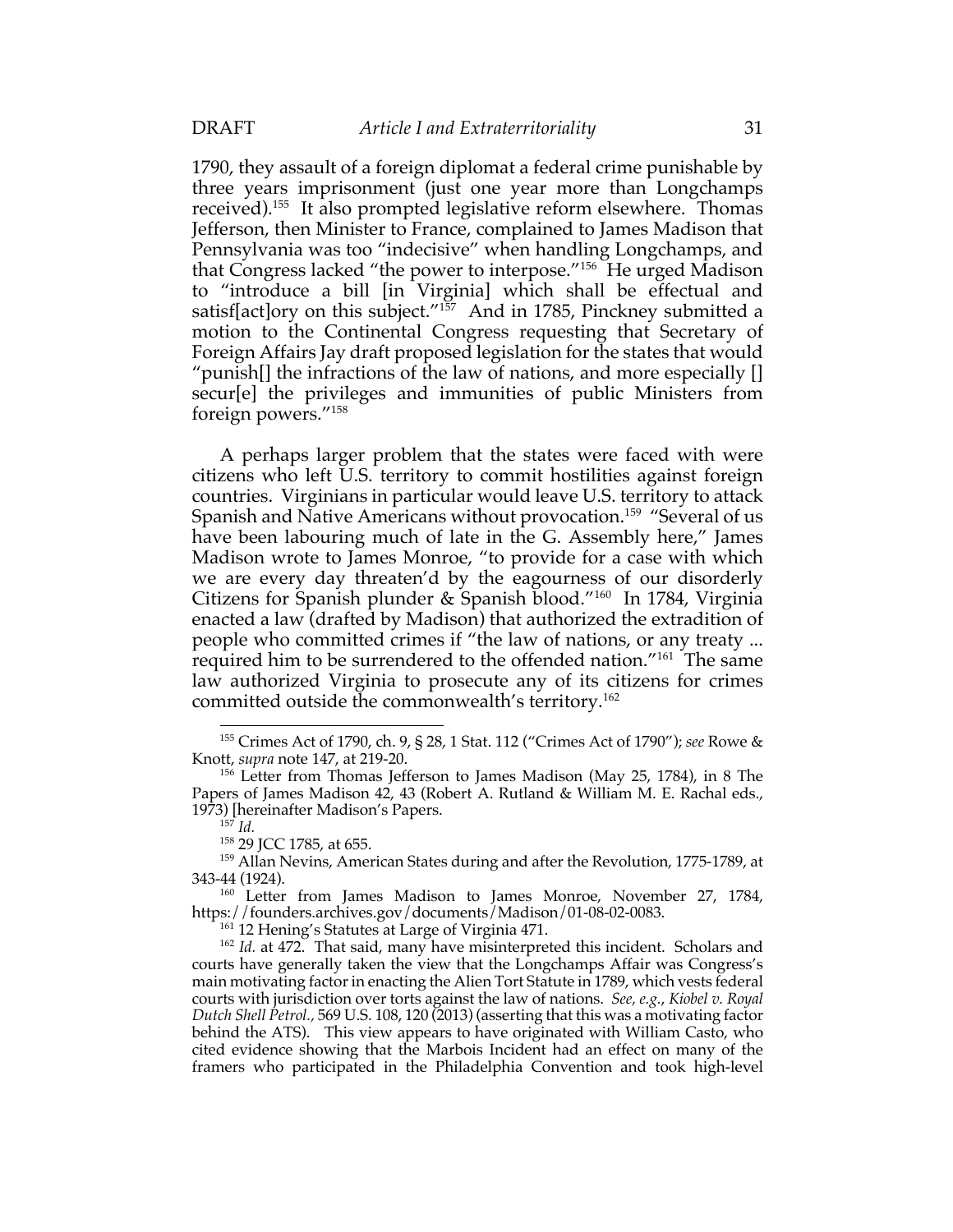1790, they assault of a foreign diplomat a federal crime punishable by three years imprisonment (just one year more than Longchamps received).[155] It also prompted legislative reform elsewhere. Thomas Jefferson, then Minister to France, complained to James Madison that Pennsylvania was too "indecisive" when handling Longchamps, and that Congress lacked "the power to interpose."[156] He urged Madison to "introduce a bill [in Virginia] which shall be effectual and satisf[act]ory on this subject."[157] And in 1785, Pinckney submitted a motion to the Continental Congress requesting that Secretary of Foreign Affairs Jay draft proposed legislation for the states that would "punish[] the infractions of the law of nations, and more especially [] secur[e] the privileges and immunities of public Ministers from foreign powers."[158]

A perhaps larger problem that the states were faced with were citizens who left U.S. territory to commit hostilities against foreign countries. Virginians in particular would leave U.S. territory to attack Spanish and Native Americans without provocation.[159] "Several of us have been labouring much of late in the G. Assembly here," James Madison wrote to James Monroe, "to provide for a case with which we are every day threaten'd by the eagourness of our disorderly Citizens for Spanish plunder & Spanish blood."[160] In 1784, Virginia enacted a law (drafted by Madison) that authorized the extradition of people who committed crimes if "the law of nations, or any treaty ... required him to be surrendered to the offended nation."[161] The same law authorized Virginia to prosecute any of its citizens for crimes committed outside the commonwealth's territory.[162]

---

[155] Crimes Act of 1790, ch. 9, § 28, 1 Stat. 112 ("Crimes Act of 1790"); *see* Rowe & Knott, *supra* note 147, at 219-20.

[156] Letter from Thomas Jefferson to James Madison (May 25, 1784), in 8 The Papers of James Madison 42, 43 (Robert A. Rutland & William M. E. Rachal eds., 1973) [hereinafter Madison's Papers.

[157] *Id.*

[158] 29 JCC 1785, at 655.

[159] Allan Nevins, American States during and after the Revolution, 1775-1789, at 343-44 (1924).

[160] Letter from James Madison to James Monroe, November 27, 1784, https://founders.archives.gov/documents/Madison/01-08-02-0083.

[161] 12 Hening's Statutes at Large of Virginia 471.

[162] *Id.* at 472. That said, many have misinterpreted this incident. Scholars and courts have generally taken the view that the Longchamps Affair was Congress's main motivating factor in enacting the Alien Tort Statute in 1789, which vests federal courts with jurisdiction over torts against the law of nations. *See, e.g.*, *Kiobel v. Royal Dutch Shell Petrol.*, 569 U.S. 108, 120 (2013) (asserting that this was a motivating factor behind the ATS). This view appears to have originated with William Casto, who cited evidence showing that the Marbois Incident had an effect on many of the framers who participated in the Philadelphia Convention and took high-level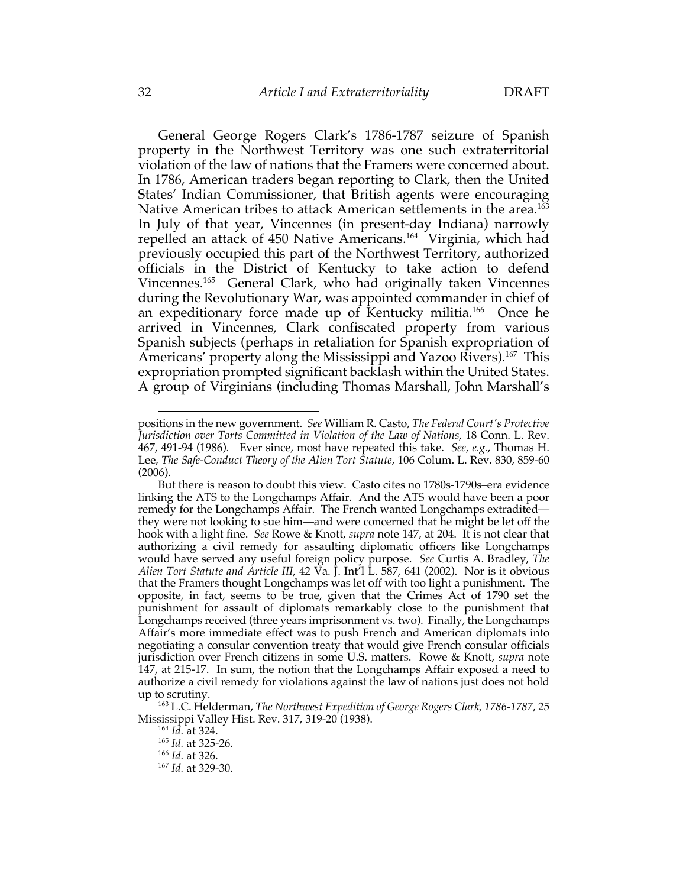General George Rogers Clark's 1786-1787 seizure of Spanish property in the Northwest Territory was one such extraterritorial violation of the law of nations that the Framers were concerned about. In 1786, American traders began reporting to Clark, then the United States' Indian Commissioner, that British agents were encouraging Native American tribes to attack American settlements in the area.[163] In July of that year, Vincennes (in present-day Indiana) narrowly repelled an attack of 450 Native Americans.[164] Virginia, which had previously occupied this part of the Northwest Territory, authorized officials in the District of Kentucky to take action to defend Vincennes.[165] General Clark, who had originally taken Vincennes during the Revolutionary War, was appointed commander in chief of an expeditionary force made up of Kentucky militia.[166] Once he arrived in Vincennes, Clark confiscated property from various Spanish subjects (perhaps in retaliation for Spanish expropriation of Americans' property along the Mississippi and Yazoo Rivers).[167] This expropriation prompted significant backlash within the United States. A group of Virginians (including Thomas Marshall, John Marshall's

---

positions in the new government. *See* William R. Casto, *The Federal Court's Protective Jurisdiction over Torts Committed in Violation of the Law of Nations*, 18 Conn. L. Rev. 467, 491-94 (1986). Ever since, most have repeated this take. *See, e.g.*, Thomas H. Lee, *The Safe-Conduct Theory of the Alien Tort Statute*, 106 Colum. L. Rev. 830, 859-60 (2006).

But there is reason to doubt this view. Casto cites no 1780s-1790s–era evidence linking the ATS to the Longchamps Affair. And the ATS would have been a poor remedy for the Longchamps Affair. The French wanted Longchamps extradited—they were not looking to sue him—and were concerned that he might be let off the hook with a light fine. *See* Rowe & Knott, *supra* note 147, at 204. It is not clear that authorizing a civil remedy for assaulting diplomatic officers like Longchamps would have served any useful foreign policy purpose. *See* Curtis A. Bradley, *The Alien Tort Statute and Article III*, 42 Va. J. Int'l L. 587, 641 (2002). Nor is it obvious that the Framers thought Longchamps was let off with too light a punishment. The opposite, in fact, seems to be true, given that the Crimes Act of 1790 set the punishment for assault of diplomats remarkably close to the punishment that Longchamps received (three years imprisonment vs. two). Finally, the Longchamps Affair's more immediate effect was to push French and American diplomats into negotiating a consular convention treaty that would give French consular officials jurisdiction over French citizens in some U.S. matters. Rowe & Knott, *supra* note 147, at 215-17. In sum, the notion that the Longchamps Affair exposed a need to authorize a civil remedy for violations against the law of nations just does not hold up to scrutiny.

[163] L.C. Helderman, *The Northwest Expedition of George Rogers Clark, 1786-1787*, 25 Mississippi Valley Hist. Rev. 317, 319-20 (1938).

[164] *Id.* at 324.

[165] *Id.* at 325-26.

[166] *Id.* at 326.

[167] *Id.* at 329-30.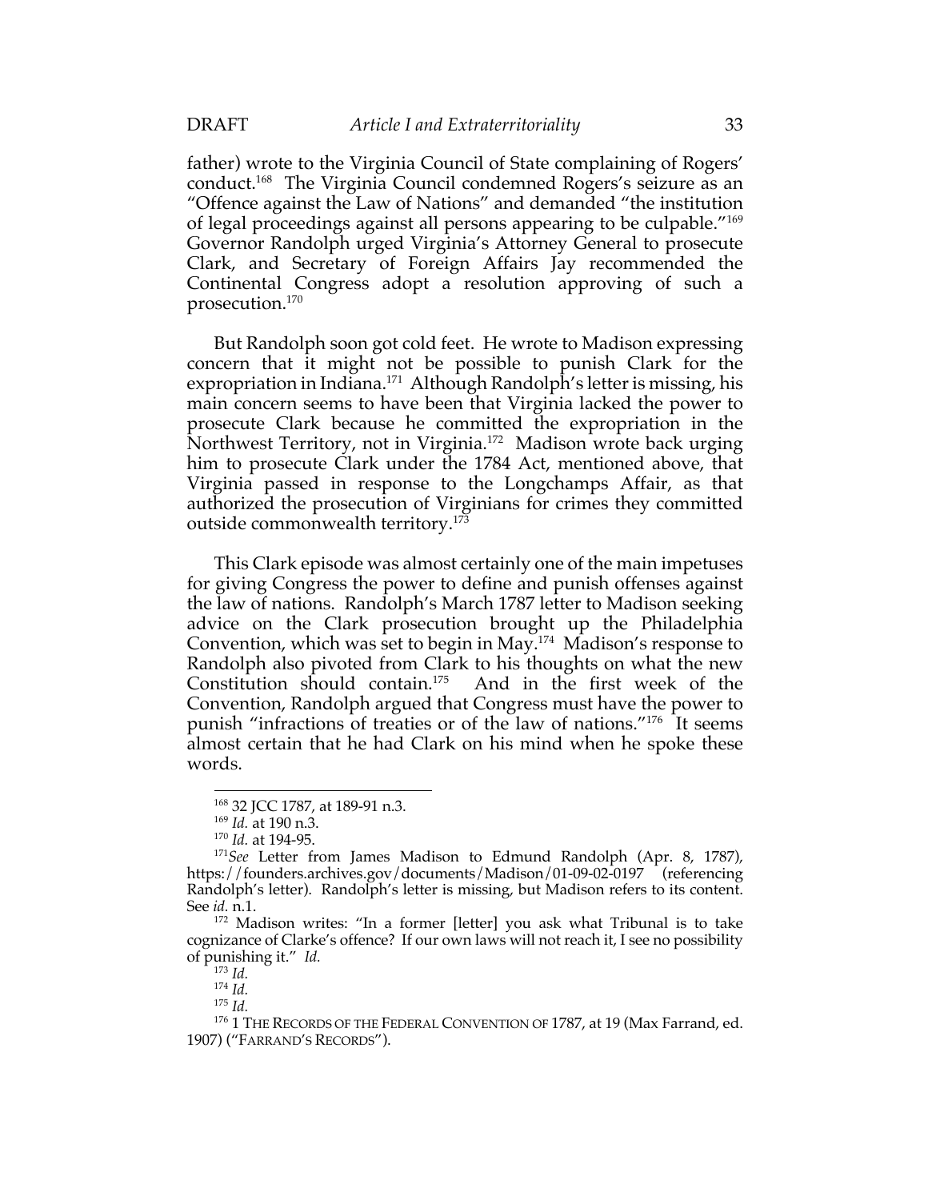father) wrote to the Virginia Council of State complaining of Rogers' conduct.[168] The Virginia Council condemned Rogers's seizure as an "Offence against the Law of Nations" and demanded "the institution of legal proceedings against all persons appearing to be culpable."[169] Governor Randolph urged Virginia's Attorney General to prosecute Clark, and Secretary of Foreign Affairs Jay recommended the Continental Congress adopt a resolution approving of such a prosecution.[170]

But Randolph soon got cold feet. He wrote to Madison expressing concern that it might not be possible to punish Clark for the expropriation in Indiana.[171] Although Randolph's letter is missing, his main concern seems to have been that Virginia lacked the power to prosecute Clark because he committed the expropriation in the Northwest Territory, not in Virginia.[172] Madison wrote back urging him to prosecute Clark under the 1784 Act, mentioned above, that Virginia passed in response to the Longchamps Affair, as that authorized the prosecution of Virginians for crimes they committed outside commonwealth territory.[173]

This Clark episode was almost certainly one of the main impetuses for giving Congress the power to define and punish offenses against the law of nations. Randolph's March 1787 letter to Madison seeking advice on the Clark prosecution brought up the Philadelphia Convention, which was set to begin in May.[174] Madison's response to Randolph also pivoted from Clark to his thoughts on what the new Constitution should contain.[175] And in the first week of the Convention, Randolph argued that Congress must have the power to punish "infractions of treaties or of the law of nations."[176] It seems almost certain that he had Clark on his mind when he spoke these words.

---

[168] 32 JCC 1787, at 189-91 n.3.

[169] *Id.* at 190 n.3.

[170] *Id.* at 194-95.

[171] *See* Letter from James Madison to Edmund Randolph (Apr. 8, 1787), https://founders.archives.gov/documents/Madison/01-09-02-0197 (referencing Randolph's letter). Randolph's letter is missing, but Madison refers to its content. See *id.* n.1.

[172] Madison writes: "In a former [letter] you ask what Tribunal is to take cognizance of Clarke's offence? If our own laws will not reach it, I see no possibility of punishing it." *Id.*

[173] *Id.*

[174] *Id.*

[175] *Id.*

[176] 1 THE RECORDS OF THE FEDERAL CONVENTION OF 1787, at 19 (Max Farrand, ed. 1907) ("FARRAND'S RECORDS").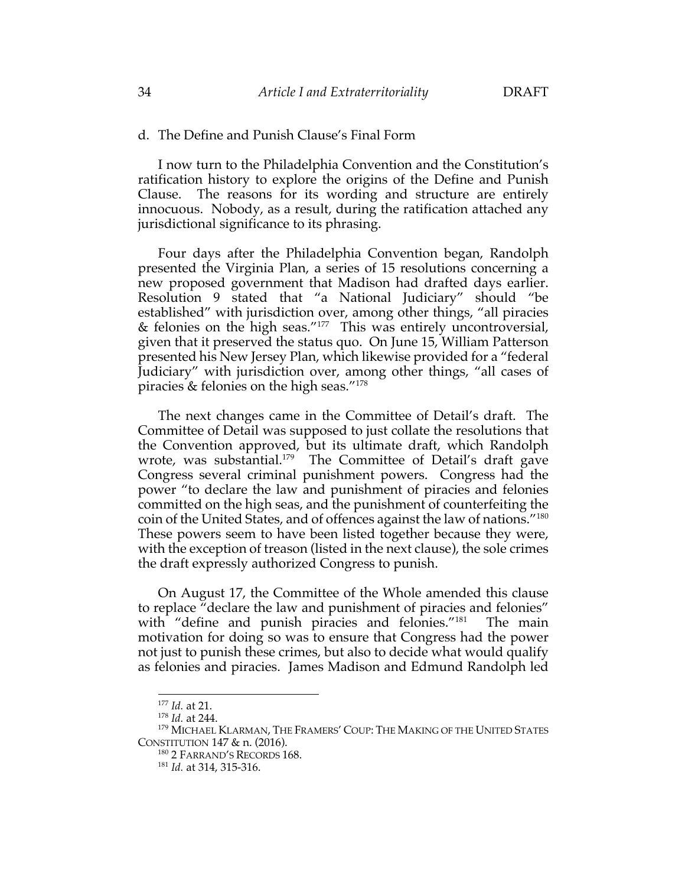### d. The Define and Punish Clause's Final Form

I now turn to the Philadelphia Convention and the Constitution's ratification history to explore the origins of the Define and Punish Clause. The reasons for its wording and structure are entirely innocuous. Nobody, as a result, during the ratification attached any jurisdictional significance to its phrasing.

Four days after the Philadelphia Convention began, Randolph presented the Virginia Plan, a series of 15 resolutions concerning a new proposed government that Madison had drafted days earlier. Resolution 9 stated that "a National Judiciary" should "be established" with jurisdiction over, among other things, "all piracies & felonies on the high seas."[177] This was entirely uncontroversial, given that it preserved the status quo. On June 15, William Patterson presented his New Jersey Plan, which likewise provided for a "federal Judiciary" with jurisdiction over, among other things, "all cases of piracies & felonies on the high seas."[178]

The next changes came in the Committee of Detail's draft. The Committee of Detail was supposed to just collate the resolutions that the Convention approved, but its ultimate draft, which Randolph wrote, was substantial.[179] The Committee of Detail's draft gave Congress several criminal punishment powers. Congress had the power "to declare the law and punishment of piracies and felonies committed on the high seas, and the punishment of counterfeiting the coin of the United States, and of offences against the law of nations."[180] These powers seem to have been listed together because they were, with the exception of treason (listed in the next clause), the sole crimes the draft expressly authorized Congress to punish.

On August 17, the Committee of the Whole amended this clause to replace "declare the law and punishment of piracies and felonies" with "define and punish piracies and felonies."[181] The main motivation for doing so was to ensure that Congress had the power not just to punish these crimes, but also to decide what would qualify as felonies and piracies. James Madison and Edmund Randolph led

---

[177] *Id.* at 21.

[178] *Id.* at 244.

[179] MICHAEL KLARMAN, THE FRAMERS' COUP: THE MAKING OF THE UNITED STATES CONSTITUTION 147 & n. (2016).

[180] 2 FARRAND'S RECORDS 168.

[181] *Id.* at 314, 315-316.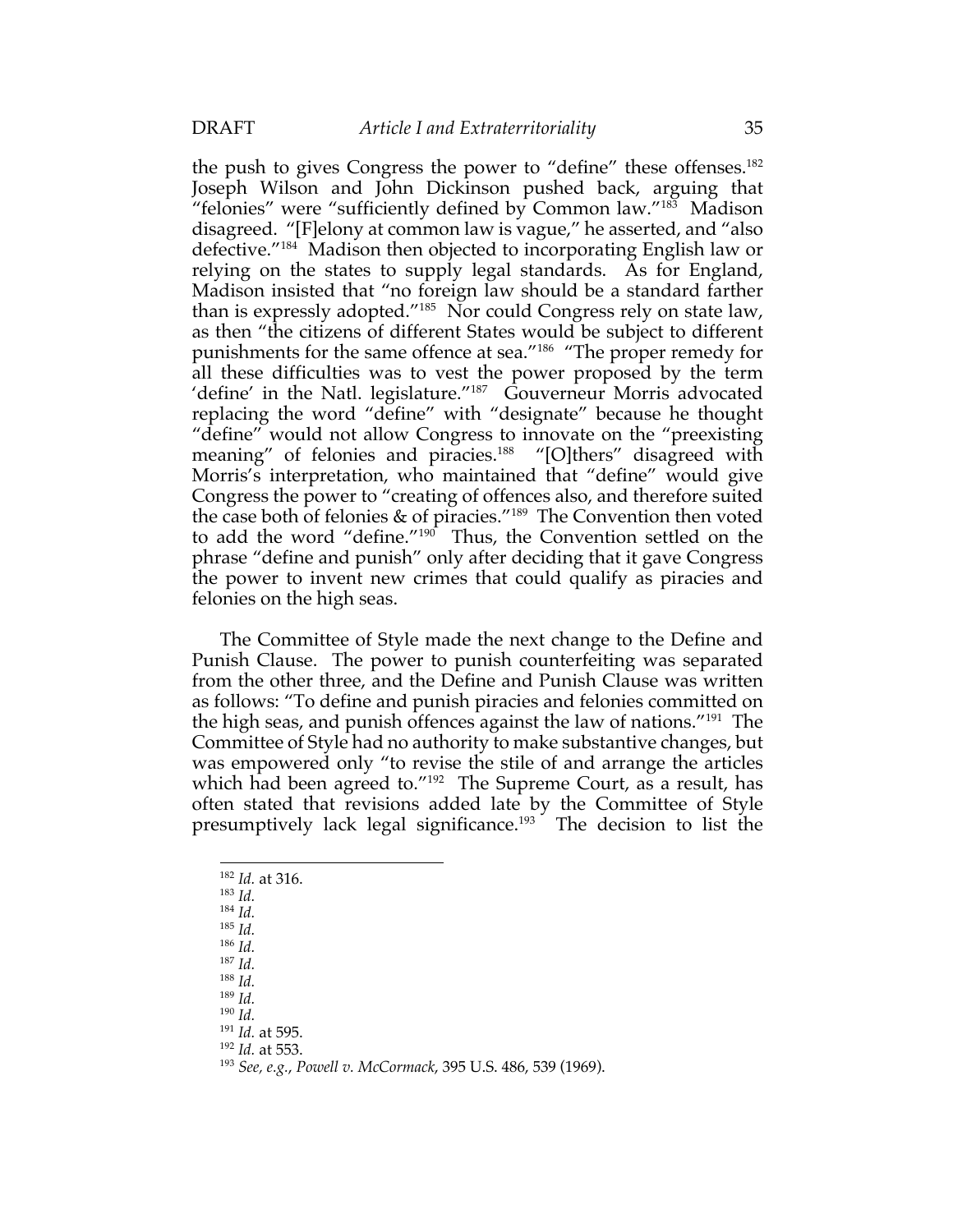the push to gives Congress the power to "define" these offenses.[182] Joseph Wilson and John Dickinson pushed back, arguing that "felonies" were "sufficiently defined by Common law."[183] Madison disagreed. "[F]elony at common law is vague," he asserted, and "also defective."[184] Madison then objected to incorporating English law or relying on the states to supply legal standards. As for England, Madison insisted that "no foreign law should be a standard farther than is expressly adopted."[185] Nor could Congress rely on state law, as then "the citizens of different States would be subject to different punishments for the same offence at sea."[186] "The proper remedy for all these difficulties was to vest the power proposed by the term 'define' in the Natl. legislature."[187] Gouverneur Morris advocated replacing the word "define" with "designate" because he thought "define" would not allow Congress to innovate on the "preexisting meaning" of felonies and piracies.[188] "[O]thers" disagreed with Morris's interpretation, who maintained that "define" would give Congress the power to "creating of offences also, and therefore suited the case both of felonies & of piracies."[189] The Convention then voted to add the word "define."[190] Thus, the Convention settled on the phrase "define and punish" only after deciding that it gave Congress the power to invent new crimes that could qualify as piracies and felonies on the high seas.

The Committee of Style made the next change to the Define and Punish Clause. The power to punish counterfeiting was separated from the other three, and the Define and Punish Clause was written as follows: "To define and punish piracies and felonies committed on the high seas, and punish offences against the law of nations."[191] The Committee of Style had no authority to make substantive changes, but was empowered only "to revise the stile of and arrange the articles which had been agreed to."[192] The Supreme Court, as a result, has often stated that revisions added late by the Committee of Style presumptively lack legal significance.[193] The decision to list the

---

[182] *Id.* at 316.
[183] *Id.*
[184] *Id.*
[185] *Id.*
[186] *Id.*
[187] *Id.*
[188] *Id.*
[189] *Id.*
[190] *Id.*
[191] *Id.* at 595.
[192] *Id.* at 553.
[193] *See, e.g.*, *Powell v. McCormack*, 395 U.S. 486, 539 (1969).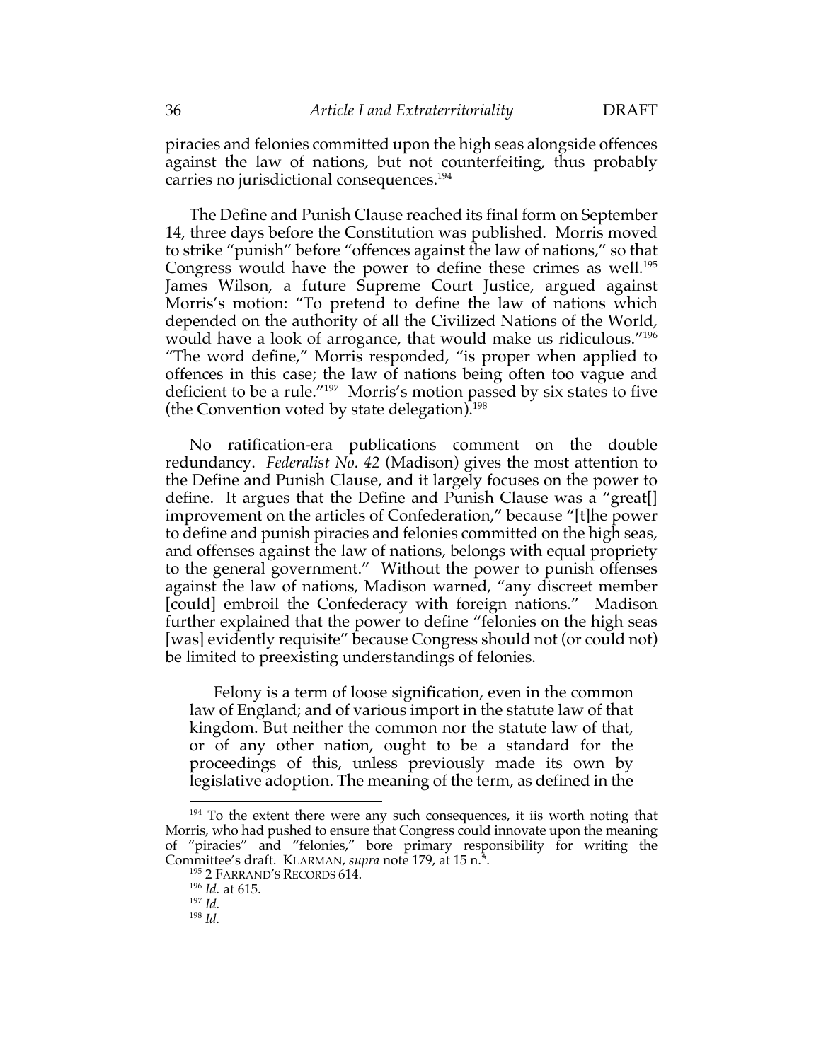piracies and felonies committed upon the high seas alongside offences against the law of nations, but not counterfeiting, thus probably carries no jurisdictional consequences.[194]

The Define and Punish Clause reached its final form on September 14, three days before the Constitution was published. Morris moved to strike "punish" before "offences against the law of nations," so that Congress would have the power to define these crimes as well.[195] James Wilson, a future Supreme Court Justice, argued against Morris's motion: "To pretend to define the law of nations which depended on the authority of all the Civilized Nations of the World, would have a look of arrogance, that would make us ridiculous."[196] "The word define," Morris responded, "is proper when applied to offences in this case; the law of nations being often too vague and deficient to be a rule."[197] Morris's motion passed by six states to five (the Convention voted by state delegation).[198]

No ratification-era publications comment on the double redundancy. *Federalist No. 42* (Madison) gives the most attention to the Define and Punish Clause, and it largely focuses on the power to define. It argues that the Define and Punish Clause was a "great[] improvement on the articles of Confederation," because "[t]he power to define and punish piracies and felonies committed on the high seas, and offenses against the law of nations, belongs with equal propriety to the general government." Without the power to punish offenses against the law of nations, Madison warned, "any discreet member [could] embroil the Confederacy with foreign nations." Madison further explained that the power to define "felonies on the high seas [was] evidently requisite" because Congress should not (or could not) be limited to preexisting understandings of felonies.

> Felony is a term of loose signification, even in the common law of England; and of various import in the statute law of that kingdom. But neither the common nor the statute law of that, or of any other nation, ought to be a standard for the proceedings of this, unless previously made its own by legislative adoption. The meaning of the term, as defined in the

---

[194] To the extent there were any such consequences, it iis worth noting that Morris, who had pushed to ensure that Congress could innovate upon the meaning of "piracies" and "felonies," bore primary responsibility for writing the Committee's draft. KLARMAN, *supra* note 179, at 15 n.*.

[195] 2 FARRAND'S RECORDS 614.

[196] *Id.* at 615.

[197] *Id.*

[198] *Id.*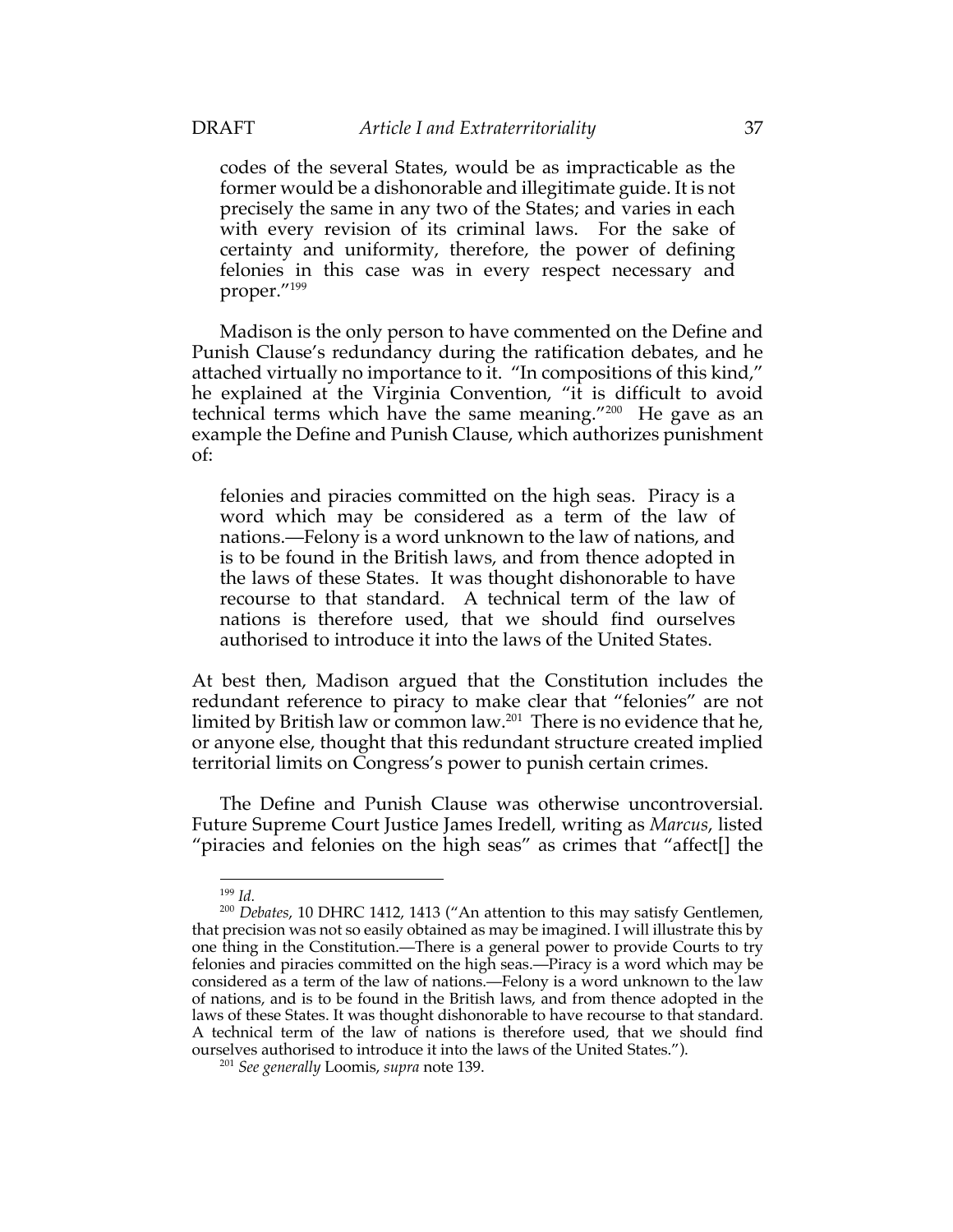> codes of the several States, would be as impracticable as the former would be a dishonorable and illegitimate guide. It is not precisely the same in any two of the States; and varies in each with every revision of its criminal laws. For the sake of certainty and uniformity, therefore, the power of defining felonies in this case was in every respect necessary and proper."[199]

Madison is the only person to have commented on the Define and Punish Clause's redundancy during the ratification debates, and he attached virtually no importance to it. "In compositions of this kind," he explained at the Virginia Convention, "it is difficult to avoid technical terms which have the same meaning."[200] He gave as an example the Define and Punish Clause, which authorizes punishment of:

> felonies and piracies committed on the high seas. Piracy is a word which may be considered as a term of the law of nations.—Felony is a word unknown to the law of nations, and is to be found in the British laws, and from thence adopted in the laws of these States. It was thought dishonorable to have recourse to that standard. A technical term of the law of nations is therefore used, that we should find ourselves authorised to introduce it into the laws of the United States.

At best then, Madison argued that the Constitution includes the redundant reference to piracy to make clear that "felonies" are not limited by British law or common law.[201] There is no evidence that he, or anyone else, thought that this redundant structure created implied territorial limits on Congress's power to punish certain crimes.

The Define and Punish Clause was otherwise uncontroversial. Future Supreme Court Justice James Iredell, writing as *Marcus*, listed "piracies and felonies on the high seas" as crimes that "affect[] the

---

[199] *Id.*

[200] *Debates*, 10 DHRC 1412, 1413 ("An attention to this may satisfy Gentlemen, that precision was not so easily obtained as may be imagined. I will illustrate this by one thing in the Constitution.—There is a general power to provide Courts to try felonies and piracies committed on the high seas.—Piracy is a word which may be considered as a term of the law of nations.—Felony is a word unknown to the law of nations, and is to be found in the British laws, and from thence adopted in the laws of these States. It was thought dishonorable to have recourse to that standard. A technical term of the law of nations is therefore used, that we should find ourselves authorised to introduce it into the laws of the United States.").

[201] *See generally* Loomis, *supra* note 139.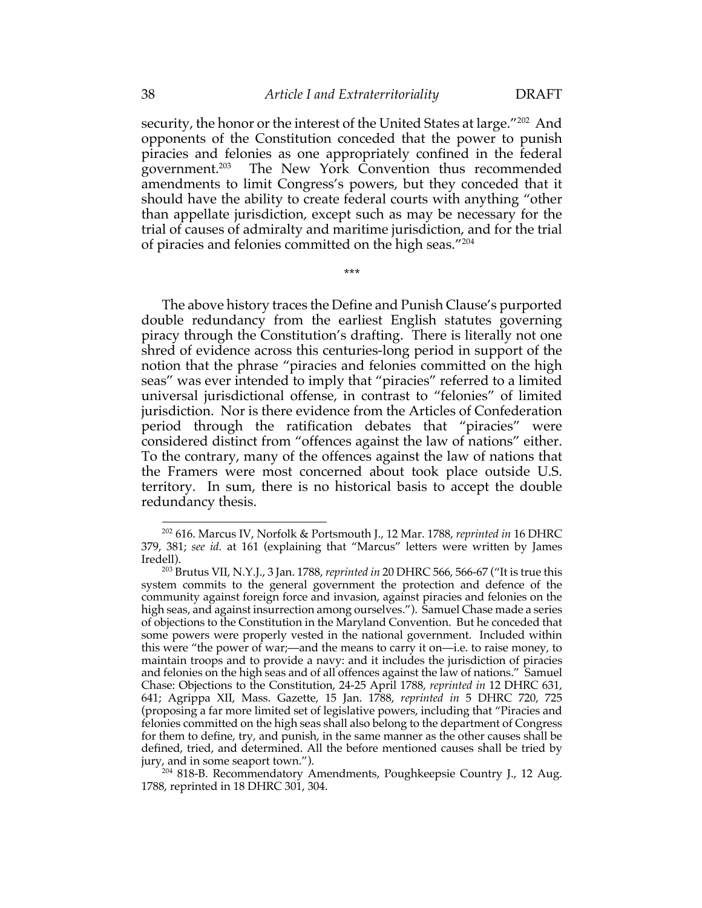security, the honor or the interest of the United States at large."[202] And opponents of the Constitution conceded that the power to punish piracies and felonies as one appropriately confined in the federal government.[203] The New York Convention thus recommended amendments to limit Congress's powers, but they conceded that it should have the ability to create federal courts with anything "other than appellate jurisdiction, except such as may be necessary for the trial of causes of admiralty and maritime jurisdiction, and for the trial of piracies and felonies committed on the high seas."[204]

\*\*\*

The above history traces the Define and Punish Clause's purported double redundancy from the earliest English statutes governing piracy through the Constitution's drafting. There is literally not one shred of evidence across this centuries-long period in support of the notion that the phrase "piracies and felonies committed on the high seas" was ever intended to imply that "piracies" referred to a limited universal jurisdictional offense, in contrast to "felonies" of limited jurisdiction. Nor is there evidence from the Articles of Confederation period through the ratification debates that "piracies" were considered distinct from "offences against the law of nations" either. To the contrary, many of the offences against the law of nations that the Framers were most concerned about took place outside U.S. territory. In sum, there is no historical basis to accept the double redundancy thesis.

---

[202] 616. Marcus IV, Norfolk & Portsmouth J., 12 Mar. 1788, *reprinted in* 16 DHRC 379, 381; *see id.* at 161 (explaining that "Marcus" letters were written by James Iredell).

[203] Brutus VII, N.Y.J., 3 Jan. 1788, *reprinted in* 20 DHRC 566, 566-67 ("It is true this system commits to the general government the protection and defence of the community against foreign force and invasion, against piracies and felonies on the high seas, and against insurrection among ourselves."). Samuel Chase made a series of objections to the Constitution in the Maryland Convention. But he conceded that some powers were properly vested in the national government. Included within this were "the power of war;—and the means to carry it on—i.e. to raise money, to maintain troops and to provide a navy: and it includes the jurisdiction of piracies and felonies on the high seas and of all offences against the law of nations." Samuel Chase: Objections to the Constitution, 24-25 April 1788, *reprinted in* 12 DHRC 631, 641; Agrippa XII, Mass. Gazette, 15 Jan. 1788, *reprinted in* 5 DHRC 720, 725 (proposing a far more limited set of legislative powers, including that "Piracies and felonies committed on the high seas shall also belong to the department of Congress for them to define, try, and punish, in the same manner as the other causes shall be defined, tried, and determined. All the before mentioned causes shall be tried by jury, and in some seaport town.").

[204] 818-B. Recommendatory Amendments, Poughkeepsie Country J., 12 Aug. 1788, reprinted in 18 DHRC 301, 304.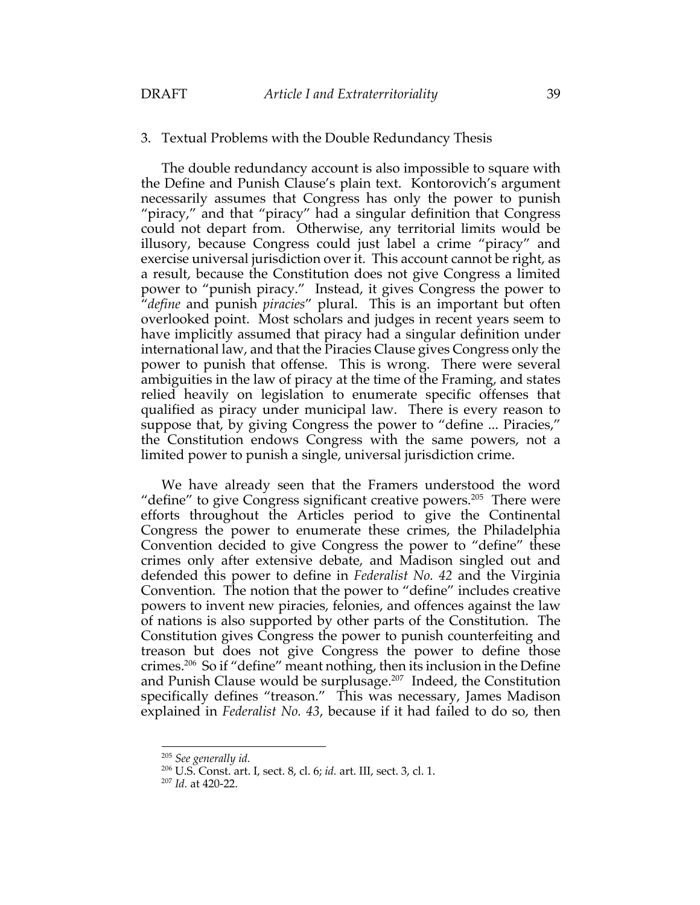### 3. Textual Problems with the Double Redundancy Thesis

The double redundancy account is also impossible to square with the Define and Punish Clause's plain text. Kontorovich's argument necessarily assumes that Congress has only the power to punish "piracy," and that "piracy" had a singular definition that Congress could not depart from. Otherwise, any territorial limits would be illusory, because Congress could just label a crime "piracy" and exercise universal jurisdiction over it. This account cannot be right, as a result, because the Constitution does not give Congress a limited power to "punish piracy." Instead, it gives Congress the power to "*define* and punish *piracies*" plural. This is an important but often overlooked point. Most scholars and judges in recent years seem to have implicitly assumed that piracy had a singular definition under international law, and that the Piracies Clause gives Congress only the power to punish that offense. This is wrong. There were several ambiguities in the law of piracy at the time of the Framing, and states relied heavily on legislation to enumerate specific offenses that qualified as piracy under municipal law. There is every reason to suppose that, by giving Congress the power to "define ... Piracies," the Constitution endows Congress with the same powers, not a limited power to punish a single, universal jurisdiction crime.

We have already seen that the Framers understood the word "define" to give Congress significant creative powers.[205] There were efforts throughout the Articles period to give the Continental Congress the power to enumerate these crimes, the Philadelphia Convention decided to give Congress the power to "define" these crimes only after extensive debate, and Madison singled out and defended this power to define in *Federalist No. 42* and the Virginia Convention. The notion that the power to "define" includes creative powers to invent new piracies, felonies, and offences against the law of nations is also supported by other parts of the Constitution. The Constitution gives Congress the power to punish counterfeiting and treason but does not give Congress the power to define those crimes.[206] So if "define" meant nothing, then its inclusion in the Define and Punish Clause would be surplusage.[207] Indeed, the Constitution specifically defines "treason." This was necessary, James Madison explained in *Federalist No. 43*, because if it had failed to do so, then

---

[205] *See generally id.*

[206] U.S. Const. art. I, sect. 8, cl. 6; *id.* art. III, sect. 3, cl. 1.

[207] *Id.* at 420-22.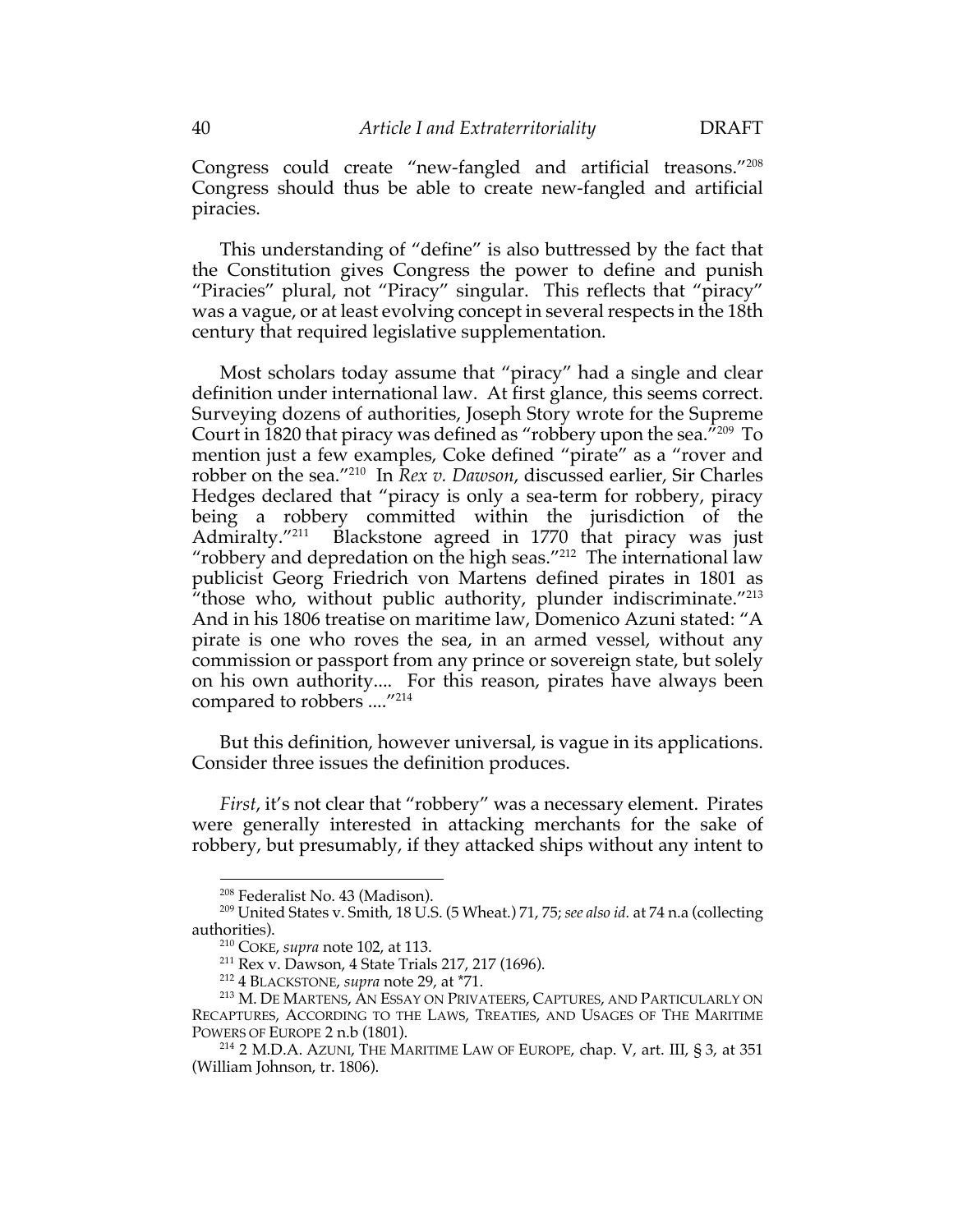Congress could create "new-fangled and artificial treasons."[208] Congress should thus be able to create new-fangled and artificial piracies.

This understanding of "define" is also buttressed by the fact that the Constitution gives Congress the power to define and punish "Piracies" plural, not "Piracy" singular. This reflects that "piracy" was a vague, or at least evolving concept in several respects in the 18th century that required legislative supplementation.

Most scholars today assume that "piracy" had a single and clear definition under international law. At first glance, this seems correct. Surveying dozens of authorities, Joseph Story wrote for the Supreme Court in 1820 that piracy was defined as "robbery upon the sea."[209] To mention just a few examples, Coke defined "pirate" as a "rover and robber on the sea."[210] In *Rex v. Dawson*, discussed earlier, Sir Charles Hedges declared that "piracy is only a sea-term for robbery, piracy being a robbery committed within the jurisdiction of the Admiralty."[211] Blackstone agreed in 1770 that piracy was just "robbery and depredation on the high seas."[212] The international law publicist Georg Friedrich von Martens defined pirates in 1801 as "those who, without public authority, plunder indiscriminate."[213] And in his 1806 treatise on maritime law, Domenico Azuni stated: "A pirate is one who roves the sea, in an armed vessel, without any commission or passport from any prince or sovereign state, but solely on his own authority.... For this reason, pirates have always been compared to robbers ...."[214]

But this definition, however universal, is vague in its applications. Consider three issues the definition produces.

*First*, it's not clear that "robbery" was a necessary element. Pirates were generally interested in attacking merchants for the sake of robbery, but presumably, if they attacked ships without any intent to

---

[208] Federalist No. 43 (Madison).

[209] United States v. Smith, 18 U.S. (5 Wheat.) 71, 75; *see also id.* at 74 n.a (collecting authorities).

[210] COKE, *supra* note 102, at 113.

[211] Rex v. Dawson, 4 State Trials 217, 217 (1696).

[212] 4 BLACKSTONE, *supra* note 29, at *71.

[213] M. DE MARTENS, AN ESSAY ON PRIVATEERS, CAPTURES, AND PARTICULARLY ON RECAPTURES, ACCORDING TO THE LAWS, TREATIES, AND USAGES OF THE MARITIME POWERS OF EUROPE 2 n.b (1801).

[214] 2 M.D.A. AZUNI, THE MARITIME LAW OF EUROPE, chap. V, art. III, § 3, at 351 (William Johnson, tr. 1806).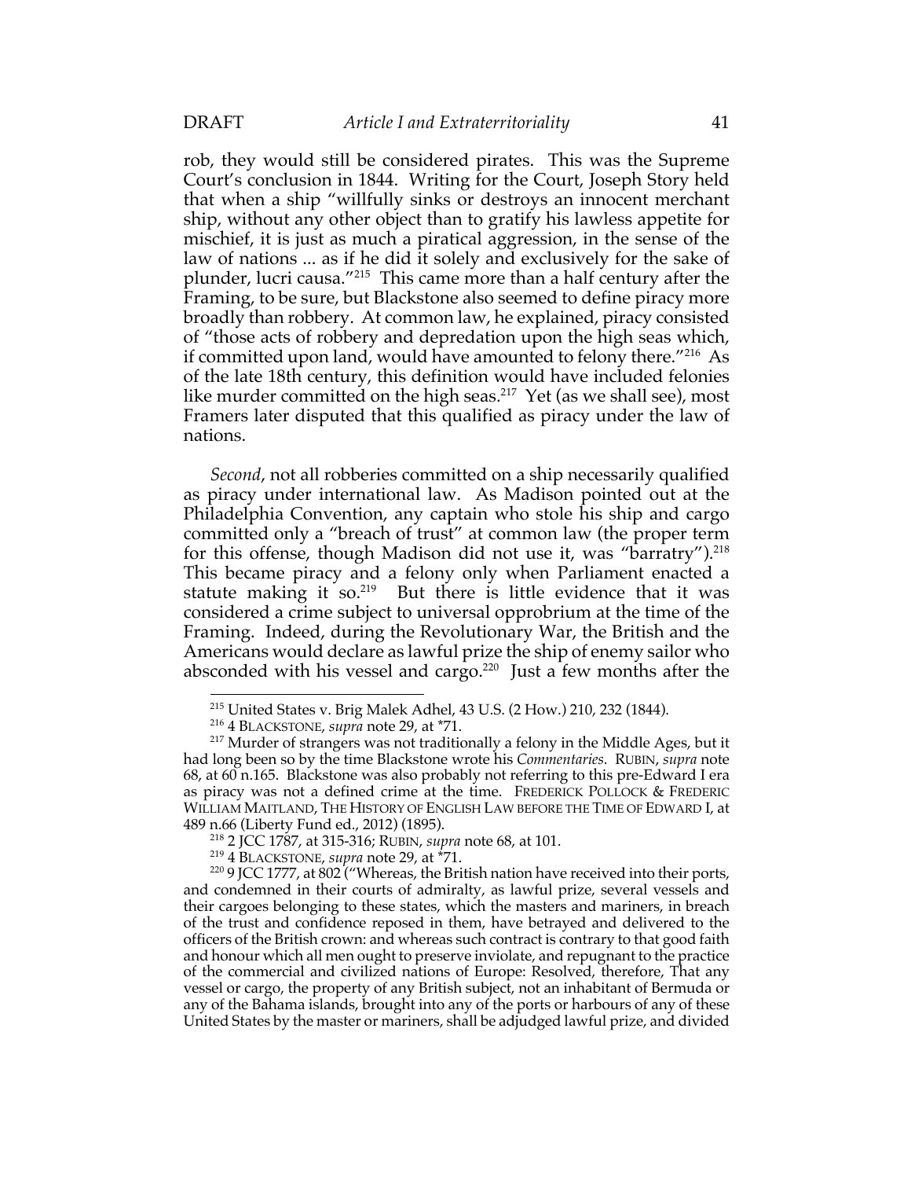rob, they would still be considered pirates. This was the Supreme Court's conclusion in 1844. Writing for the Court, Joseph Story held that when a ship "willfully sinks or destroys an innocent merchant ship, without any other object than to gratify his lawless appetite for mischief, it is just as much a piratical aggression, in the sense of the law of nations ... as if he did it solely and exclusively for the sake of plunder, lucri causa."[215] This came more than a half century after the Framing, to be sure, but Blackstone also seemed to define piracy more broadly than robbery. At common law, he explained, piracy consisted of "those acts of robbery and depredation upon the high seas which, if committed upon land, would have amounted to felony there."[216] As of the late 18th century, this definition would have included felonies like murder committed on the high seas.[217] Yet (as we shall see), most Framers later disputed that this qualified as piracy under the law of nations.

*Second*, not all robberies committed on a ship necessarily qualified as piracy under international law. As Madison pointed out at the Philadelphia Convention, any captain who stole his ship and cargo committed only a "breach of trust" at common law (the proper term for this offense, though Madison did not use it, was "barratry").[218] This became piracy and a felony only when Parliament enacted a statute making it so.[219] But there is little evidence that it was considered a crime subject to universal opprobrium at the time of the Framing. Indeed, during the Revolutionary War, the British and the Americans would declare as lawful prize the ship of enemy sailor who absconded with his vessel and cargo.[220] Just a few months after the

---

[215] United States v. Brig Malek Adhel, 43 U.S. (2 How.) 210, 232 (1844).

[216] 4 BLACKSTONE, *supra* note 29, at *71.

[217] Murder of strangers was not traditionally a felony in the Middle Ages, but it had long been so by the time Blackstone wrote his *Commentaries*. RUBIN, *supra* note 68, at 60 n.165. Blackstone was also probably not referring to this pre-Edward I era as piracy was not a defined crime at the time. FREDERICK POLLOCK & FREDERIC WILLIAM MAITLAND, THE HISTORY OF ENGLISH LAW BEFORE THE TIME OF EDWARD I, at 489 n.66 (Liberty Fund ed., 2012) (1895).

[218] 2 JCC 1787, at 315-316; RUBIN, *supra* note 68, at 101.

[219] 4 BLACKSTONE, *supra* note 29, at *71.

[220] 9 JCC 1777, at 802 ("Whereas, the British nation have received into their ports, and condemned in their courts of admiralty, as lawful prize, several vessels and their cargoes belonging to these states, which the masters and mariners, in breach of the trust and confidence reposed in them, have betrayed and delivered to the officers of the British crown: and whereas such contract is contrary to that good faith and honour which all men ought to preserve inviolate, and repugnant to the practice of the commercial and civilized nations of Europe: Resolved, therefore, That any vessel or cargo, the property of any British subject, not an inhabitant of Bermuda or any of the Bahama islands, brought into any of the ports or harbours of any of these United States by the master or mariners, shall be adjudged lawful prize, and divided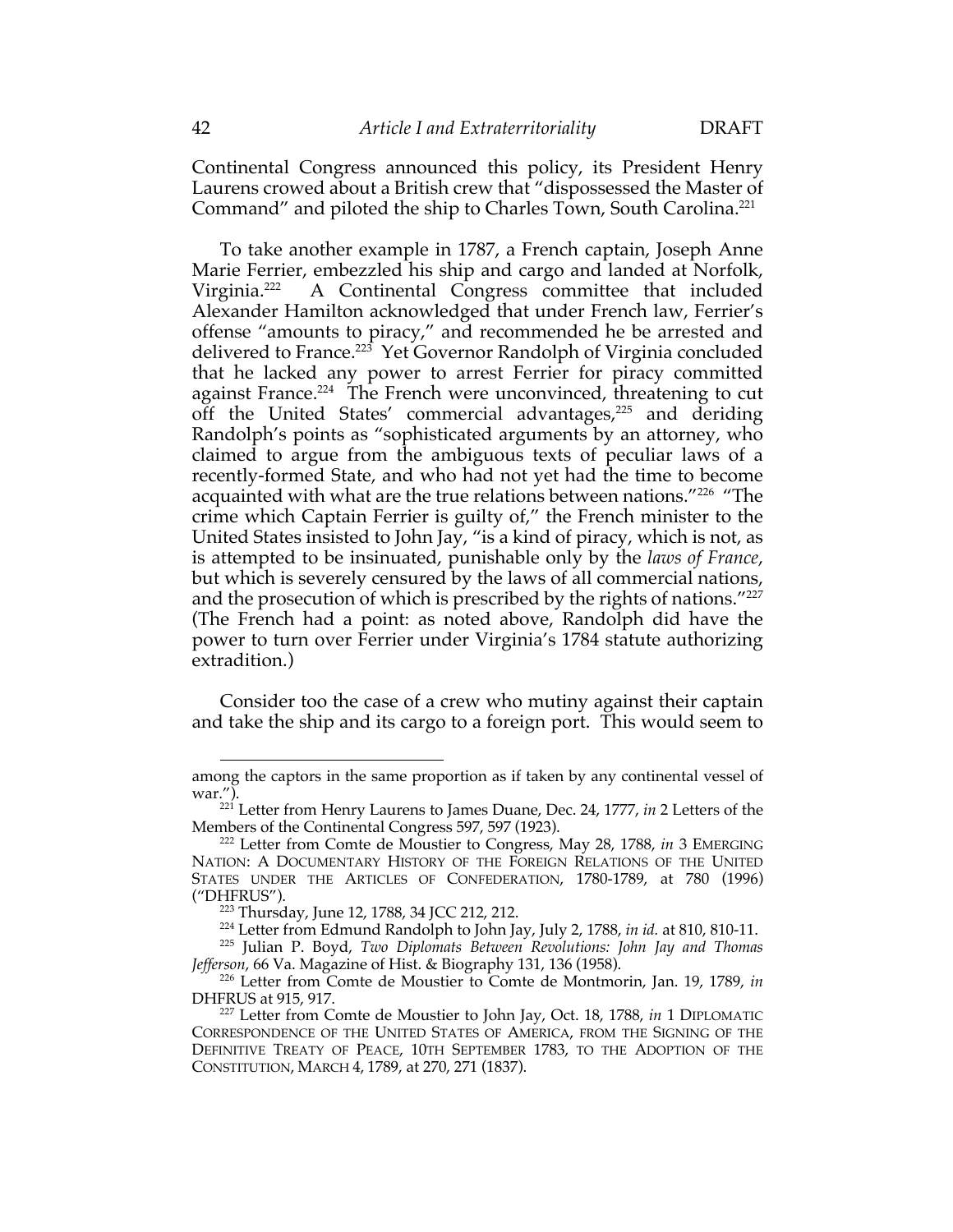Continental Congress announced this policy, its President Henry Laurens crowed about a British crew that "dispossessed the Master of Command" and piloted the ship to Charles Town, South Carolina.[221]

To take another example in 1787, a French captain, Joseph Anne Marie Ferrier, embezzled his ship and cargo and landed at Norfolk, Virginia.[222] A Continental Congress committee that included Alexander Hamilton acknowledged that under French law, Ferrier's offense "amounts to piracy," and recommended he be arrested and delivered to France.[223] Yet Governor Randolph of Virginia concluded that he lacked any power to arrest Ferrier for piracy committed against France.[224] The French were unconvinced, threatening to cut off the United States' commercial advantages,[225] and deriding Randolph's points as "sophisticated arguments by an attorney, who claimed to argue from the ambiguous texts of peculiar laws of a recently-formed State, and who had not yet had the time to become acquainted with what are the true relations between nations."[226] "The crime which Captain Ferrier is guilty of," the French minister to the United States insisted to John Jay, "is a kind of piracy, which is not, as is attempted to be insinuated, punishable only by the *laws of France*, but which is severely censured by the laws of all commercial nations, and the prosecution of which is prescribed by the rights of nations."[227] (The French had a point: as noted above, Randolph did have the power to turn over Ferrier under Virginia's 1784 statute authorizing extradition.)

Consider too the case of a crew who mutiny against their captain and take the ship and its cargo to a foreign port. This would seem to

---

among the captors in the same proportion as if taken by any continental vessel of war.").

[221] Letter from Henry Laurens to James Duane, Dec. 24, 1777, *in* 2 Letters of the Members of the Continental Congress 597, 597 (1923).

[222] Letter from Comte de Moustier to Congress, May 28, 1788, *in* 3 EMERGING NATION: A DOCUMENTARY HISTORY OF THE FOREIGN RELATIONS OF THE UNITED STATES UNDER THE ARTICLES OF CONFEDERATION, 1780-1789, at 780 (1996) ("DHFRUS").

[223] Thursday, June 12, 1788, 34 JCC 212, 212.

[224] Letter from Edmund Randolph to John Jay, July 2, 1788, *in id.* at 810, 810-11.

[225] Julian P. Boyd, *Two Diplomats Between Revolutions: John Jay and Thomas Jefferson*, 66 Va. Magazine of Hist. & Biography 131, 136 (1958).

[226] Letter from Comte de Moustier to Comte de Montmorin, Jan. 19, 1789, *in* DHFRUS at 915, 917.

[227] Letter from Comte de Moustier to John Jay, Oct. 18, 1788, *in* 1 DIPLOMATIC CORRESPONDENCE OF THE UNITED STATES OF AMERICA, FROM THE SIGNING OF THE DEFINITIVE TREATY OF PEACE, 10TH SEPTEMBER 1783, TO THE ADOPTION OF THE CONSTITUTION, MARCH 4, 1789, at 270, 271 (1837).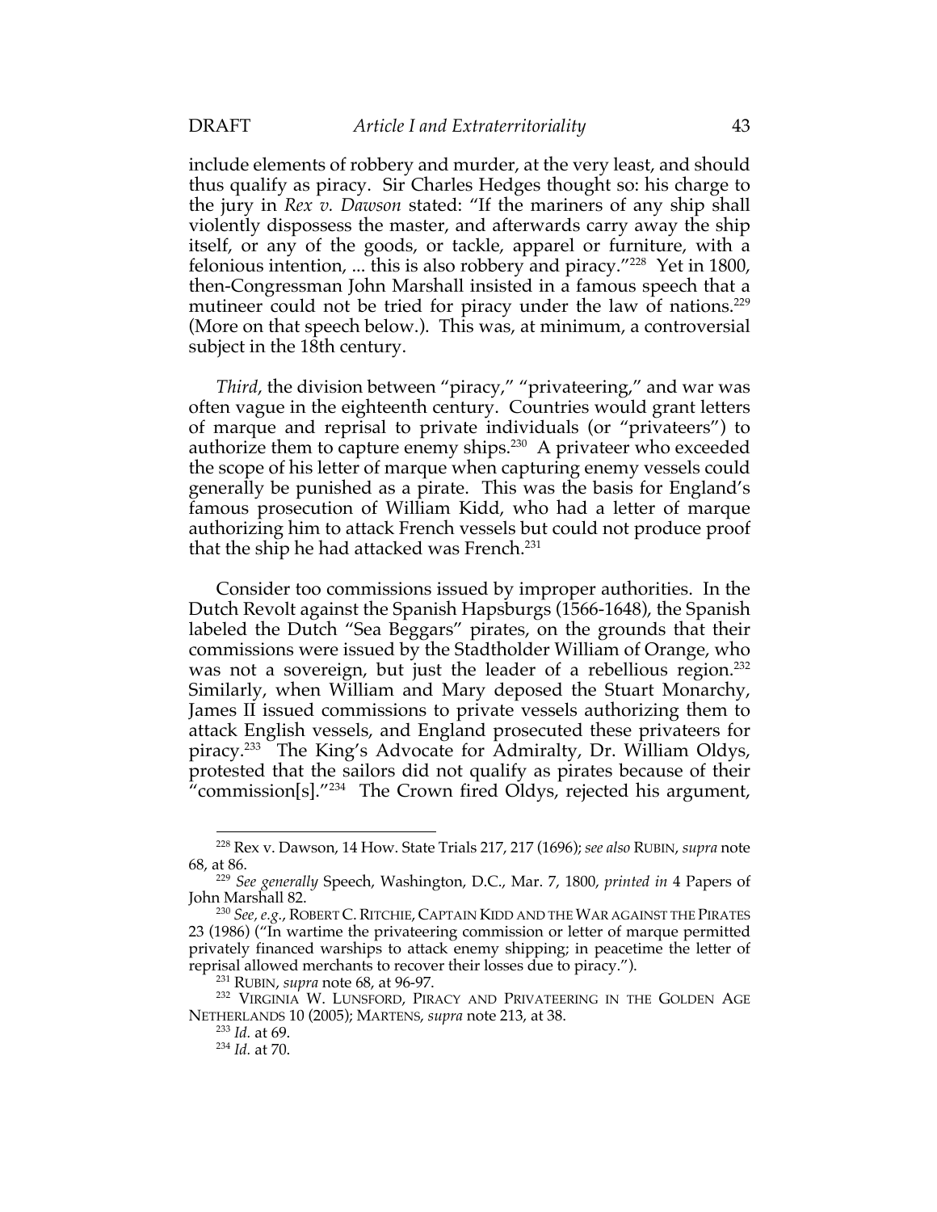include elements of robbery and murder, at the very least, and should thus qualify as piracy. Sir Charles Hedges thought so: his charge to the jury in *Rex v. Dawson* stated: "If the mariners of any ship shall violently dispossess the master, and afterwards carry away the ship itself, or any of the goods, or tackle, apparel or furniture, with a felonious intention, ... this is also robbery and piracy."[228] Yet in 1800, then-Congressman John Marshall insisted in a famous speech that a mutineer could not be tried for piracy under the law of nations.[229] (More on that speech below.). This was, at minimum, a controversial subject in the 18th century.

*Third*, the division between "piracy," "privateering," and war was often vague in the eighteenth century. Countries would grant letters of marque and reprisal to private individuals (or "privateers") to authorize them to capture enemy ships.[230] A privateer who exceeded the scope of his letter of marque when capturing enemy vessels could generally be punished as a pirate. This was the basis for England's famous prosecution of William Kidd, who had a letter of marque authorizing him to attack French vessels but could not produce proof that the ship he had attacked was French.[231]

Consider too commissions issued by improper authorities. In the Dutch Revolt against the Spanish Hapsburgs (1566-1648), the Spanish labeled the Dutch "Sea Beggars" pirates, on the grounds that their commissions were issued by the Stadtholder William of Orange, who was not a sovereign, but just the leader of a rebellious region.[232] Similarly, when William and Mary deposed the Stuart Monarchy, James II issued commissions to private vessels authorizing them to attack English vessels, and England prosecuted these privateers for piracy.[233] The King's Advocate for Admiralty, Dr. William Oldys, protested that the sailors did not qualify as pirates because of their "commission[s]."[234] The Crown fired Oldys, rejected his argument,

---

[228] Rex v. Dawson, 14 How. State Trials 217, 217 (1696); *see also* RUBIN, *supra* note 68, at 86.

[229] *See generally* Speech, Washington, D.C., Mar. 7, 1800, *printed in* 4 Papers of John Marshall 82.

[230] *See, e.g.*, ROBERT C. RITCHIE, CAPTAIN KIDD AND THE WAR AGAINST THE PIRATES 23 (1986) ("In wartime the privateering commission or letter of marque permitted privately financed warships to attack enemy shipping; in peacetime the letter of reprisal allowed merchants to recover their losses due to piracy.").

[231] RUBIN, *supra* note 68, at 96-97.

[232] VIRGINIA W. LUNSFORD, PIRACY AND PRIVATEERING IN THE GOLDEN AGE NETHERLANDS 10 (2005); MARTENS, *supra* note 213, at 38.

[233] *Id.* at 69.

[234] *Id.* at 70.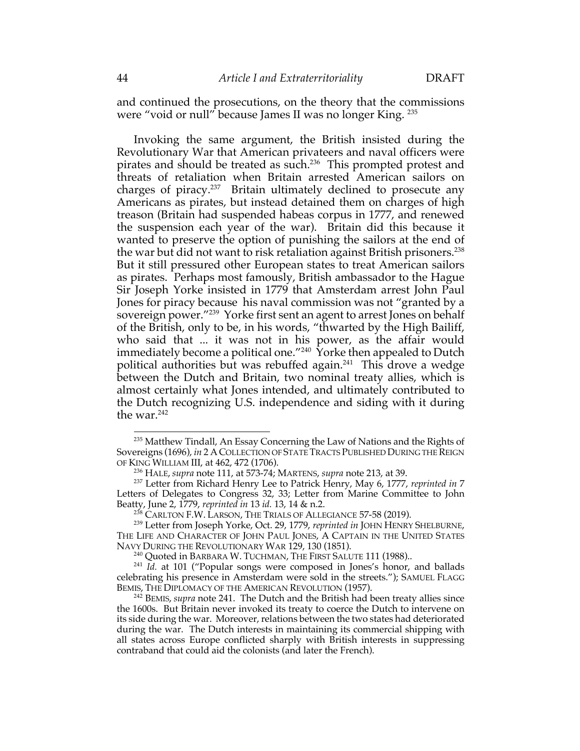and continued the prosecutions, on the theory that the commissions were "void or null" because James II was no longer King. [235]

Invoking the same argument, the British insisted during the Revolutionary War that American privateers and naval officers were pirates and should be treated as such.[236] This prompted protest and threats of retaliation when Britain arrested American sailors on charges of piracy.[237] Britain ultimately declined to prosecute any Americans as pirates, but instead detained them on charges of high treason (Britain had suspended habeas corpus in 1777, and renewed the suspension each year of the war). Britain did this because it wanted to preserve the option of punishing the sailors at the end of the war but did not want to risk retaliation against British prisoners.[238] But it still pressured other European states to treat American sailors as pirates. Perhaps most famously, British ambassador to the Hague Sir Joseph Yorke insisted in 1779 that Amsterdam arrest John Paul Jones for piracy because his naval commission was not "granted by a sovereign power."[239] Yorke first sent an agent to arrest Jones on behalf of the British, only to be, in his words, "thwarted by the High Bailiff, who said that ... it was not in his power, as the affair would immediately become a political one."[240] Yorke then appealed to Dutch political authorities but was rebuffed again.[241] This drove a wedge between the Dutch and Britain, two nominal treaty allies, which is almost certainly what Jones intended, and ultimately contributed to the Dutch recognizing U.S. independence and siding with it during the war.[242]

---

[235] Matthew Tindall, An Essay Concerning the Law of Nations and the Rights of Sovereigns (1696), *in* 2 A COLLECTION OF STATE TRACTS PUBLISHED DURING THE REIGN OF KING WILLIAM III, at 462, 472 (1706).

[236] HALE, *supra* note 111, at 573-74; MARTENS, *supra* note 213, at 39.

[237] Letter from Richard Henry Lee to Patrick Henry, May 6, 1777, *reprinted in* 7 Letters of Delegates to Congress 32, 33; Letter from Marine Committee to John Beatty, June 2, 1779, *reprinted in* 13 *id.* 13, 14 & n.2.

[238] CARLTON F.W. LARSON, THE TRIALS OF ALLEGIANCE 57-58 (2019).

[239] Letter from Joseph Yorke, Oct. 29, 1779, *reprinted in* JOHN HENRY SHELBURNE, THE LIFE AND CHARACTER OF JOHN PAUL JONES, A CAPTAIN IN THE UNITED STATES NAVY DURING THE REVOLUTIONARY WAR 129, 130 (1851).

[240] Quoted in BARBARA W. TUCHMAN, THE FIRST SALUTE 111 (1988)..

[241] *Id.* at 101 ("Popular songs were composed in Jones's honor, and ballads celebrating his presence in Amsterdam were sold in the streets."); SAMUEL FLAGG BEMIS, THE DIPLOMACY OF THE AMERICAN REVOLUTION (1957).

[242] BEMIS, *supra* note 241. The Dutch and the British had been treaty allies since the 1600s. But Britain never invoked its treaty to coerce the Dutch to intervene on its side during the war. Moreover, relations between the two states had deteriorated during the war. The Dutch interests in maintaining its commercial shipping with all states across Europe conflicted sharply with British interests in suppressing contraband that could aid the colonists (and later the French).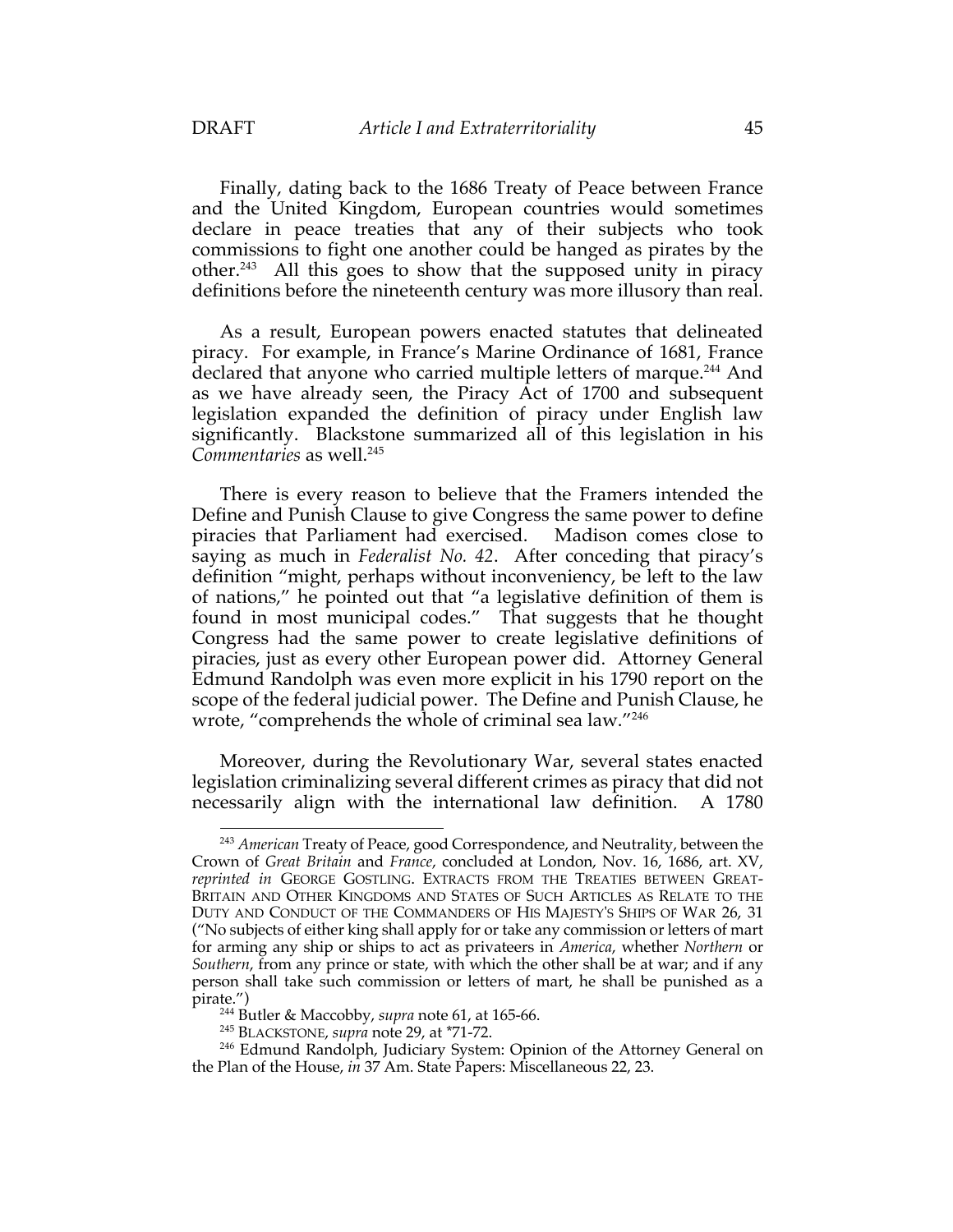Finally, dating back to the 1686 Treaty of Peace between France and the United Kingdom, European countries would sometimes declare in peace treaties that any of their subjects who took commissions to fight one another could be hanged as pirates by the other.[243] All this goes to show that the supposed unity in piracy definitions before the nineteenth century was more illusory than real.

As a result, European powers enacted statutes that delineated piracy. For example, in France's Marine Ordinance of 1681, France declared that anyone who carried multiple letters of marque.[244] And as we have already seen, the Piracy Act of 1700 and subsequent legislation expanded the definition of piracy under English law significantly. Blackstone summarized all of this legislation in his *Commentaries* as well.[245]

There is every reason to believe that the Framers intended the Define and Punish Clause to give Congress the same power to define piracies that Parliament had exercised. Madison comes close to saying as much in *Federalist No. 42*. After conceding that piracy's definition "might, perhaps without inconveniency, be left to the law of nations," he pointed out that "a legislative definition of them is found in most municipal codes." That suggests that he thought Congress had the same power to create legislative definitions of piracies, just as every other European power did. Attorney General Edmund Randolph was even more explicit in his 1790 report on the scope of the federal judicial power. The Define and Punish Clause, he wrote, "comprehends the whole of criminal sea law."[246]

Moreover, during the Revolutionary War, several states enacted legislation criminalizing several different crimes as piracy that did not necessarily align with the international law definition. A 1780

---

[243] *American* Treaty of Peace, good Correspondence, and Neutrality, between the Crown of *Great Britain* and *France*, concluded at London, Nov. 16, 1686, art. XV, *reprinted in* GEORGE GOSTLING. EXTRACTS FROM THE TREATIES BETWEEN GREAT-BRITAIN AND OTHER KINGDOMS AND STATES OF SUCH ARTICLES AS RELATE TO THE DUTY AND CONDUCT OF THE COMMANDERS OF HIS MAJESTY'S SHIPS OF WAR 26, 31 ("No subjects of either king shall apply for or take any commission or letters of mart for arming any ship or ships to act as privateers in *America*, whether *Northern* or *Southern*, from any prince or state, with which the other shall be at war; and if any person shall take such commission or letters of mart, he shall be punished as a pirate.")

[244] Butler & Maccobby, *supra* note 61, at 165-66.

[245] BLACKSTONE, *supra* note 29, at *71-72.

[246] Edmund Randolph, Judiciary System: Opinion of the Attorney General on the Plan of the House, *in* 37 Am. State Papers: Miscellaneous 22, 23.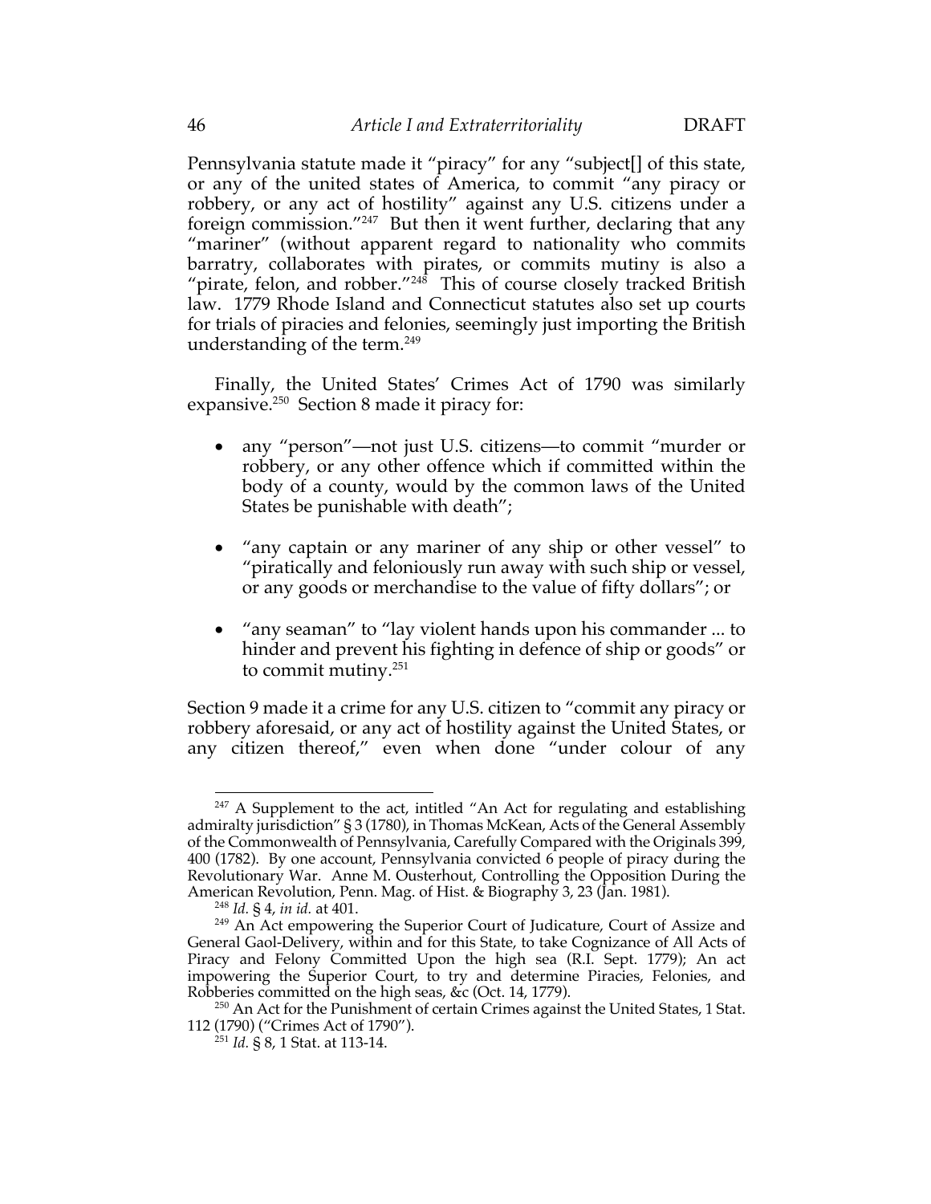Pennsylvania statute made it "piracy" for any "subject[] of this state, or any of the united states of America, to commit "any piracy or robbery, or any act of hostility" against any U.S. citizens under a foreign commission."[247] But then it went further, declaring that any "mariner" (without apparent regard to nationality who commits barratry, collaborates with pirates, or commits mutiny is also a "pirate, felon, and robber."[248] This of course closely tracked British law. 1779 Rhode Island and Connecticut statutes also set up courts for trials of piracies and felonies, seemingly just importing the British understanding of the term.[249]

Finally, the United States' Crimes Act of 1790 was similarly expansive.[250] Section 8 made it piracy for:

- any "person"—not just U.S. citizens—to commit "murder or robbery, or any other offence which if committed within the body of a county, would by the common laws of the United States be punishable with death";
- "any captain or any mariner of any ship or other vessel" to "piratically and feloniously run away with such ship or vessel, or any goods or merchandise to the value of fifty dollars"; or
- "any seaman" to "lay violent hands upon his commander ... to hinder and prevent his fighting in defence of ship or goods" or to commit mutiny.[251]

Section 9 made it a crime for any U.S. citizen to "commit any piracy or robbery aforesaid, or any act of hostility against the United States, or any citizen thereof," even when done "under colour of any

---

[247] A Supplement to the act, intitled "An Act for regulating and establishing admiralty jurisdiction" § 3 (1780), in Thomas McKean, Acts of the General Assembly of the Commonwealth of Pennsylvania, Carefully Compared with the Originals 399, 400 (1782). By one account, Pennsylvania convicted 6 people of piracy during the Revolutionary War. Anne M. Ousterhout, Controlling the Opposition During the American Revolution, Penn. Mag. of Hist. & Biography 3, 23 (Jan. 1981).

[248] *Id.* § 4, *in id.* at 401.

[249] An Act empowering the Superior Court of Judicature, Court of Assize and General Gaol-Delivery, within and for this State, to take Cognizance of All Acts of Piracy and Felony Committed Upon the high sea (R.I. Sept. 1779); An act impowering the Superior Court, to try and determine Piracies, Felonies, and Robberies committed on the high seas, &c (Oct. 14, 1779).

[250] An Act for the Punishment of certain Crimes against the United States, 1 Stat. 112 (1790) ("Crimes Act of 1790").

[251] *Id.* § 8, 1 Stat. at 113-14.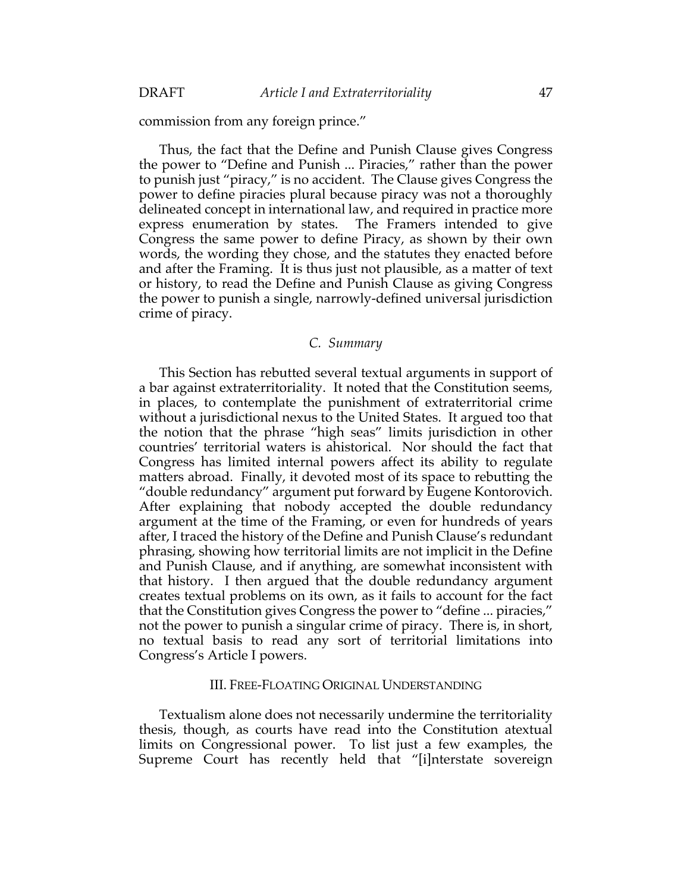commission from any foreign prince."

Thus, the fact that the Define and Punish Clause gives Congress the power to "Define and Punish ... Piracies," rather than the power to punish just "piracy," is no accident. The Clause gives Congress the power to define piracies plural because piracy was not a thoroughly delineated concept in international law, and required in practice more express enumeration by states. The Framers intended to give Congress the same power to define Piracy, as shown by their own words, the wording they chose, and the statutes they enacted before and after the Framing. It is thus just not plausible, as a matter of text or history, to read the Define and Punish Clause as giving Congress the power to punish a single, narrowly-defined universal jurisdiction crime of piracy.

### *C. Summary*

This Section has rebutted several textual arguments in support of a bar against extraterritoriality. It noted that the Constitution seems, in places, to contemplate the punishment of extraterritorial crime without a jurisdictional nexus to the United States. It argued too that the notion that the phrase "high seas" limits jurisdiction in other countries' territorial waters is ahistorical. Nor should the fact that Congress has limited internal powers affect its ability to regulate matters abroad. Finally, it devoted most of its space to rebutting the "double redundancy" argument put forward by Eugene Kontorovich. After explaining that nobody accepted the double redundancy argument at the time of the Framing, or even for hundreds of years after, I traced the history of the Define and Punish Clause's redundant phrasing, showing how territorial limits are not implicit in the Define and Punish Clause, and if anything, are somewhat inconsistent with that history. I then argued that the double redundancy argument creates textual problems on its own, as it fails to account for the fact that the Constitution gives Congress the power to "define ... piracies," not the power to punish a singular crime of piracy. There is, in short, no textual basis to read any sort of territorial limitations into Congress's Article I powers.

## III. FREE-FLOATING ORIGINAL UNDERSTANDING

Textualism alone does not necessarily undermine the territoriality thesis, though, as courts have read into the Constitution atextual limits on Congressional power. To list just a few examples, the Supreme Court has recently held that "[i]nterstate sovereign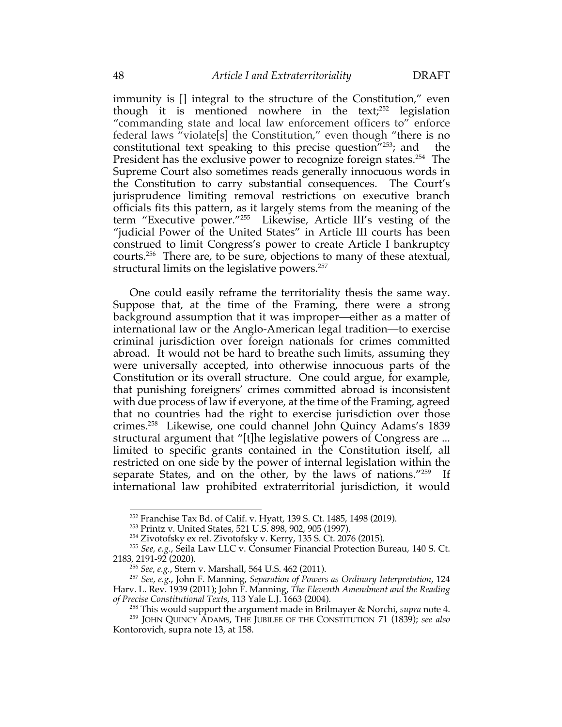immunity is [] integral to the structure of the Constitution," even though it is mentioned nowhere in the text;[252] legislation "commanding state and local law enforcement officers to" enforce federal laws "violate[s] the Constitution," even though "there is no constitutional text speaking to this precise question"[253]; and the President has the exclusive power to recognize foreign states.[254] The Supreme Court also sometimes reads generally innocuous words in the Constitution to carry substantial consequences. The Court's jurisprudence limiting removal restrictions on executive branch officials fits this pattern, as it largely stems from the meaning of the term "Executive power."[255] Likewise, Article III's vesting of the "judicial Power of the United States" in Article III courts has been construed to limit Congress's power to create Article I bankruptcy courts.[256] There are, to be sure, objections to many of these atextual, structural limits on the legislative powers.[257]

One could easily reframe the territoriality thesis the same way. Suppose that, at the time of the Framing, there were a strong background assumption that it was improper—either as a matter of international law or the Anglo-American legal tradition—to exercise criminal jurisdiction over foreign nationals for crimes committed abroad. It would not be hard to breathe such limits, assuming they were universally accepted, into otherwise innocuous parts of the Constitution or its overall structure. One could argue, for example, that punishing foreigners' crimes committed abroad is inconsistent with due process of law if everyone, at the time of the Framing, agreed that no countries had the right to exercise jurisdiction over those crimes.[258] Likewise, one could channel John Quincy Adams's 1839 structural argument that "[t]he legislative powers of Congress are ... limited to specific grants contained in the Constitution itself, all restricted on one side by the power of internal legislation within the separate States, and on the other, by the laws of nations."[259] If international law prohibited extraterritorial jurisdiction, it would

---

[252] Franchise Tax Bd. of Calif. v. Hyatt, 139 S. Ct. 1485, 1498 (2019).

[253] Printz v. United States, 521 U.S. 898, 902, 905 (1997).

[254] Zivotofsky ex rel. Zivotofsky v. Kerry, 135 S. Ct. 2076 (2015).

[255] *See, e.g.*, Seila Law LLC v. Consumer Financial Protection Bureau, 140 S. Ct. 2183, 2191-92 (2020).

[256] *See, e.g.*, Stern v. Marshall, 564 U.S. 462 (2011).

[257] *See, e.g.*, John F. Manning, *Separation of Powers as Ordinary Interpretation*, 124 Harv. L. Rev. 1939 (2011); John F. Manning, *The Eleventh Amendment and the Reading of Precise Constitutional Texts*, 113 Yale L.J. 1663 (2004).

[258] This would support the argument made in Brilmayer & Norchi, *supra* note 4.

[259] JOHN QUINCY ADAMS, THE JUBILEE OF THE CONSTITUTION 71 (1839); *see also* Kontorovich, supra note 13, at 158.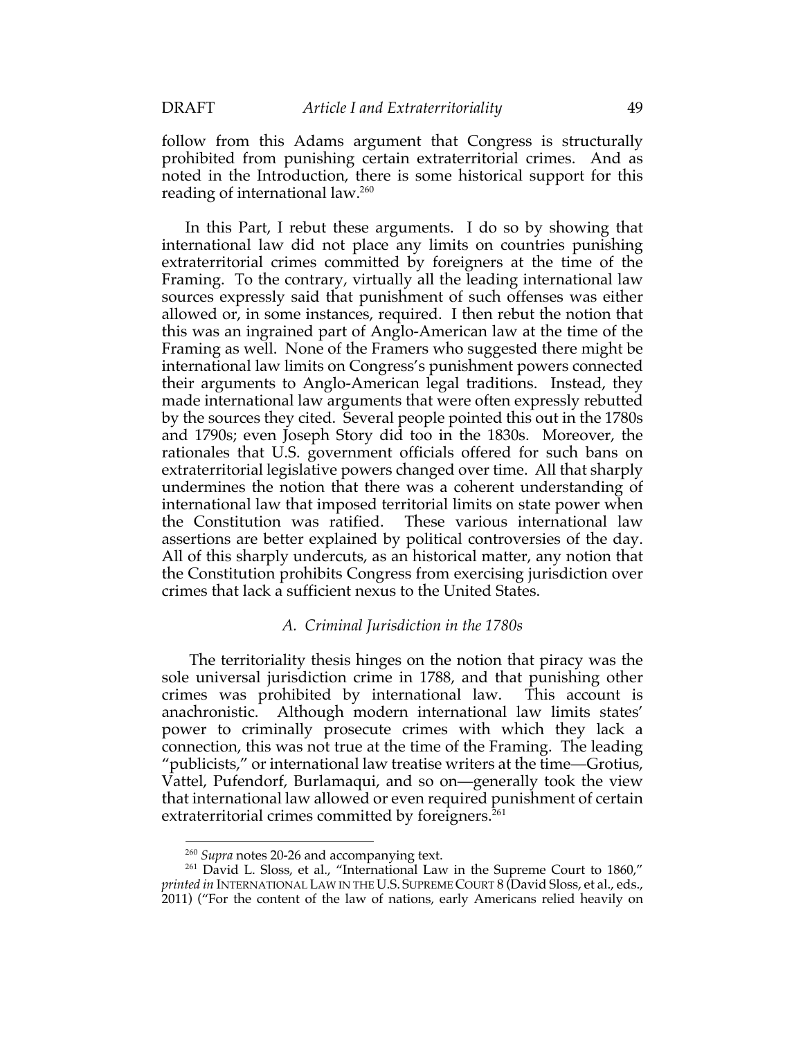follow from this Adams argument that Congress is structurally prohibited from punishing certain extraterritorial crimes. And as noted in the Introduction, there is some historical support for this reading of international law.[260]

In this Part, I rebut these arguments. I do so by showing that international law did not place any limits on countries punishing extraterritorial crimes committed by foreigners at the time of the Framing. To the contrary, virtually all the leading international law sources expressly said that punishment of such offenses was either allowed or, in some instances, required. I then rebut the notion that this was an ingrained part of Anglo-American law at the time of the Framing as well. None of the Framers who suggested there might be international law limits on Congress's punishment powers connected their arguments to Anglo-American legal traditions. Instead, they made international law arguments that were often expressly rebutted by the sources they cited. Several people pointed this out in the 1780s and 1790s; even Joseph Story did too in the 1830s. Moreover, the rationales that U.S. government officials offered for such bans on extraterritorial legislative powers changed over time. All that sharply undermines the notion that there was a coherent understanding of international law that imposed territorial limits on state power when the Constitution was ratified. These various international law assertions are better explained by political controversies of the day. All of this sharply undercuts, as an historical matter, any notion that the Constitution prohibits Congress from exercising jurisdiction over crimes that lack a sufficient nexus to the United States.

### *A. Criminal Jurisdiction in the 1780s*

The territoriality thesis hinges on the notion that piracy was the sole universal jurisdiction crime in 1788, and that punishing other crimes was prohibited by international law. This account is anachronistic. Although modern international law limits states' power to criminally prosecute crimes with which they lack a connection, this was not true at the time of the Framing. The leading "publicists," or international law treatise writers at the time—Grotius, Vattel, Pufendorf, Burlamaqui, and so on—generally took the view that international law allowed or even required punishment of certain extraterritorial crimes committed by foreigners.[261]

---

[260] *Supra* notes 20-26 and accompanying text.

[261] David L. Sloss, et al., "International Law in the Supreme Court to 1860," *printed in* INTERNATIONAL LAW IN THE U.S. SUPREME COURT 8 (David Sloss, et al., eds., 2011) ("For the content of the law of nations, early Americans relied heavily on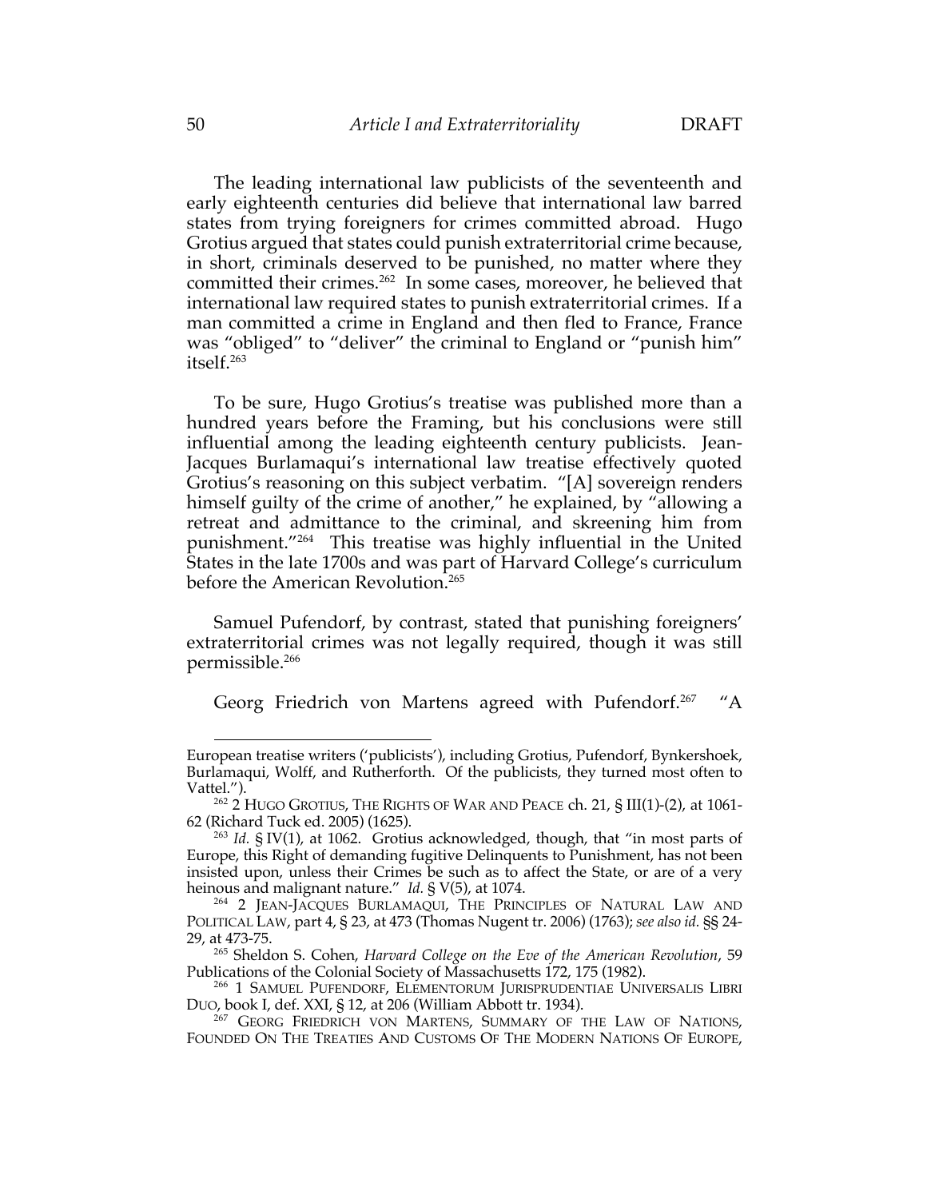The leading international law publicists of the seventeenth and early eighteenth centuries did believe that international law barred states from trying foreigners for crimes committed abroad. Hugo Grotius argued that states could punish extraterritorial crime because, in short, criminals deserved to be punished, no matter where they committed their crimes.[262] In some cases, moreover, he believed that international law required states to punish extraterritorial crimes. If a man committed a crime in England and then fled to France, France was "obliged" to "deliver" the criminal to England or "punish him" itself.[263]

To be sure, Hugo Grotius's treatise was published more than a hundred years before the Framing, but his conclusions were still influential among the leading eighteenth century publicists. Jean-Jacques Burlamaqui's international law treatise effectively quoted Grotius's reasoning on this subject verbatim. "[A] sovereign renders himself guilty of the crime of another," he explained, by "allowing a retreat and admittance to the criminal, and skreening him from punishment."[264] This treatise was highly influential in the United States in the late 1700s and was part of Harvard College's curriculum before the American Revolution.[265]

Samuel Pufendorf, by contrast, stated that punishing foreigners' extraterritorial crimes was not legally required, though it was still permissible.[266]

Georg Friedrich von Martens agreed with Pufendorf.[267] "A

---

European treatise writers ('publicists'), including Grotius, Pufendorf, Bynkershoek, Burlamaqui, Wolff, and Rutherforth. Of the publicists, they turned most often to Vattel.").

[262] 2 HUGO GROTIUS, THE RIGHTS OF WAR AND PEACE ch. 21, § III(1)-(2), at 1061-62 (Richard Tuck ed. 2005) (1625).

[263] *Id.* § IV(1), at 1062. Grotius acknowledged, though, that "in most parts of Europe, this Right of demanding fugitive Delinquents to Punishment, has not been insisted upon, unless their Crimes be such as to affect the State, or are of a very heinous and malignant nature." *Id.* § V(5), at 1074.

[264] 2 JEAN-JACQUES BURLAMAQUI, THE PRINCIPLES OF NATURAL LAW AND POLITICAL LAW, part 4, § 23, at 473 (Thomas Nugent tr. 2006) (1763); *see also id.* §§ 24-29, at 473-75.

[265] Sheldon S. Cohen, *Harvard College on the Eve of the American Revolution*, 59 Publications of the Colonial Society of Massachusetts 172, 175 (1982).

[266] 1 SAMUEL PUFENDORF, ELEMENTORUM JURISPRUDENTIAE UNIVERSALIS LIBRI DUO, book I, def. XXI, § 12, at 206 (William Abbott tr. 1934).

[267] GEORG FRIEDRICH VON MARTENS, SUMMARY OF THE LAW OF NATIONS, FOUNDED ON THE TREATIES AND CUSTOMS OF THE MODERN NATIONS OF EUROPE,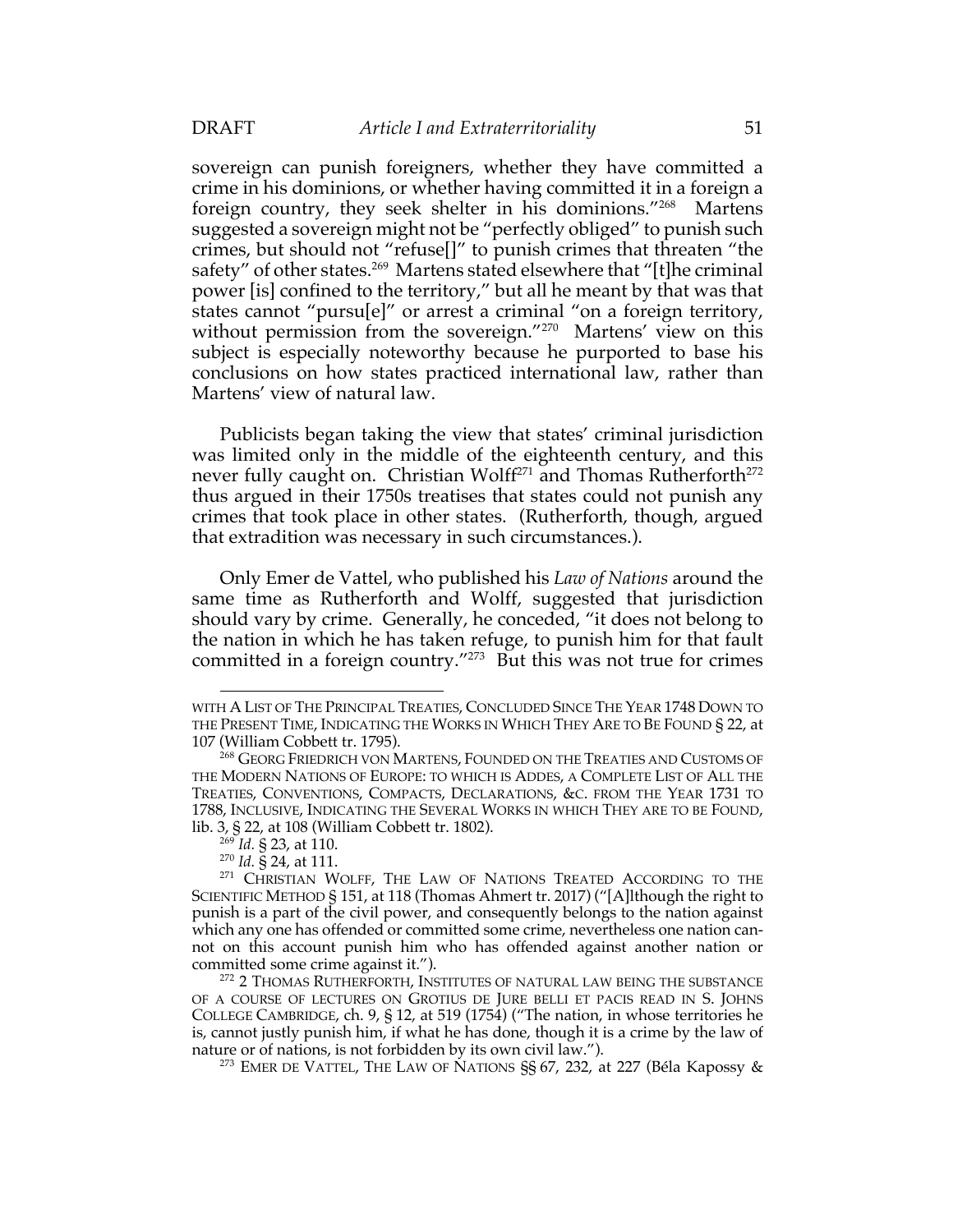sovereign can punish foreigners, whether they have committed a crime in his dominions, or whether having committed it in a foreign a foreign country, they seek shelter in his dominions."[268] Martens suggested a sovereign might not be "perfectly obliged" to punish such crimes, but should not "refuse[]" to punish crimes that threaten "the safety" of other states.[269] Martens stated elsewhere that "[t]he criminal power [is] confined to the territory," but all he meant by that was that states cannot "pursu[e]" or arrest a criminal "on a foreign territory, without permission from the sovereign."[270] Martens' view on this subject is especially noteworthy because he purported to base his conclusions on how states practiced international law, rather than Martens' view of natural law.

Publicists began taking the view that states' criminal jurisdiction was limited only in the middle of the eighteenth century, and this never fully caught on. Christian Wolff[271] and Thomas Rutherforth[272] thus argued in their 1750s treatises that states could not punish any crimes that took place in other states. (Rutherforth, though, argued that extradition was necessary in such circumstances.).

Only Emer de Vattel, who published his *Law of Nations* around the same time as Rutherforth and Wolff, suggested that jurisdiction should vary by crime. Generally, he conceded, "it does not belong to the nation in which he has taken refuge, to punish him for that fault committed in a foreign country."[273] But this was not true for crimes

---

WITH A LIST OF THE PRINCIPAL TREATIES, CONCLUDED SINCE THE YEAR 1748 DOWN TO THE PRESENT TIME, INDICATING THE WORKS IN WHICH THEY ARE TO BE FOUND § 22, at 107 (William Cobbett tr. 1795).

[268] GEORG FRIEDRICH VON MARTENS, FOUNDED ON THE TREATIES AND CUSTOMS OF THE MODERN NATIONS OF EUROPE: TO WHICH IS ADDES, A COMPLETE LIST OF ALL THE TREATIES, CONVENTIONS, COMPACTS, DECLARATIONS, &C. FROM THE YEAR 1731 TO 1788, INCLUSIVE, INDICATING THE SEVERAL WORKS IN WHICH THEY ARE TO BE FOUND, lib. 3, § 22, at 108 (William Cobbett tr. 1802).

[269] *Id.* § 23, at 110.

[270] *Id.* § 24, at 111.

[271] CHRISTIAN WOLFF, THE LAW OF NATIONS TREATED ACCORDING TO THE SCIENTIFIC METHOD § 151, at 118 (Thomas Ahmert tr. 2017) ("[A]lthough the right to punish is a part of the civil power, and consequently belongs to the nation against which any one has offended or committed some crime, nevertheless one nation cannot on this account punish him who has offended against another nation or committed some crime against it.").

[272] 2 THOMAS RUTHERFORTH, INSTITUTES OF NATURAL LAW BEING THE SUBSTANCE OF A COURSE OF LECTURES ON GROTIUS DE JURE BELLI ET PACIS READ IN S. JOHNS COLLEGE CAMBRIDGE, ch. 9, § 12, at 519 (1754) ("The nation, in whose territories he is, cannot justly punish him, if what he has done, though it is a crime by the law of nature or of nations, is not forbidden by its own civil law.").

[273] EMER DE VATTEL, THE LAW OF NATIONS §§ 67, 232, at 227 (Béla Kapossy &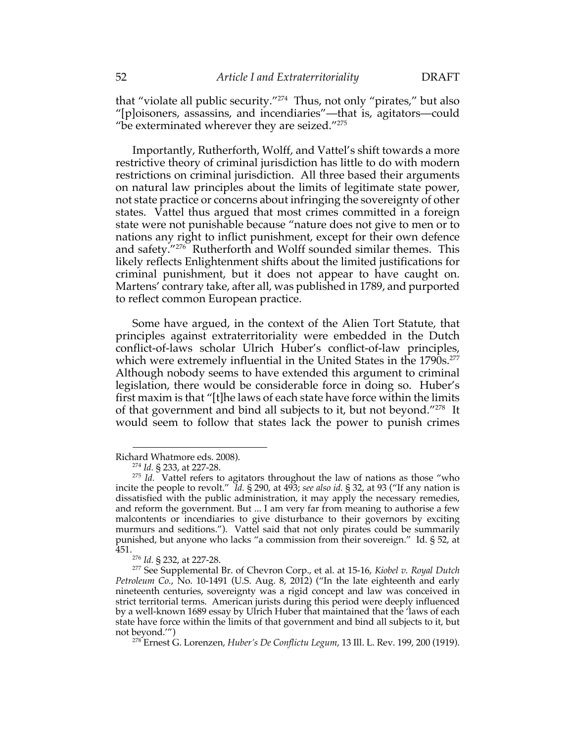that "violate all public security."[274] Thus, not only "pirates," but also "[p]oisoners, assassins, and incendiaries"—that is, agitators—could "be exterminated wherever they are seized."[275]

Importantly, Rutherforth, Wolff, and Vattel's shift towards a more restrictive theory of criminal jurisdiction has little to do with modern restrictions on criminal jurisdiction. All three based their arguments on natural law principles about the limits of legitimate state power, not state practice or concerns about infringing the sovereignty of other states. Vattel thus argued that most crimes committed in a foreign state were not punishable because "nature does not give to men or to nations any right to inflict punishment, except for their own defence and safety."[276] Rutherforth and Wolff sounded similar themes. This likely reflects Enlightenment shifts about the limited justifications for criminal punishment, but it does not appear to have caught on. Martens' contrary take, after all, was published in 1789, and purported to reflect common European practice.

Some have argued, in the context of the Alien Tort Statute, that principles against extraterritoriality were embedded in the Dutch conflict-of-laws scholar Ulrich Huber's conflict-of-law principles, which were extremely influential in the United States in the 1790s.[277] Although nobody seems to have extended this argument to criminal legislation, there would be considerable force in doing so. Huber's first maxim is that "[t]he laws of each state have force within the limits of that government and bind all subjects to it, but not beyond."[278] It would seem to follow that states lack the power to punish crimes

---

Richard Whatmore eds. 2008).

[274] *Id.* § 233, at 227-28.

[275] *Id.* Vattel refers to agitators throughout the law of nations as those "who incite the people to revolt." *Id.* § 290, at 493; *see also id.* § 32, at 93 ("If any nation is dissatisfied with the public administration, it may apply the necessary remedies, and reform the government. But ... I am very far from meaning to authorise a few malcontents or incendiaries to give disturbance to their governors by exciting murmurs and seditions."). Vattel said that not only pirates could be summarily punished, but anyone who lacks "a commission from their sovereign." Id. § 52, at 451.

[276] *Id.* § 232, at 227-28.

[277] See Supplemental Br. of Chevron Corp., et al. at 15-16, *Kiobel v. Royal Dutch Petroleum Co.*, No. 10-1491 (U.S. Aug. 8, 2012) ("In the late eighteenth and early nineteenth centuries, sovereignty was a rigid concept and law was conceived in strict territorial terms. American jurists during this period were deeply influenced by a well-known 1689 essay by Ulrich Huber that maintained that the 'laws of each state have force within the limits of that government and bind all subjects to it, but not beyond.'")

[278] Ernest G. Lorenzen, *Huber's De Conflictu Legum*, 13 Ill. L. Rev. 199, 200 (1919).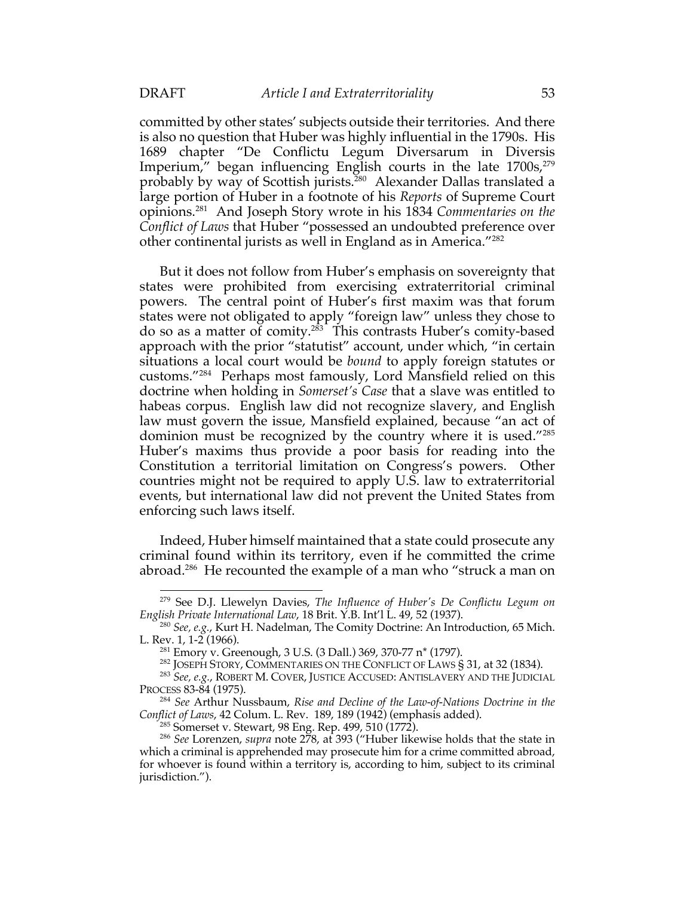committed by other states' subjects outside their territories. And there is also no question that Huber was highly influential in the 1790s. His 1689 chapter "De Conflictu Legum Diversarum in Diversis Imperium," began influencing English courts in the late 1700s,[279] probably by way of Scottish jurists.[280] Alexander Dallas translated a large portion of Huber in a footnote of his *Reports* of Supreme Court opinions.[281] And Joseph Story wrote in his 1834 *Commentaries on the Conflict of Laws* that Huber "possessed an undoubted preference over other continental jurists as well in England as in America."[282]

But it does not follow from Huber's emphasis on sovereignty that states were prohibited from exercising extraterritorial criminal powers. The central point of Huber's first maxim was that forum states were not obligated to apply "foreign law" unless they chose to do so as a matter of comity.[283] This contrasts Huber's comity-based approach with the prior "statutist" account, under which, "in certain situations a local court would be *bound* to apply foreign statutes or customs."[284] Perhaps most famously, Lord Mansfield relied on this doctrine when holding in *Somerset's Case* that a slave was entitled to habeas corpus. English law did not recognize slavery, and English law must govern the issue, Mansfield explained, because "an act of dominion must be recognized by the country where it is used."[285] Huber's maxims thus provide a poor basis for reading into the Constitution a territorial limitation on Congress's powers. Other countries might not be required to apply U.S. law to extraterritorial events, but international law did not prevent the United States from enforcing such laws itself.

Indeed, Huber himself maintained that a state could prosecute any criminal found within its territory, even if he committed the crime abroad.[286] He recounted the example of a man who "struck a man on

---

[279] See D.J. Llewelyn Davies, *The Influence of Huber's De Conflictu Legum on English Private International Law*, 18 Brit. Y.B. Int'l L. 49, 52 (1937).

[280] *See, e.g.*, Kurt H. Nadelman, The Comity Doctrine: An Introduction, 65 Mich. L. Rev. 1, 1-2 (1966).

[281] Emory v. Greenough, 3 U.S. (3 Dall.) 369, 370-77 n* (1797).

[282] JOSEPH STORY, COMMENTARIES ON THE CONFLICT OF LAWS § 31, at 32 (1834).

[283] *See, e.g.*, ROBERT M. COVER, JUSTICE ACCUSED: ANTISLAVERY AND THE JUDICIAL PROCESS 83-84 (1975).

[284] *See* Arthur Nussbaum, *Rise and Decline of the Law-of-Nations Doctrine in the Conflict of Laws*, 42 Colum. L. Rev. 189, 189 (1942) (emphasis added).

[285] Somerset v. Stewart, 98 Eng. Rep. 499, 510 (1772).

[286] *See* Lorenzen, *supra* note 278, at 393 ("Huber likewise holds that the state in which a criminal is apprehended may prosecute him for a crime committed abroad, for whoever is found within a territory is, according to him, subject to its criminal jurisdiction.").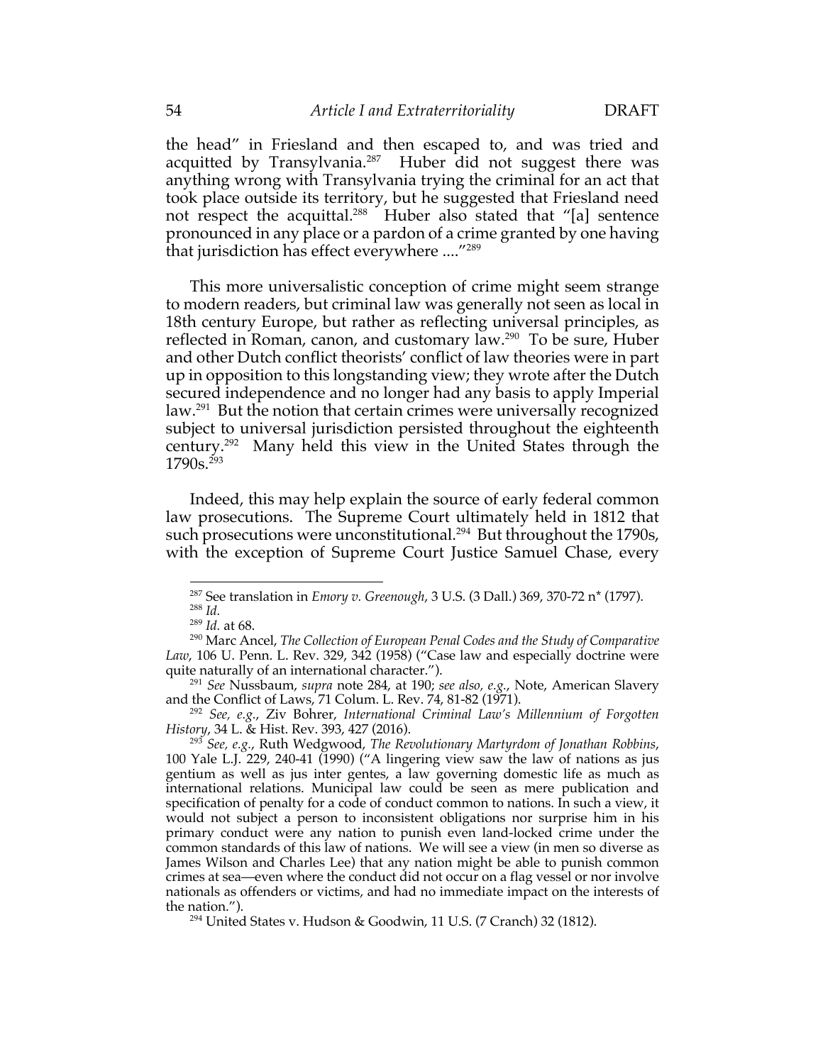the head" in Friesland and then escaped to, and was tried and acquitted by Transylvania.[287] Huber did not suggest there was anything wrong with Transylvania trying the criminal for an act that took place outside its territory, but he suggested that Friesland need not respect the acquittal.[288] Huber also stated that "[a] sentence pronounced in any place or a pardon of a crime granted by one having that jurisdiction has effect everywhere ...."[289]

This more universalistic conception of crime might seem strange to modern readers, but criminal law was generally not seen as local in 18th century Europe, but rather as reflecting universal principles, as reflected in Roman, canon, and customary law.[290] To be sure, Huber and other Dutch conflict theorists' conflict of law theories were in part up in opposition to this longstanding view; they wrote after the Dutch secured independence and no longer had any basis to apply Imperial law.[291] But the notion that certain crimes were universally recognized subject to universal jurisdiction persisted throughout the eighteenth century.[292] Many held this view in the United States through the 1790s.[293]

Indeed, this may help explain the source of early federal common law prosecutions. The Supreme Court ultimately held in 1812 that such prosecutions were unconstitutional.[294] But throughout the 1790s, with the exception of Supreme Court Justice Samuel Chase, every

---

[287] See translation in *Emory v. Greenough*, 3 U.S. (3 Dall.) 369, 370-72 n* (1797).

[288] *Id.*

[289] *Id.* at 68.

[290] Marc Ancel, *The Collection of European Penal Codes and the Study of Comparative Law*, 106 U. Penn. L. Rev. 329, 342 (1958) ("Case law and especially doctrine were quite naturally of an international character.").

[291] *See* Nussbaum, *supra* note 284, at 190; *see also, e.g.*, Note, American Slavery and the Conflict of Laws, 71 Colum. L. Rev. 74, 81-82 (1971).

[292] *See, e.g.*, Ziv Bohrer, *International Criminal Law's Millennium of Forgotten History*, 34 L. & Hist. Rev. 393, 427 (2016).

[293] *See, e.g.*, Ruth Wedgwood, *The Revolutionary Martyrdom of Jonathan Robbins*, 100 Yale L.J. 229, 240-41 (1990) ("A lingering view saw the law of nations as jus gentium as well as jus inter gentes, a law governing domestic life as much as international relations. Municipal law could be seen as mere publication and specification of penalty for a code of conduct common to nations. In such a view, it would not subject a person to inconsistent obligations nor surprise him in his primary conduct were any nation to punish even land-locked crime under the common standards of this law of nations. We will see a view (in men so diverse as James Wilson and Charles Lee) that any nation might be able to punish common crimes at sea—even where the conduct did not occur on a flag vessel or nor involve nationals as offenders or victims, and had no immediate impact on the interests of the nation.").

[294] United States v. Hudson & Goodwin, 11 U.S. (7 Cranch) 32 (1812).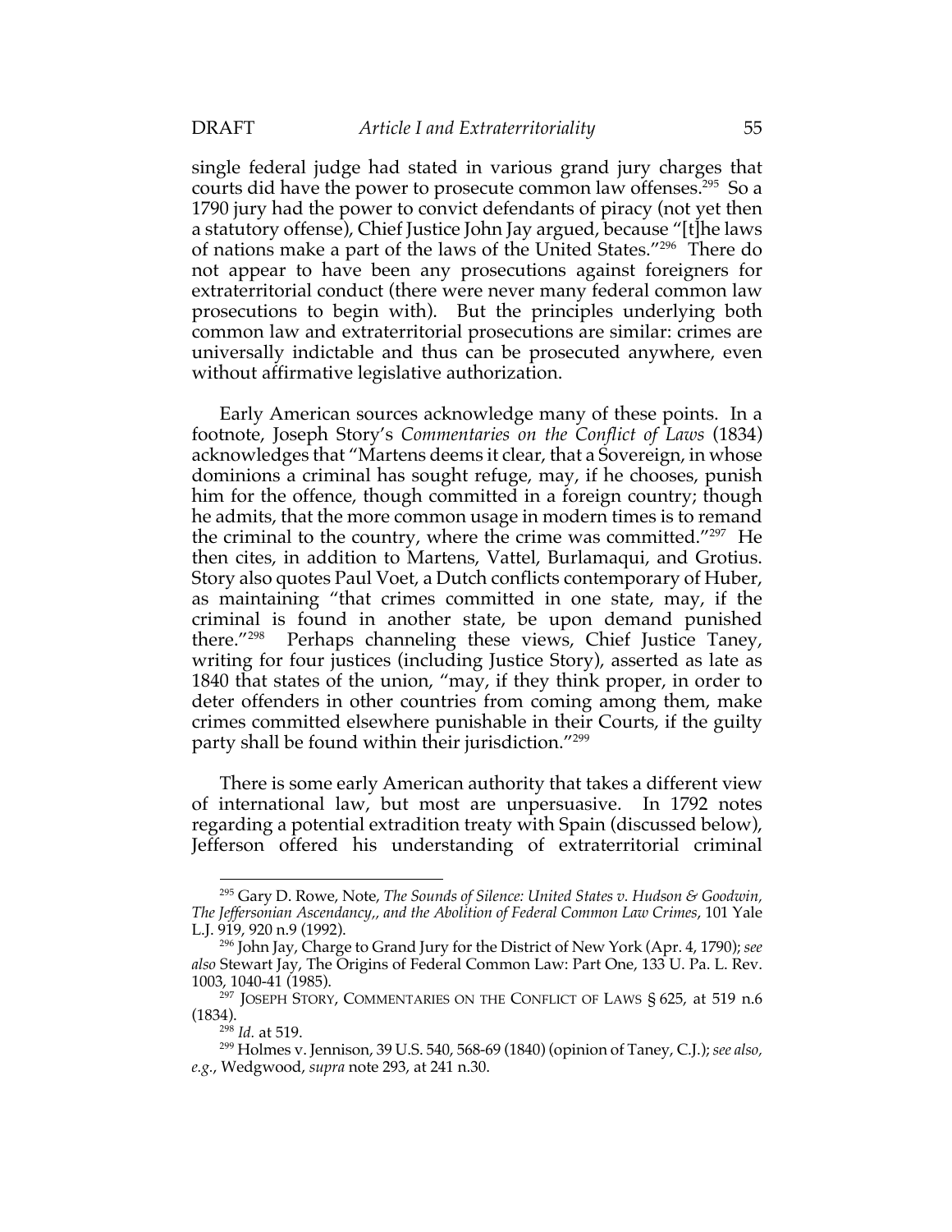single federal judge had stated in various grand jury charges that courts did have the power to prosecute common law offenses.[295] So a 1790 jury had the power to convict defendants of piracy (not yet then a statutory offense), Chief Justice John Jay argued, because "[t]he laws of nations make a part of the laws of the United States."[296] There do not appear to have been any prosecutions against foreigners for extraterritorial conduct (there were never many federal common law prosecutions to begin with). But the principles underlying both common law and extraterritorial prosecutions are similar: crimes are universally indictable and thus can be prosecuted anywhere, even without affirmative legislative authorization.

Early American sources acknowledge many of these points. In a footnote, Joseph Story's *Commentaries on the Conflict of Laws* (1834) acknowledges that "Martens deems it clear, that a Sovereign, in whose dominions a criminal has sought refuge, may, if he chooses, punish him for the offence, though committed in a foreign country; though he admits, that the more common usage in modern times is to remand the criminal to the country, where the crime was committed."[297] He then cites, in addition to Martens, Vattel, Burlamaqui, and Grotius. Story also quotes Paul Voet, a Dutch conflicts contemporary of Huber, as maintaining "that crimes committed in one state, may, if the criminal is found in another state, be upon demand punished there."[298] Perhaps channeling these views, Chief Justice Taney, writing for four justices (including Justice Story), asserted as late as 1840 that states of the union, "may, if they think proper, in order to deter offenders in other countries from coming among them, make crimes committed elsewhere punishable in their Courts, if the guilty party shall be found within their jurisdiction."[299]

There is some early American authority that takes a different view of international law, but most are unpersuasive. In 1792 notes regarding a potential extradition treaty with Spain (discussed below), Jefferson offered his understanding of extraterritorial criminal

---

[295] Gary D. Rowe, Note, *The Sounds of Silence: United States v. Hudson & Goodwin, The Jeffersonian Ascendancy,, and the Abolition of Federal Common Law Crimes*, 101 Yale L.J. 919, 920 n.9 (1992).

[296] John Jay, Charge to Grand Jury for the District of New York (Apr. 4, 1790); *see also* Stewart Jay, The Origins of Federal Common Law: Part One, 133 U. Pa. L. Rev. 1003, 1040-41 (1985).

[297] JOSEPH STORY, COMMENTARIES ON THE CONFLICT OF LAWS § 625, at 519 n.6 (1834).

[298] *Id.* at 519.

[299] Holmes v. Jennison, 39 U.S. 540, 568-69 (1840) (opinion of Taney, C.J.); *see also, e.g.*, Wedgwood, *supra* note 293, at 241 n.30.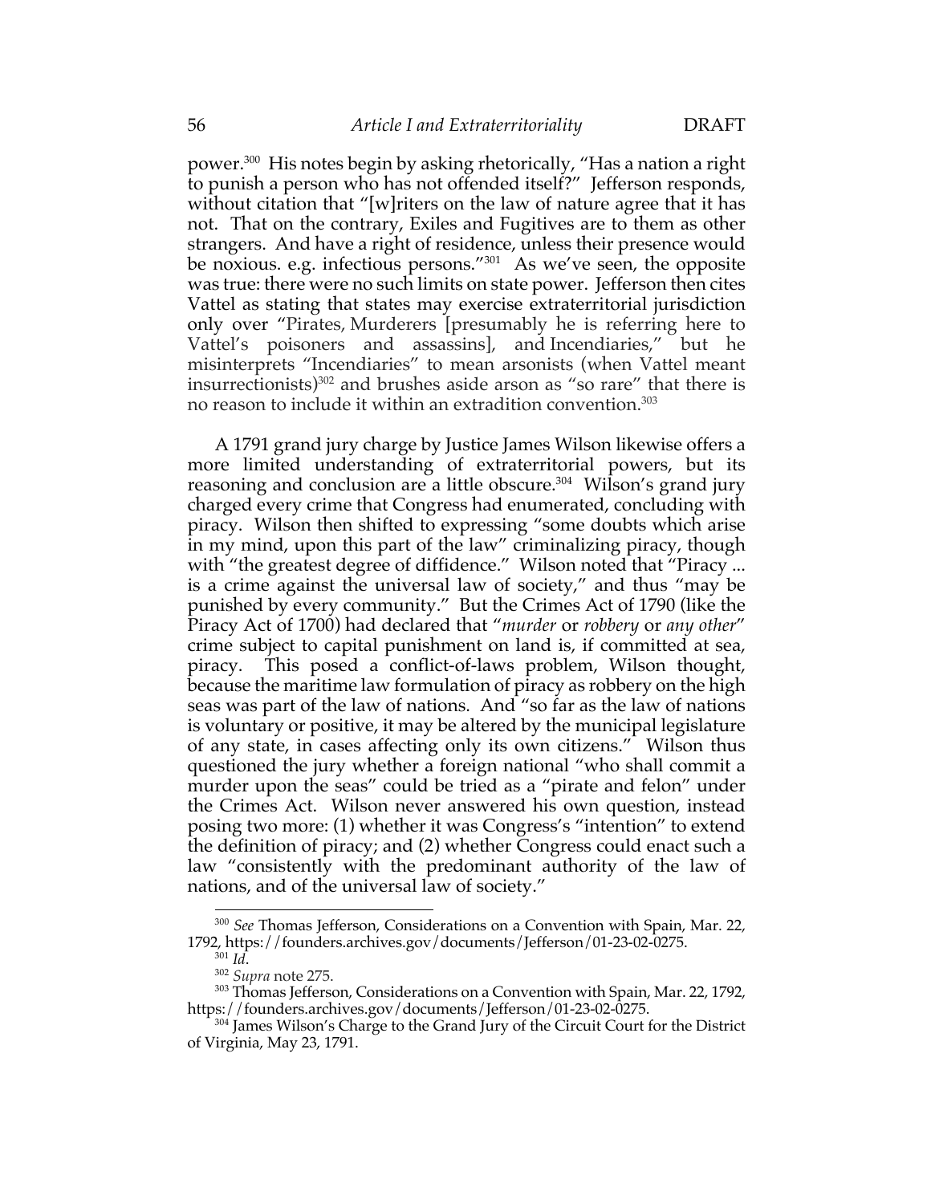power.[300] His notes begin by asking rhetorically, "Has a nation a right to punish a person who has not offended itself?" Jefferson responds, without citation that "[w]riters on the law of nature agree that it has not. That on the contrary, Exiles and Fugitives are to them as other strangers. And have a right of residence, unless their presence would be noxious. e.g. infectious persons."[301] As we've seen, the opposite was true: there were no such limits on state power. Jefferson then cites Vattel as stating that states may exercise extraterritorial jurisdiction only over "Pirates, Murderers [presumably he is referring here to Vattel's poisoners and assassins], and Incendiaries," but he misinterprets "Incendiaries" to mean arsonists (when Vattel meant insurrectionists)[302] and brushes aside arson as "so rare" that there is no reason to include it within an extradition convention.[303]

A 1791 grand jury charge by Justice James Wilson likewise offers a more limited understanding of extraterritorial powers, but its reasoning and conclusion are a little obscure.[304] Wilson's grand jury charged every crime that Congress had enumerated, concluding with piracy. Wilson then shifted to expressing "some doubts which arise in my mind, upon this part of the law" criminalizing piracy, though with "the greatest degree of diffidence." Wilson noted that "Piracy ... is a crime against the universal law of society," and thus "may be punished by every community." But the Crimes Act of 1790 (like the Piracy Act of 1700) had declared that "*murder* or *robbery* or *any other*" crime subject to capital punishment on land is, if committed at sea, piracy. This posed a conflict-of-laws problem, Wilson thought, because the maritime law formulation of piracy as robbery on the high seas was part of the law of nations. And "so far as the law of nations is voluntary or positive, it may be altered by the municipal legislature of any state, in cases affecting only its own citizens." Wilson thus questioned the jury whether a foreign national "who shall commit a murder upon the seas" could be tried as a "pirate and felon" under the Crimes Act. Wilson never answered his own question, instead posing two more: (1) whether it was Congress's "intention" to extend the definition of piracy; and (2) whether Congress could enact such a law "consistently with the predominant authority of the law of nations, and of the universal law of society."

---

[300] *See* Thomas Jefferson, Considerations on a Convention with Spain, Mar. 22, 1792, https://founders.archives.gov/documents/Jefferson/01-23-02-0275.

[301] *Id*.

[302] *Supra* note 275.

[303] Thomas Jefferson, Considerations on a Convention with Spain, Mar. 22, 1792, https://founders.archives.gov/documents/Jefferson/01-23-02-0275.

[304] James Wilson's Charge to the Grand Jury of the Circuit Court for the District of Virginia, May 23, 1791.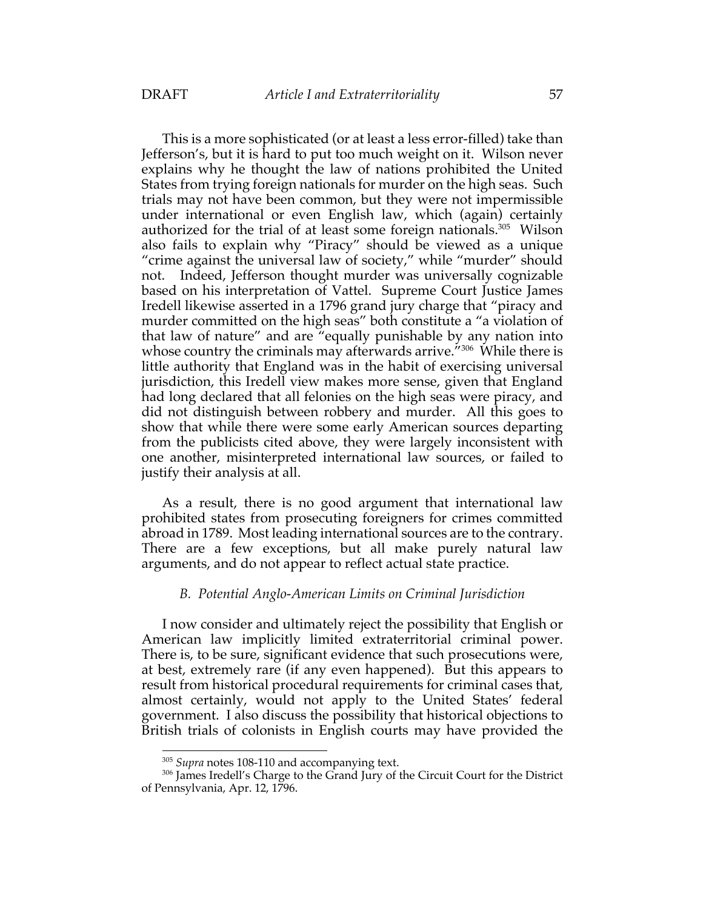This is a more sophisticated (or at least a less error-filled) take than Jefferson's, but it is hard to put too much weight on it. Wilson never explains why he thought the law of nations prohibited the United States from trying foreign nationals for murder on the high seas. Such trials may not have been common, but they were not impermissible under international or even English law, which (again) certainly authorized for the trial of at least some foreign nationals.[305] Wilson also fails to explain why "Piracy" should be viewed as a unique "crime against the universal law of society," while "murder" should not. Indeed, Jefferson thought murder was universally cognizable based on his interpretation of Vattel. Supreme Court Justice James Iredell likewise asserted in a 1796 grand jury charge that "piracy and murder committed on the high seas" both constitute a "a violation of that law of nature" and are "equally punishable by any nation into whose country the criminals may afterwards arrive."[306] While there is little authority that England was in the habit of exercising universal jurisdiction, this Iredell view makes more sense, given that England had long declared that all felonies on the high seas were piracy, and did not distinguish between robbery and murder. All this goes to show that while there were some early American sources departing from the publicists cited above, they were largely inconsistent with one another, misinterpreted international law sources, or failed to justify their analysis at all.

As a result, there is no good argument that international law prohibited states from prosecuting foreigners for crimes committed abroad in 1789. Most leading international sources are to the contrary. There are a few exceptions, but all make purely natural law arguments, and do not appear to reflect actual state practice.

### *B. Potential Anglo-American Limits on Criminal Jurisdiction*

I now consider and ultimately reject the possibility that English or American law implicitly limited extraterritorial criminal power. There is, to be sure, significant evidence that such prosecutions were, at best, extremely rare (if any even happened). But this appears to result from historical procedural requirements for criminal cases that, almost certainly, would not apply to the United States' federal government. I also discuss the possibility that historical objections to British trials of colonists in English courts may have provided the

---

[305] *Supra* notes 108-110 and accompanying text.

[306] James Iredell's Charge to the Grand Jury of the Circuit Court for the District of Pennsylvania, Apr. 12, 1796.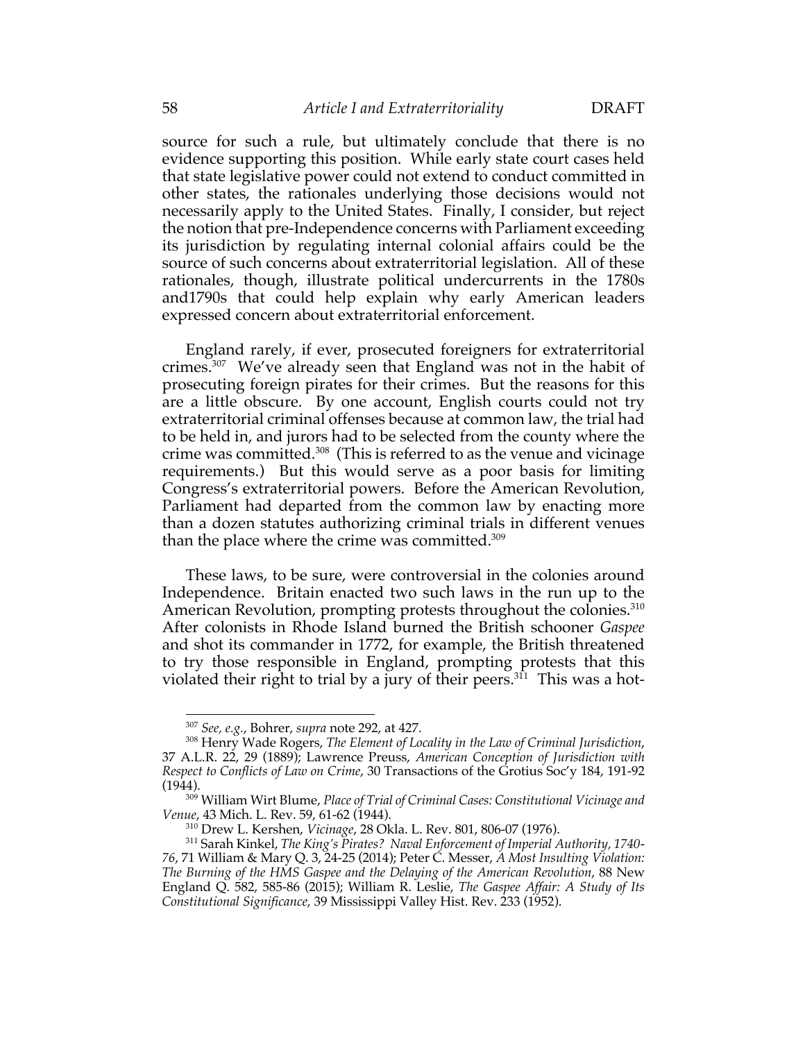source for such a rule, but ultimately conclude that there is no evidence supporting this position. While early state court cases held that state legislative power could not extend to conduct committed in other states, the rationales underlying those decisions would not necessarily apply to the United States. Finally, I consider, but reject the notion that pre-Independence concerns with Parliament exceeding its jurisdiction by regulating internal colonial affairs could be the source of such concerns about extraterritorial legislation. All of these rationales, though, illustrate political undercurrents in the 1780s and1790s that could help explain why early American leaders expressed concern about extraterritorial enforcement.

England rarely, if ever, prosecuted foreigners for extraterritorial crimes.[307] We've already seen that England was not in the habit of prosecuting foreign pirates for their crimes. But the reasons for this are a little obscure. By one account, English courts could not try extraterritorial criminal offenses because at common law, the trial had to be held in, and jurors had to be selected from the county where the crime was committed.[308] (This is referred to as the venue and vicinage requirements.) But this would serve as a poor basis for limiting Congress's extraterritorial powers. Before the American Revolution, Parliament had departed from the common law by enacting more than a dozen statutes authorizing criminal trials in different venues than the place where the crime was committed.[309]

These laws, to be sure, were controversial in the colonies around Independence. Britain enacted two such laws in the run up to the American Revolution, prompting protests throughout the colonies.[310] After colonists in Rhode Island burned the British schooner *Gaspee* and shot its commander in 1772, for example, the British threatened to try those responsible in England, prompting protests that this violated their right to trial by a jury of their peers.[311] This was a hot-

---

[307] *See, e.g.*, Bohrer, *supra* note 292, at 427.

[308] Henry Wade Rogers, *The Element of Locality in the Law of Criminal Jurisdiction*, 37 A.L.R. 22, 29 (1889); Lawrence Preuss, *American Conception of Jurisdiction with Respect to Conflicts of Law on Crime*, 30 Transactions of the Grotius Soc'y 184, 191-92 (1944).

[309] William Wirt Blume, *Place of Trial of Criminal Cases: Constitutional Vicinage and Venue*, 43 Mich. L. Rev. 59, 61-62 (1944).

[310] Drew L. Kershen, *Vicinage*, 28 Okla. L. Rev. 801, 806-07 (1976).

[311] Sarah Kinkel, *The King's Pirates? Naval Enforcement of Imperial Authority, 1740-76*, 71 William & Mary Q. 3, 24-25 (2014); Peter C. Messer, *A Most Insulting Violation: The Burning of the HMS Gaspee and the Delaying of the American Revolution*, 88 New England Q. 582, 585-86 (2015); William R. Leslie, *The Gaspee Affair: A Study of Its Constitutional Significance*, 39 Mississippi Valley Hist. Rev. 233 (1952).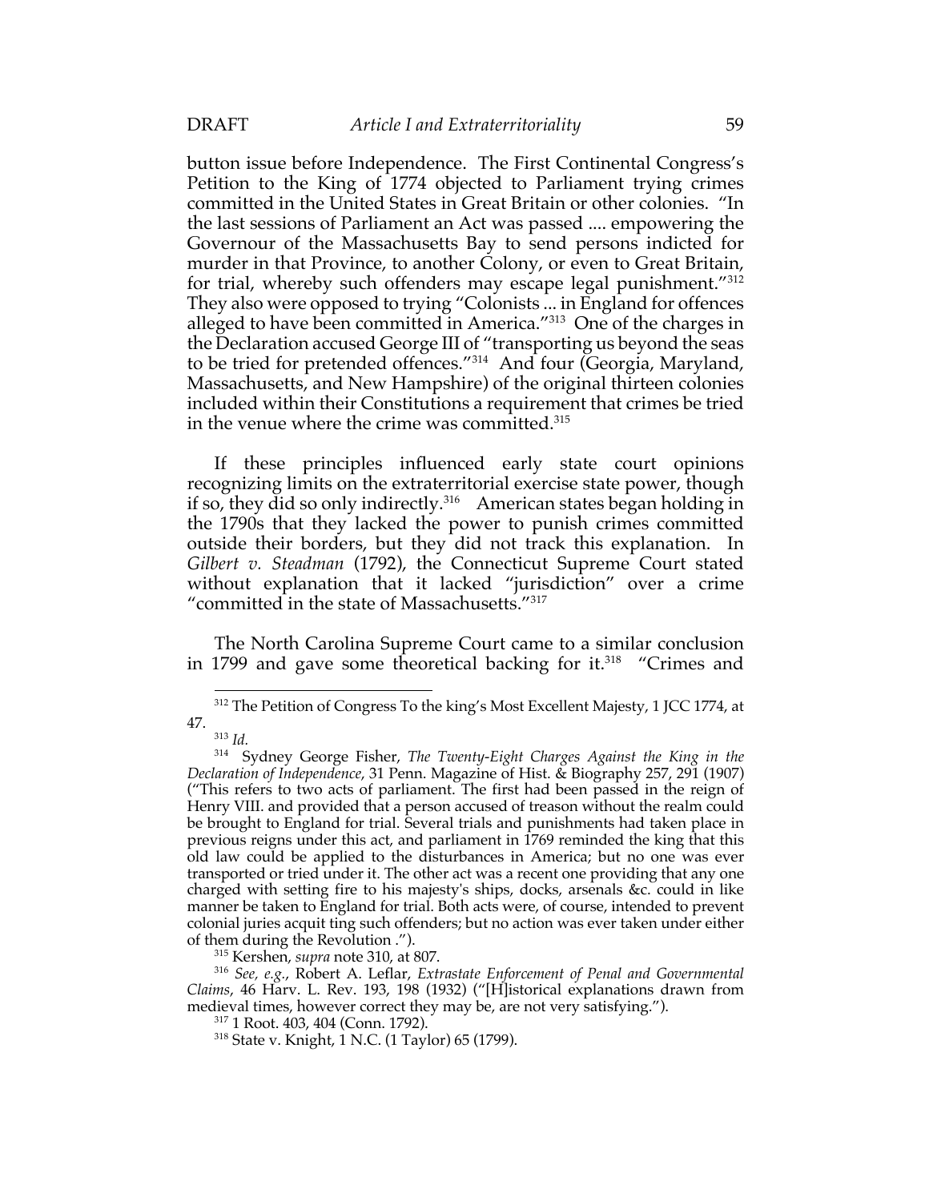button issue before Independence. The First Continental Congress's Petition to the King of 1774 objected to Parliament trying crimes committed in the United States in Great Britain or other colonies. "In the last sessions of Parliament an Act was passed .... empowering the Governour of the Massachusetts Bay to send persons indicted for murder in that Province, to another Colony, or even to Great Britain, for trial, whereby such offenders may escape legal punishment."[312] They also were opposed to trying "Colonists ... in England for offences alleged to have been committed in America."[313] One of the charges in the Declaration accused George III of "transporting us beyond the seas to be tried for pretended offences."[314] And four (Georgia, Maryland, Massachusetts, and New Hampshire) of the original thirteen colonies included within their Constitutions a requirement that crimes be tried in the venue where the crime was committed.[315]

If these principles influenced early state court opinions recognizing limits on the extraterritorial exercise state power, though if so, they did so only indirectly.[316] American states began holding in the 1790s that they lacked the power to punish crimes committed outside their borders, but they did not track this explanation. In *Gilbert v. Steadman* (1792), the Connecticut Supreme Court stated without explanation that it lacked "jurisdiction" over a crime "committed in the state of Massachusetts."[317]

The North Carolina Supreme Court came to a similar conclusion in 1799 and gave some theoretical backing for it.[318] "Crimes and

---

[312] The Petition of Congress To the king's Most Excellent Majesty, 1 JCC 1774, at 47.

[313] *Id.*

[314] Sydney George Fisher, *The Twenty-Eight Charges Against the King in the Declaration of Independence*, 31 Penn. Magazine of Hist. & Biography 257, 291 (1907) ("This refers to two acts of parliament. The first had been passed in the reign of Henry VIII. and provided that a person accused of treason without the realm could be brought to England for trial. Several trials and punishments had taken place in previous reigns under this act, and parliament in 1769 reminded the king that this old law could be applied to the disturbances in America; but no one was ever transported or tried under it. The other act was a recent one providing that any one charged with setting fire to his majesty's ships, docks, arsenals &c. could in like manner be taken to England for trial. Both acts were, of course, intended to prevent colonial juries acquit ting such offenders; but no action was ever taken under either of them during the Revolution .").

[315] Kershen, *supra* note 310, at 807.

[316] *See, e.g.*, Robert A. Leflar, *Extrastate Enforcement of Penal and Governmental Claims*, 46 Harv. L. Rev. 193, 198 (1932) ("[H]istorical explanations drawn from medieval times, however correct they may be, are not very satisfying.").

[317] 1 Root. 403, 404 (Conn. 1792).

[318] State v. Knight, 1 N.C. (1 Taylor) 65 (1799).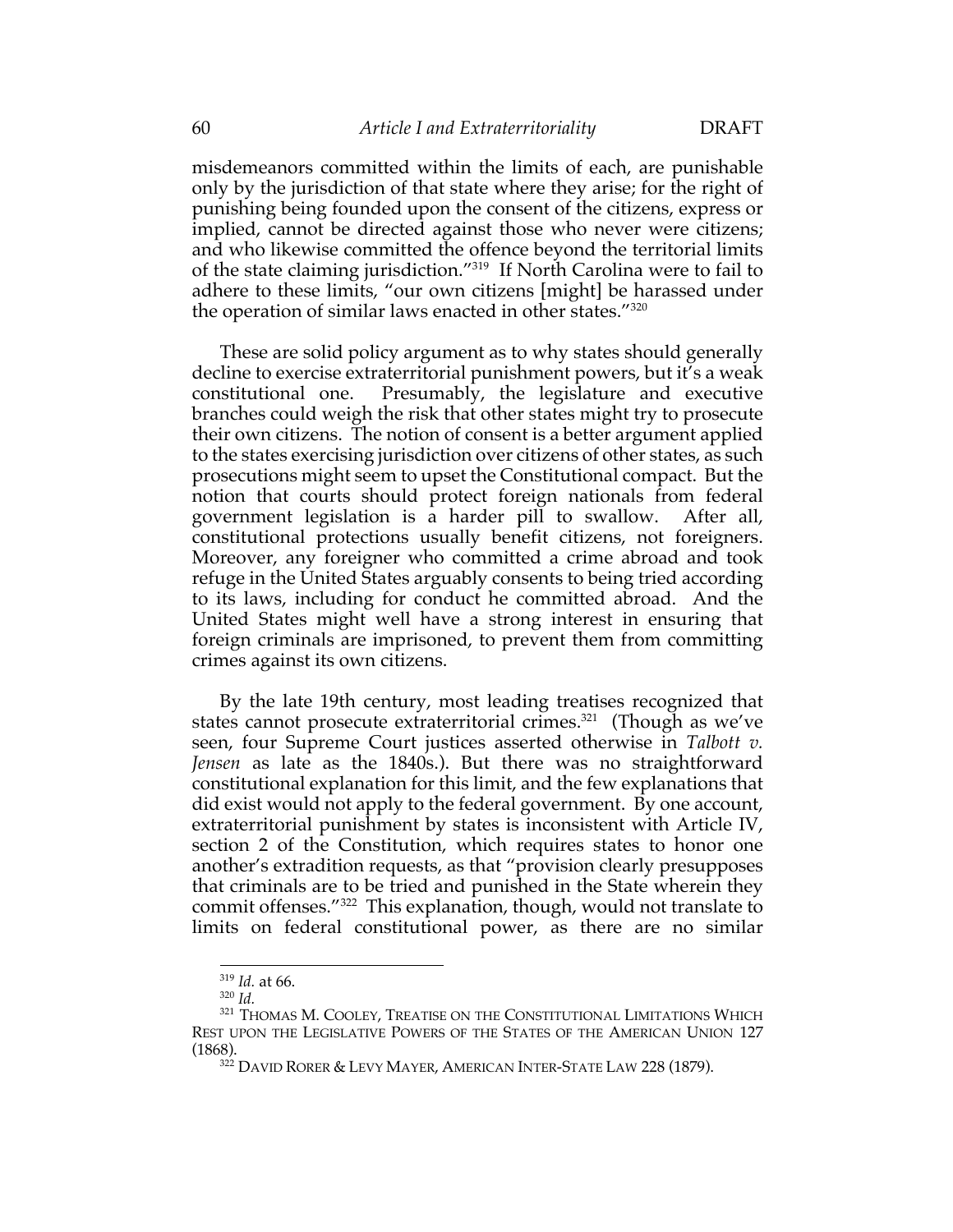misdemeanors committed within the limits of each, are punishable only by the jurisdiction of that state where they arise; for the right of punishing being founded upon the consent of the citizens, express or implied, cannot be directed against those who never were citizens; and who likewise committed the offence beyond the territorial limits of the state claiming jurisdiction."[319] If North Carolina were to fail to adhere to these limits, "our own citizens [might] be harassed under the operation of similar laws enacted in other states."[320]

These are solid policy argument as to why states should generally decline to exercise extraterritorial punishment powers, but it's a weak constitutional one. Presumably, the legislature and executive branches could weigh the risk that other states might try to prosecute their own citizens. The notion of consent is a better argument applied to the states exercising jurisdiction over citizens of other states, as such prosecutions might seem to upset the Constitutional compact. But the notion that courts should protect foreign nationals from federal government legislation is a harder pill to swallow. After all, constitutional protections usually benefit citizens, not foreigners. Moreover, any foreigner who committed a crime abroad and took refuge in the United States arguably consents to being tried according to its laws, including for conduct he committed abroad. And the United States might well have a strong interest in ensuring that foreign criminals are imprisoned, to prevent them from committing crimes against its own citizens.

By the late 19th century, most leading treatises recognized that states cannot prosecute extraterritorial crimes.[321] (Though as we've seen, four Supreme Court justices asserted otherwise in *Talbott v. Jensen* as late as the 1840s.). But there was no straightforward constitutional explanation for this limit, and the few explanations that did exist would not apply to the federal government. By one account, extraterritorial punishment by states is inconsistent with Article IV, section 2 of the Constitution, which requires states to honor one another's extradition requests, as that "provision clearly presupposes that criminals are to be tried and punished in the State wherein they commit offenses."[322] This explanation, though, would not translate to limits on federal constitutional power, as there are no similar

---

[319] *Id.* at 66.

[320] *Id.*

[321] THOMAS M. COOLEY, TREATISE ON THE CONSTITUTIONAL LIMITATIONS WHICH REST UPON THE LEGISLATIVE POWERS OF THE STATES OF THE AMERICAN UNION 127 (1868).

[322] DAVID RORER & LEVY MAYER, AMERICAN INTER-STATE LAW 228 (1879).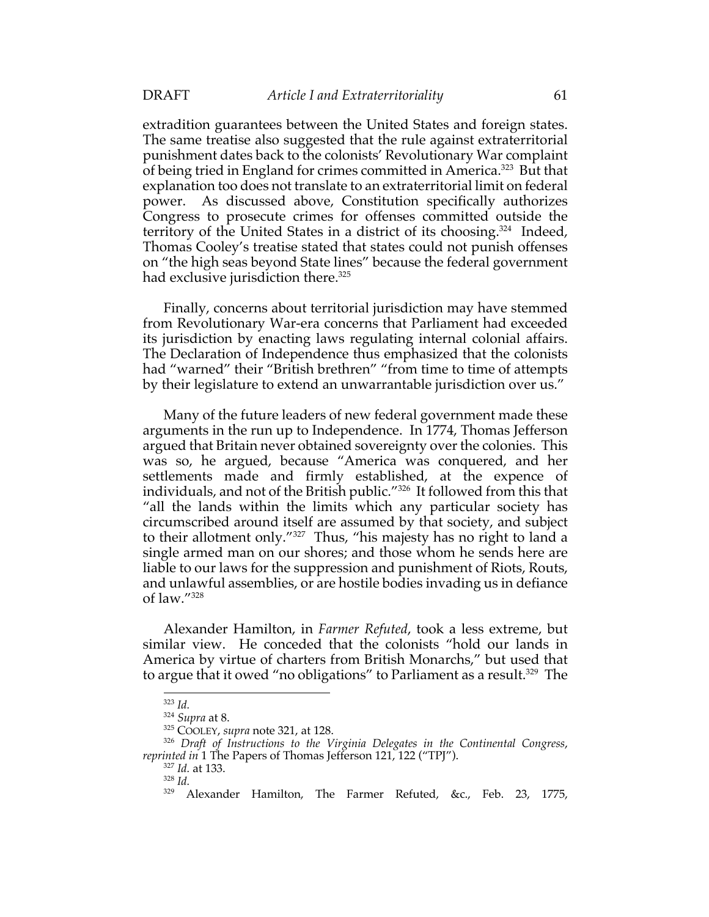extradition guarantees between the United States and foreign states. The same treatise also suggested that the rule against extraterritorial punishment dates back to the colonists' Revolutionary War complaint of being tried in England for crimes committed in America.[323] But that explanation too does not translate to an extraterritorial limit on federal power. As discussed above, Constitution specifically authorizes Congress to prosecute crimes for offenses committed outside the territory of the United States in a district of its choosing.[324] Indeed, Thomas Cooley's treatise stated that states could not punish offenses on "the high seas beyond State lines" because the federal government had exclusive jurisdiction there.[325]

Finally, concerns about territorial jurisdiction may have stemmed from Revolutionary War-era concerns that Parliament had exceeded its jurisdiction by enacting laws regulating internal colonial affairs. The Declaration of Independence thus emphasized that the colonists had "warned" their "British brethren" "from time to time of attempts by their legislature to extend an unwarrantable jurisdiction over us."

Many of the future leaders of new federal government made these arguments in the run up to Independence. In 1774, Thomas Jefferson argued that Britain never obtained sovereignty over the colonies. This was so, he argued, because "America was conquered, and her settlements made and firmly established, at the expence of individuals, and not of the British public."[326] It followed from this that "all the lands within the limits which any particular society has circumscribed around itself are assumed by that society, and subject to their allotment only."[327] Thus, "his majesty has no right to land a single armed man on our shores; and those whom he sends here are liable to our laws for the suppression and punishment of Riots, Routs, and unlawful assemblies, or are hostile bodies invading us in defiance of law."[328]

Alexander Hamilton, in *Farmer Refuted*, took a less extreme, but similar view. He conceded that the colonists "hold our lands in America by virtue of charters from British Monarchs," but used that to argue that it owed "no obligations" to Parliament as a result.[329] The

---

[323] *Id.*

[324] *Supra* at 8.

[325] COOLEY, *supra* note 321, at 128.

[326] *Draft of Instructions to the Virginia Delegates in the Continental Congress*, *reprinted in* 1 The Papers of Thomas Jefferson 121, 122 ("TPJ").

[327] *Id.* at 133.

[328] *Id.*

[329] Alexander Hamilton, The Farmer Refuted, &c., Feb. 23, 1775,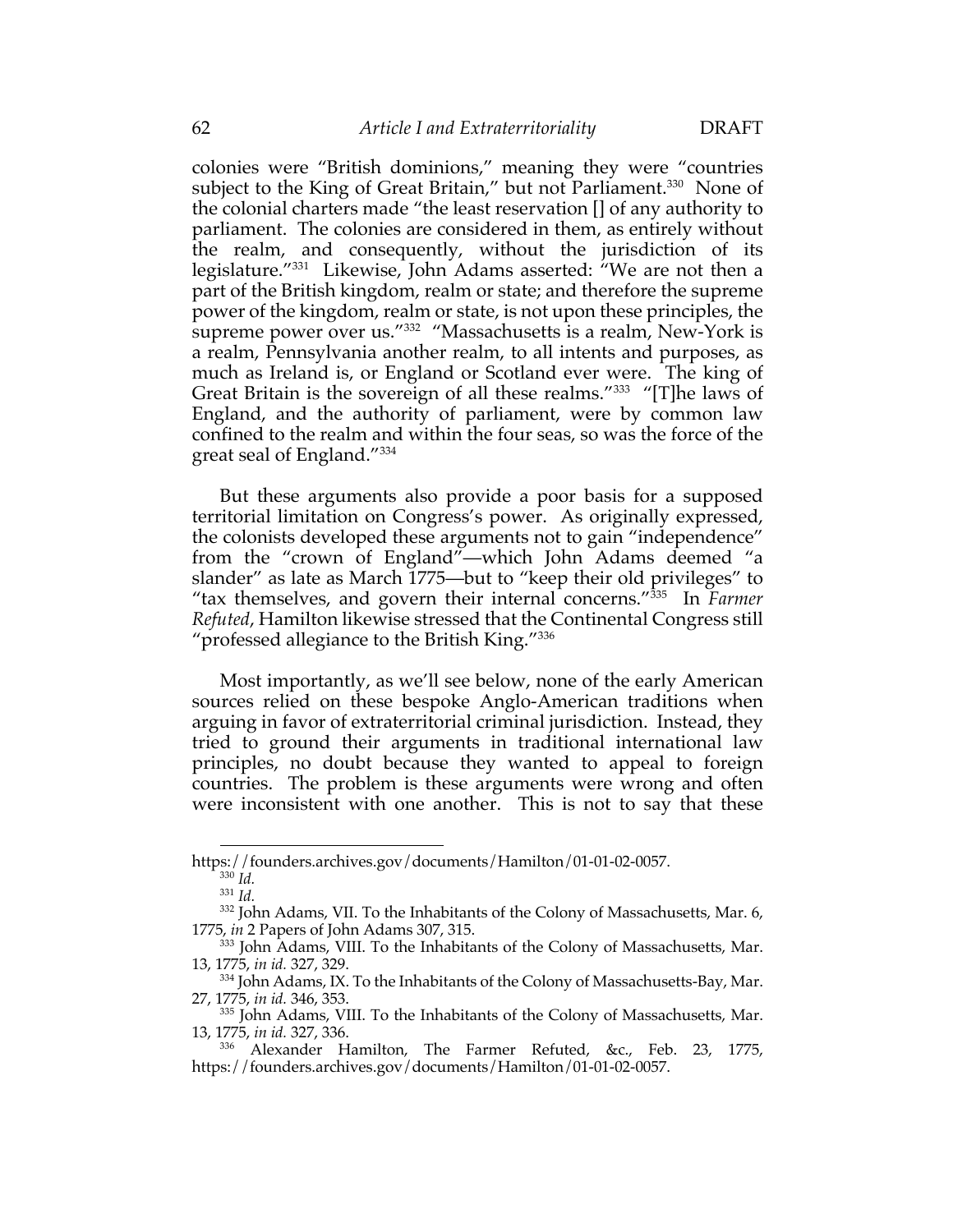colonies were "British dominions," meaning they were "countries subject to the King of Great Britain," but not Parliament.[330] None of the colonial charters made "the least reservation [] of any authority to parliament. The colonies are considered in them, as entirely without the realm, and consequently, without the jurisdiction of its legislature."[331] Likewise, John Adams asserted: "We are not then a part of the British kingdom, realm or state; and therefore the supreme power of the kingdom, realm or state, is not upon these principles, the supreme power over us."[332] "Massachusetts is a realm, New-York is a realm, Pennsylvania another realm, to all intents and purposes, as much as Ireland is, or England or Scotland ever were. The king of Great Britain is the sovereign of all these realms."[333] "[T]he laws of England, and the authority of parliament, were by common law confined to the realm and within the four seas, so was the force of the great seal of England."[334]

But these arguments also provide a poor basis for a supposed territorial limitation on Congress's power. As originally expressed, the colonists developed these arguments not to gain "independence" from the "crown of England"—which John Adams deemed "a slander" as late as March 1775—but to "keep their old privileges" to "tax themselves, and govern their internal concerns."[335] In *Farmer Refuted*, Hamilton likewise stressed that the Continental Congress still "professed allegiance to the British King."[336]

Most importantly, as we'll see below, none of the early American sources relied on these bespoke Anglo-American traditions when arguing in favor of extraterritorial criminal jurisdiction. Instead, they tried to ground their arguments in traditional international law principles, no doubt because they wanted to appeal to foreign countries. The problem is these arguments were wrong and often were inconsistent with one another. This is not to say that these

---

https://founders.archives.gov/documents/Hamilton/01-01-02-0057.

[330] *Id.*

[331] *Id.*

[332] John Adams, VII. To the Inhabitants of the Colony of Massachusetts, Mar. 6, 1775, *in* 2 Papers of John Adams 307, 315.

[333] John Adams, VIII. To the Inhabitants of the Colony of Massachusetts, Mar. 13, 1775, *in id.* 327, 329.

[334] John Adams, IX. To the Inhabitants of the Colony of Massachusetts-Bay, Mar. 27, 1775, *in id.* 346, 353.

[335] John Adams, VIII. To the Inhabitants of the Colony of Massachusetts, Mar. 13, 1775, *in id.* 327, 336.

[336] Alexander Hamilton, The Farmer Refuted, &c., Feb. 23, 1775, https://founders.archives.gov/documents/Hamilton/01-01-02-0057.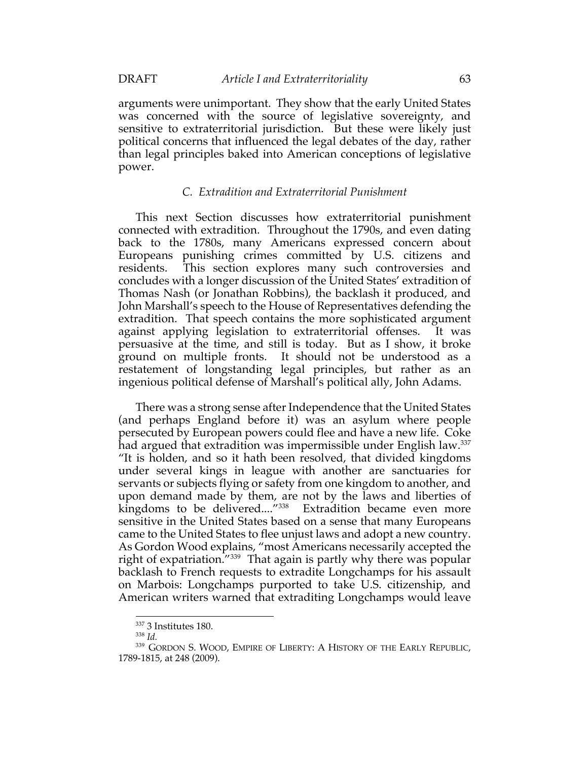arguments were unimportant. They show that the early United States was concerned with the source of legislative sovereignty, and sensitive to extraterritorial jurisdiction. But these were likely just political concerns that influenced the legal debates of the day, rather than legal principles baked into American conceptions of legislative power.

### *C. Extradition and Extraterritorial Punishment*

This next Section discusses how extraterritorial punishment connected with extradition. Throughout the 1790s, and even dating back to the 1780s, many Americans expressed concern about Europeans punishing crimes committed by U.S. citizens and residents. This section explores many such controversies and concludes with a longer discussion of the United States' extradition of Thomas Nash (or Jonathan Robbins), the backlash it produced, and John Marshall's speech to the House of Representatives defending the extradition. That speech contains the more sophisticated argument against applying legislation to extraterritorial offenses. It was persuasive at the time, and still is today. But as I show, it broke ground on multiple fronts. It should not be understood as a restatement of longstanding legal principles, but rather as an ingenious political defense of Marshall's political ally, John Adams.

There was a strong sense after Independence that the United States (and perhaps England before it) was an asylum where people persecuted by European powers could flee and have a new life. Coke had argued that extradition was impermissible under English law.[337] "It is holden, and so it hath been resolved, that divided kingdoms under several kings in league with another are sanctuaries for servants or subjects flying or safety from one kingdom to another, and upon demand made by them, are not by the laws and liberties of kingdoms to be delivered...."[338] Extradition became even more sensitive in the United States based on a sense that many Europeans came to the United States to flee unjust laws and adopt a new country. As Gordon Wood explains, "most Americans necessarily accepted the right of expatriation."[339] That again is partly why there was popular backlash to French requests to extradite Longchamps for his assault on Marbois: Longchamps purported to take U.S. citizenship, and American writers warned that extraditing Longchamps would leave

---

[337] 3 Institutes 180.

[338] *Id.*

[339] GORDON S. WOOD, EMPIRE OF LIBERTY: A HISTORY OF THE EARLY REPUBLIC, 1789-1815, at 248 (2009).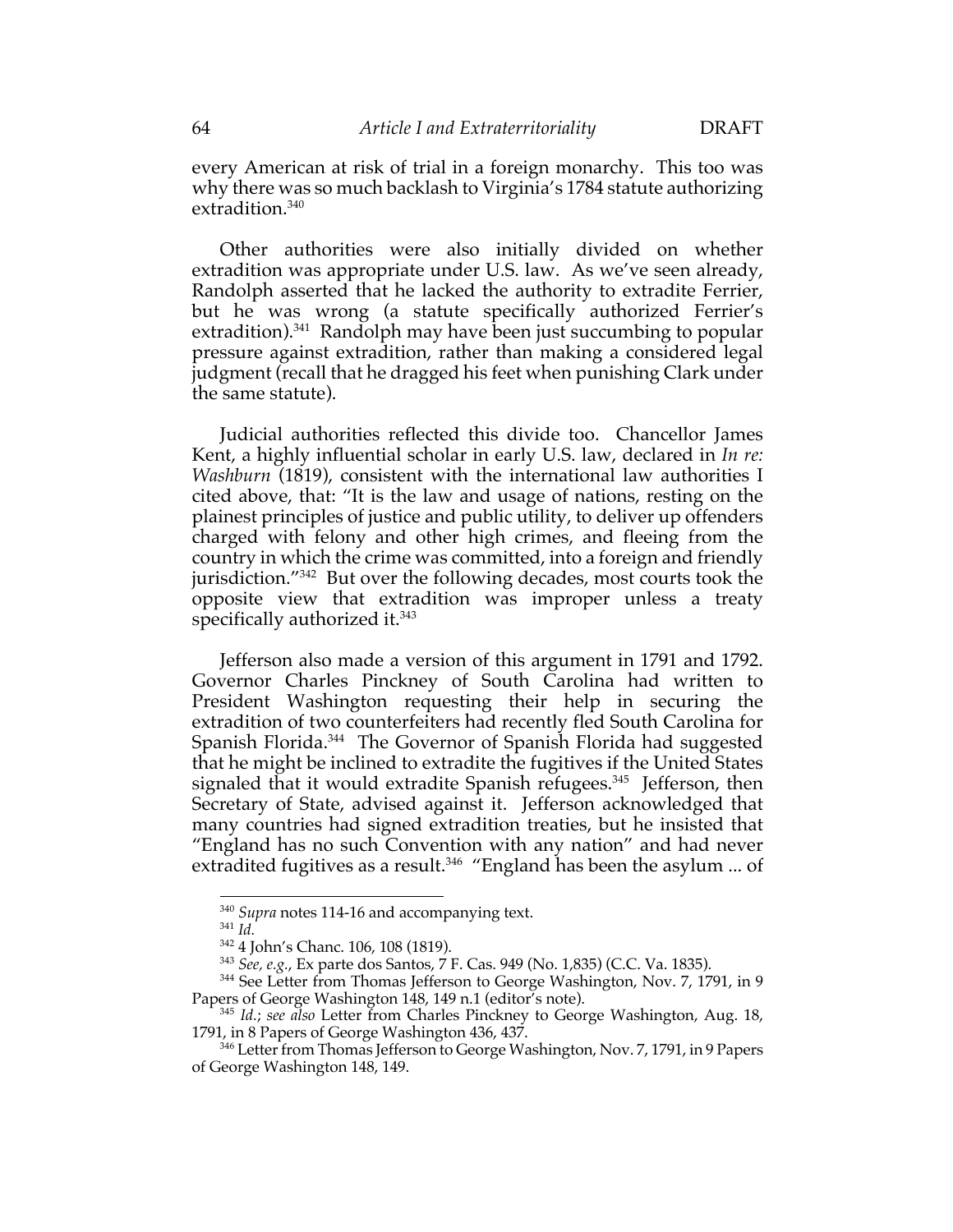every American at risk of trial in a foreign monarchy. This too was why there was so much backlash to Virginia's 1784 statute authorizing extradition.[340]

Other authorities were also initially divided on whether extradition was appropriate under U.S. law. As we've seen already, Randolph asserted that he lacked the authority to extradite Ferrier, but he was wrong (a statute specifically authorized Ferrier's extradition).[341] Randolph may have been just succumbing to popular pressure against extradition, rather than making a considered legal judgment (recall that he dragged his feet when punishing Clark under the same statute).

Judicial authorities reflected this divide too. Chancellor James Kent, a highly influential scholar in early U.S. law, declared in *In re: Washburn* (1819), consistent with the international law authorities I cited above, that: "It is the law and usage of nations, resting on the plainest principles of justice and public utility, to deliver up offenders charged with felony and other high crimes, and fleeing from the country in which the crime was committed, into a foreign and friendly jurisdiction."[342] But over the following decades, most courts took the opposite view that extradition was improper unless a treaty specifically authorized it.[343]

Jefferson also made a version of this argument in 1791 and 1792. Governor Charles Pinckney of South Carolina had written to President Washington requesting their help in securing the extradition of two counterfeiters had recently fled South Carolina for Spanish Florida.[344] The Governor of Spanish Florida had suggested that he might be inclined to extradite the fugitives if the United States signaled that it would extradite Spanish refugees.[345] Jefferson, then Secretary of State, advised against it. Jefferson acknowledged that many countries had signed extradition treaties, but he insisted that "England has no such Convention with any nation" and had never extradited fugitives as a result.[346] "England has been the asylum ... of

---

[340] *Supra* notes 114-16 and accompanying text.

[341] *Id.*

[342] 4 John's Chanc. 106, 108 (1819).

[343] *See, e.g.*, Ex parte dos Santos, 7 F. Cas. 949 (No. 1,835) (C.C. Va. 1835).

[344] See Letter from Thomas Jefferson to George Washington, Nov. 7, 1791, in 9 Papers of George Washington 148, 149 n.1 (editor's note).

[345] *Id.*; *see also* Letter from Charles Pinckney to George Washington, Aug. 18, 1791, in 8 Papers of George Washington 436, 437.

[346] Letter from Thomas Jefferson to George Washington, Nov. 7, 1791, in 9 Papers of George Washington 148, 149.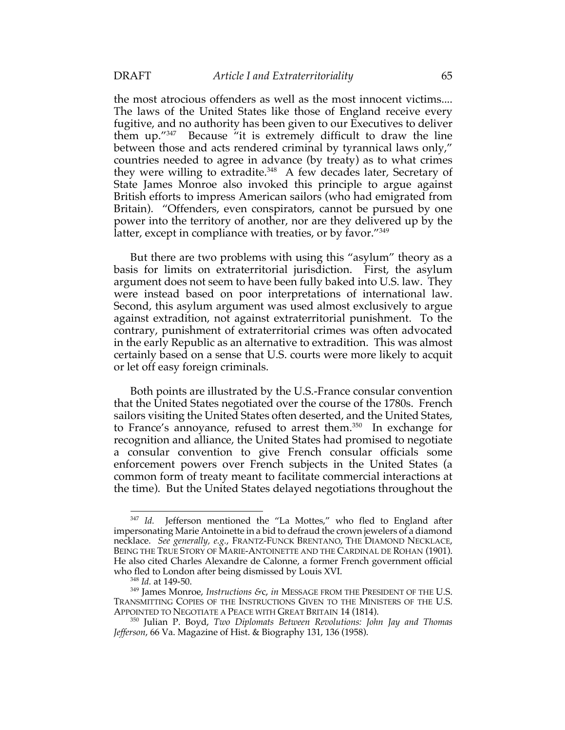the most atrocious offenders as well as the most innocent victims.... The laws of the United States like those of England receive every fugitive, and no authority has been given to our Executives to deliver them up."[347] Because "it is extremely difficult to draw the line between those and acts rendered criminal by tyrannical laws only," countries needed to agree in advance (by treaty) as to what crimes they were willing to extradite.[348] A few decades later, Secretary of State James Monroe also invoked this principle to argue against British efforts to impress American sailors (who had emigrated from Britain). "Offenders, even conspirators, cannot be pursued by one power into the territory of another, nor are they delivered up by the latter, except in compliance with treaties, or by favor."[349]

But there are two problems with using this "asylum" theory as a basis for limits on extraterritorial jurisdiction. First, the asylum argument does not seem to have been fully baked into U.S. law. They were instead based on poor interpretations of international law. Second, this asylum argument was used almost exclusively to argue against extradition, not against extraterritorial punishment. To the contrary, punishment of extraterritorial crimes was often advocated in the early Republic as an alternative to extradition. This was almost certainly based on a sense that U.S. courts were more likely to acquit or let off easy foreign criminals.

Both points are illustrated by the U.S.-France consular convention that the United States negotiated over the course of the 1780s. French sailors visiting the United States often deserted, and the United States, to France's annoyance, refused to arrest them.[350] In exchange for recognition and alliance, the United States had promised to negotiate a consular convention to give French consular officials some enforcement powers over French subjects in the United States (a common form of treaty meant to facilitate commercial interactions at the time). But the United States delayed negotiations throughout the

---

[347] *Id.* Jefferson mentioned the "La Mottes," who fled to England after impersonating Marie Antoinette in a bid to defraud the crown jewelers of a diamond necklace. *See generally, e.g.*, FRANTZ-FUNCK BRENTANO, THE DIAMOND NECKLACE, BEING THE TRUE STORY OF MARIE-ANTOINETTE AND THE CARDINAL DE ROHAN (1901). He also cited Charles Alexandre de Calonne, a former French government official who fled to London after being dismissed by Louis XVI.

[348] *Id.* at 149-50.

[349] James Monroe, *Instructions &c*, *in* MESSAGE FROM THE PRESIDENT OF THE U.S. TRANSMITTING COPIES OF THE INSTRUCTIONS GIVEN TO THE MINISTERS OF THE U.S. APPOINTED TO NEGOTIATE A PEACE WITH GREAT BRITAIN 14 (1814).

[350] Julian P. Boyd, *Two Diplomats Between Revolutions: John Jay and Thomas Jefferson*, 66 Va. Magazine of Hist. & Biography 131, 136 (1958).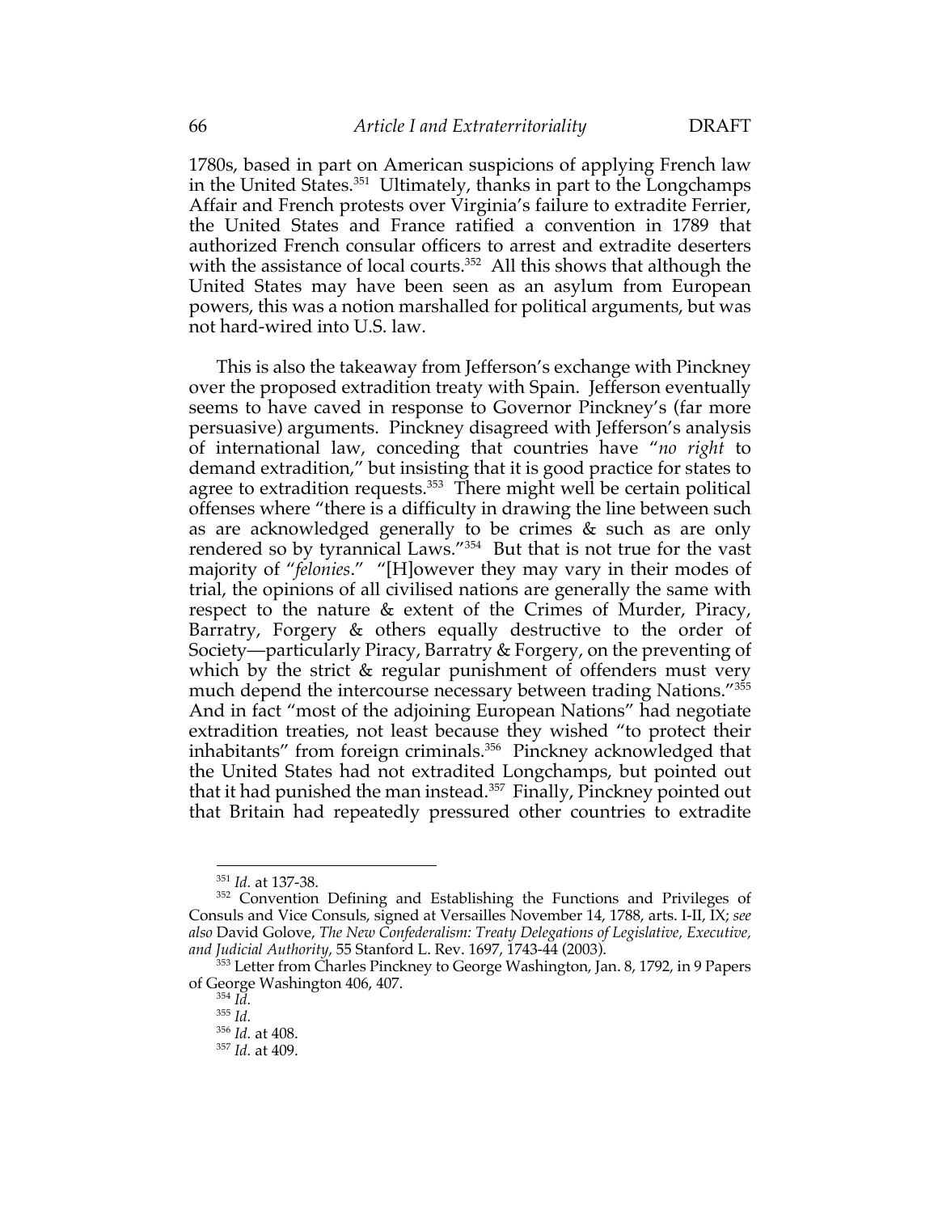1780s, based in part on American suspicions of applying French law in the United States.[351] Ultimately, thanks in part to the Longchamps Affair and French protests over Virginia's failure to extradite Ferrier, the United States and France ratified a convention in 1789 that authorized French consular officers to arrest and extradite deserters with the assistance of local courts.[352] All this shows that although the United States may have been seen as an asylum from European powers, this was a notion marshalled for political arguments, but was not hard-wired into U.S. law.

This is also the takeaway from Jefferson's exchange with Pinckney over the proposed extradition treaty with Spain. Jefferson eventually seems to have caved in response to Governor Pinckney's (far more persuasive) arguments. Pinckney disagreed with Jefferson's analysis of international law, conceding that countries have "*no right* to demand extradition," but insisting that it is good practice for states to agree to extradition requests.[353] There might well be certain political offenses where "there is a difficulty in drawing the line between such as are acknowledged generally to be crimes & such as are only rendered so by tyrannical Laws."[354] But that is not true for the vast majority of "*felonies*." "[H]owever they may vary in their modes of trial, the opinions of all civilised nations are generally the same with respect to the nature & extent of the Crimes of Murder, Piracy, Barratry, Forgery & others equally destructive to the order of Society—particularly Piracy, Barratry & Forgery, on the preventing of which by the strict & regular punishment of offenders must very much depend the intercourse necessary between trading Nations."[355] And in fact "most of the adjoining European Nations" had negotiate extradition treaties, not least because they wished "to protect their inhabitants" from foreign criminals.[356] Pinckney acknowledged that the United States had not extradited Longchamps, but pointed out that it had punished the man instead.[357] Finally, Pinckney pointed out that Britain had repeatedly pressured other countries to extradite

---

[351] *Id.* at 137-38.

[352] Convention Defining and Establishing the Functions and Privileges of Consuls and Vice Consuls, signed at Versailles November 14, 1788, arts. I-II, IX; *see also* David Golove, *The New Confederalism: Treaty Delegations of Legislative, Executive, and Judicial Authority*, 55 Stanford L. Rev. 1697, 1743-44 (2003).

[353] Letter from Charles Pinckney to George Washington, Jan. 8, 1792, in 9 Papers of George Washington 406, 407.

[354] *Id.*

[355] *Id.*

[356] *Id.* at 408.

[357] *Id.* at 409.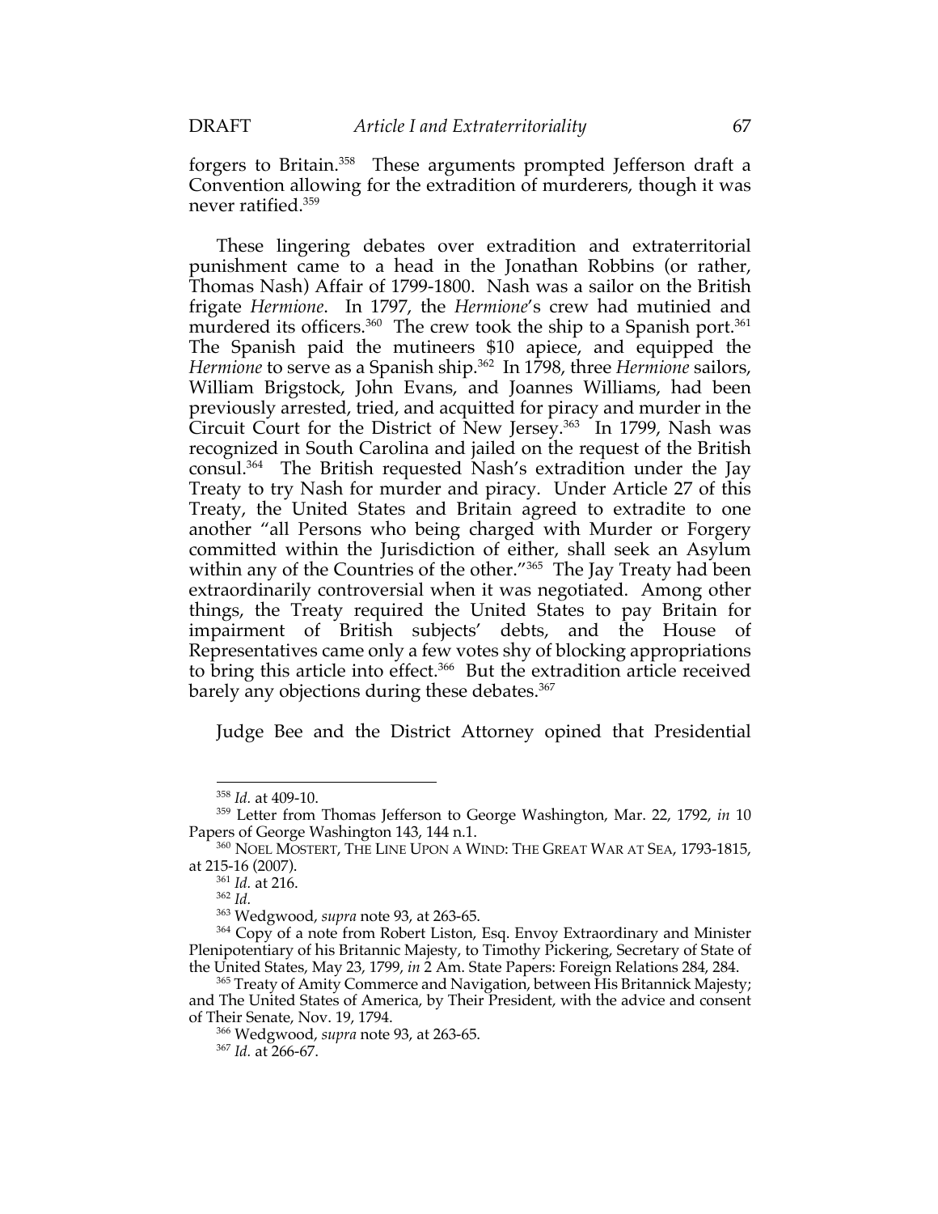forgers to Britain.[358] These arguments prompted Jefferson draft a Convention allowing for the extradition of murderers, though it was never ratified.[359]

These lingering debates over extradition and extraterritorial punishment came to a head in the Jonathan Robbins (or rather, Thomas Nash) Affair of 1799-1800. Nash was a sailor on the British frigate *Hermione*. In 1797, the *Hermione*'s crew had mutinied and murdered its officers.[360] The crew took the ship to a Spanish port.[361] The Spanish paid the mutineers $10 apiece, and equipped the *Hermione* to serve as a Spanish ship.[362] In 1798, three *Hermione* sailors, William Brigstock, John Evans, and Joannes Williams, had been previously arrested, tried, and acquitted for piracy and murder in the Circuit Court for the District of New Jersey.[363] In 1799, Nash was recognized in South Carolina and jailed on the request of the British consul.[364] The British requested Nash's extradition under the Jay Treaty to try Nash for murder and piracy. Under Article 27 of this Treaty, the United States and Britain agreed to extradite to one another "all Persons who being charged with Murder or Forgery committed within the Jurisdiction of either, shall seek an Asylum within any of the Countries of the other."[365] The Jay Treaty had been extraordinarily controversial when it was negotiated. Among other things, the Treaty required the United States to pay Britain for impairment of British subjects' debts, and the House of Representatives came only a few votes shy of blocking appropriations to bring this article into effect.[366] But the extradition article received barely any objections during these debates.[367]

Judge Bee and the District Attorney opined that Presidential

---

[358] *Id.* at 409-10.

[359] Letter from Thomas Jefferson to George Washington, Mar. 22, 1792, *in* 10 Papers of George Washington 143, 144 n.1.

[360] NOEL MOSTERT, THE LINE UPON A WIND: THE GREAT WAR AT SEA, 1793-1815, at 215-16 (2007).

[361] *Id.* at 216.

[362] *Id.*

[363] Wedgwood, *supra* note 93, at 263-65.

[364] Copy of a note from Robert Liston, Esq. Envoy Extraordinary and Minister Plenipotentiary of his Britannic Majesty, to Timothy Pickering, Secretary of State of the United States, May 23, 1799, *in* 2 Am. State Papers: Foreign Relations 284, 284.

[365] Treaty of Amity Commerce and Navigation, between His Britannick Majesty; and The United States of America, by Their President, with the advice and consent of Their Senate, Nov. 19, 1794.

[366] Wedgwood, *supra* note 93, at 263-65.

[367] *Id.* at 266-67.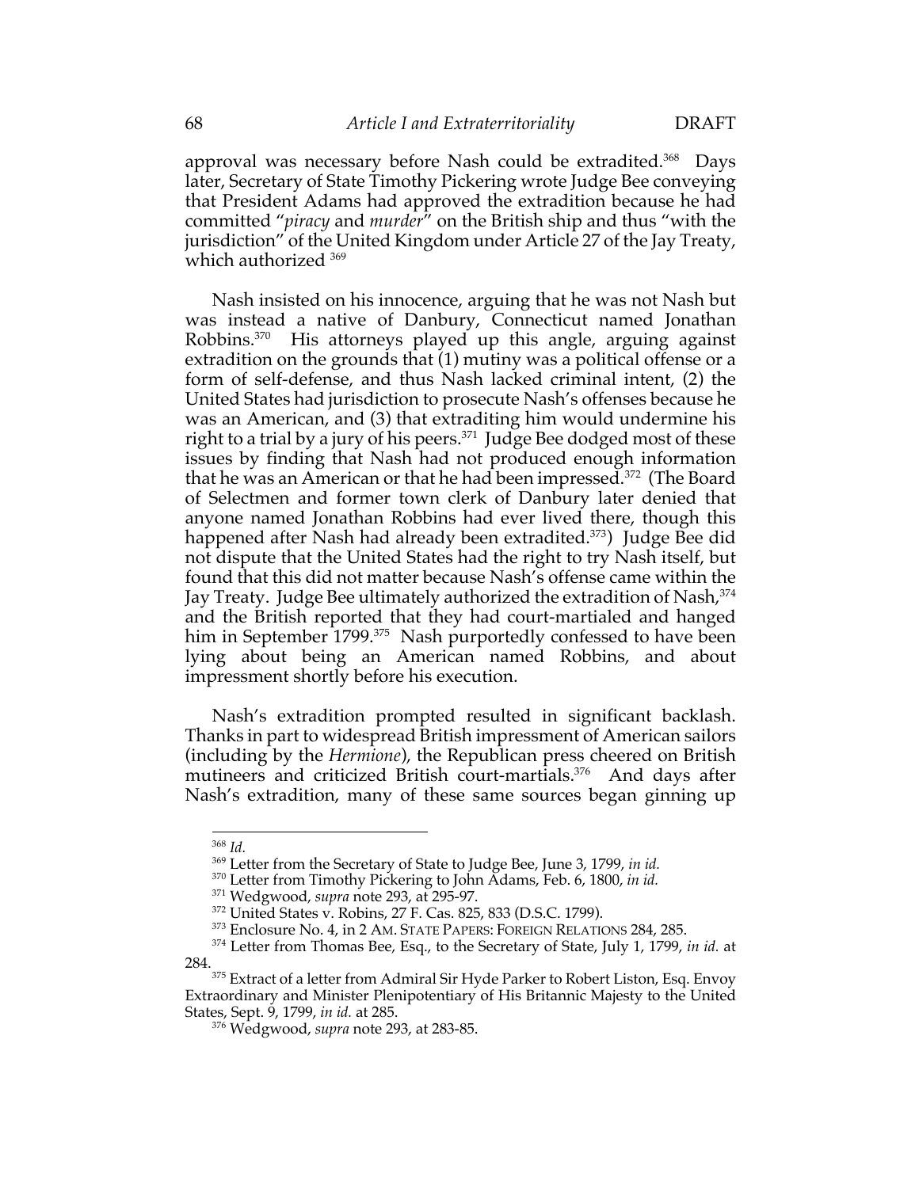approval was necessary before Nash could be extradited.[368] Days later, Secretary of State Timothy Pickering wrote Judge Bee conveying that President Adams had approved the extradition because he had committed "*piracy* and *murder*" on the British ship and thus "with the jurisdiction" of the United Kingdom under Article 27 of the Jay Treaty, which authorized [369]

Nash insisted on his innocence, arguing that he was not Nash but was instead a native of Danbury, Connecticut named Jonathan Robbins.[370] His attorneys played up this angle, arguing against extradition on the grounds that (1) mutiny was a political offense or a form of self-defense, and thus Nash lacked criminal intent, (2) the United States had jurisdiction to prosecute Nash's offenses because he was an American, and (3) that extraditing him would undermine his right to a trial by a jury of his peers.[371] Judge Bee dodged most of these issues by finding that Nash had not produced enough information that he was an American or that he had been impressed.[372] (The Board of Selectmen and former town clerk of Danbury later denied that anyone named Jonathan Robbins had ever lived there, though this happened after Nash had already been extradited.[373]) Judge Bee did not dispute that the United States had the right to try Nash itself, but found that this did not matter because Nash's offense came within the Jay Treaty. Judge Bee ultimately authorized the extradition of Nash,[374] and the British reported that they had court-martialed and hanged him in September 1799.[375] Nash purportedly confessed to have been lying about being an American named Robbins, and about impressment shortly before his execution.

Nash's extradition prompted resulted in significant backlash. Thanks in part to widespread British impressment of American sailors (including by the *Hermione*), the Republican press cheered on British mutineers and criticized British court-martials.[376] And days after Nash's extradition, many of these same sources began ginning up

---

[368] *Id.*

[369] Letter from the Secretary of State to Judge Bee, June 3, 1799, *in id.*

[370] Letter from Timothy Pickering to John Adams, Feb. 6, 1800, *in id.*

[371] Wedgwood, *supra* note 293, at 295-97.

[372] United States v. Robins, 27 F. Cas. 825, 833 (D.S.C. 1799).

[373] Enclosure No. 4, in 2 AM. STATE PAPERS: FOREIGN RELATIONS 284, 285.

[374] Letter from Thomas Bee, Esq., to the Secretary of State, July 1, 1799, *in id.* at 284.

[375] Extract of a letter from Admiral Sir Hyde Parker to Robert Liston, Esq. Envoy Extraordinary and Minister Plenipotentiary of His Britannic Majesty to the United States, Sept. 9, 1799, *in id.* at 285.

[376] Wedgwood, *supra* note 293, at 283-85.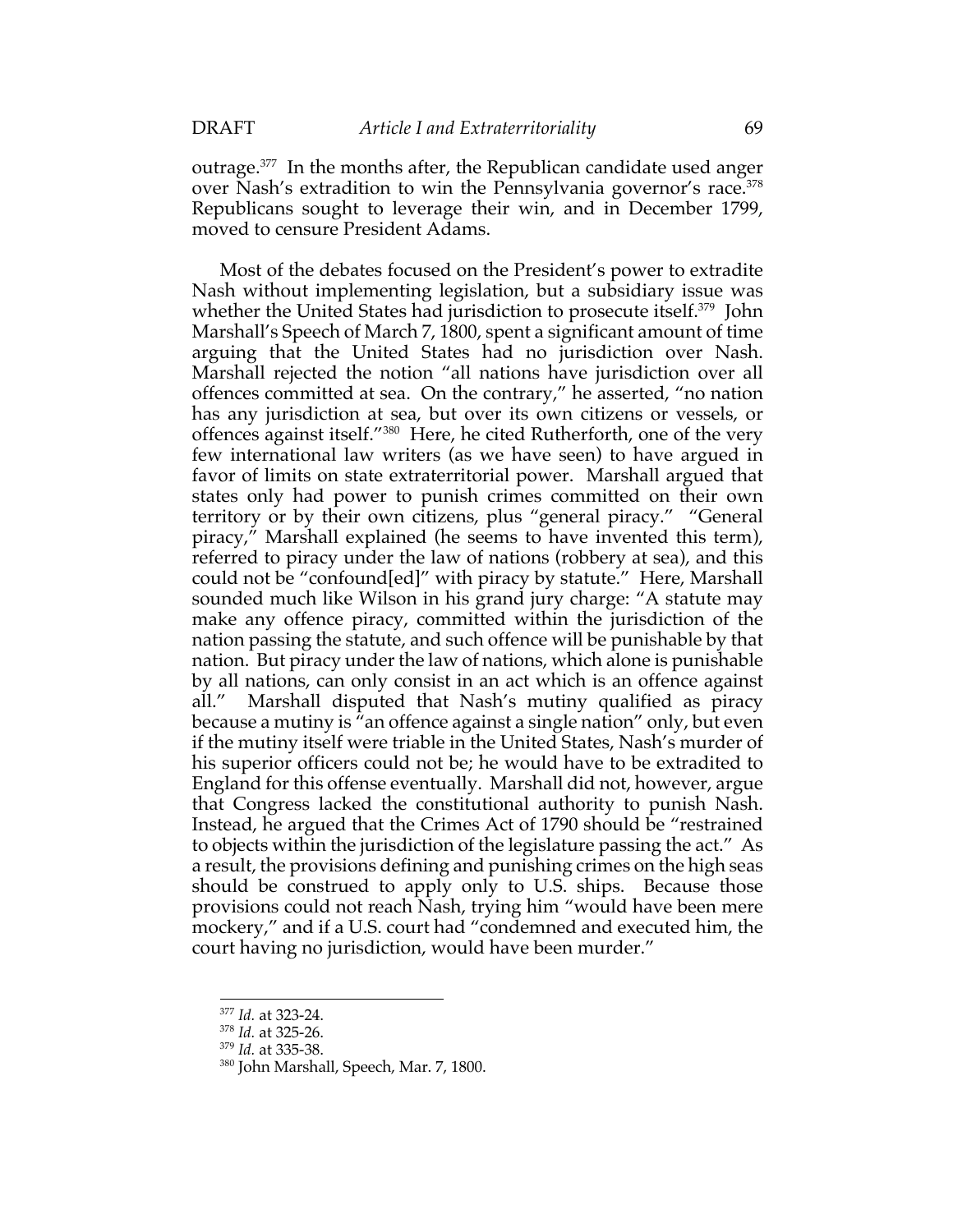outrage.[377] In the months after, the Republican candidate used anger over Nash's extradition to win the Pennsylvania governor's race.[378] Republicans sought to leverage their win, and in December 1799, moved to censure President Adams.

Most of the debates focused on the President's power to extradite Nash without implementing legislation, but a subsidiary issue was whether the United States had jurisdiction to prosecute itself.[379] John Marshall's Speech of March 7, 1800, spent a significant amount of time arguing that the United States had no jurisdiction over Nash. Marshall rejected the notion "all nations have jurisdiction over all offences committed at sea. On the contrary," he asserted, "no nation has any jurisdiction at sea, but over its own citizens or vessels, or offences against itself."[380] Here, he cited Rutherforth, one of the very few international law writers (as we have seen) to have argued in favor of limits on state extraterritorial power. Marshall argued that states only had power to punish crimes committed on their own territory or by their own citizens, plus "general piracy." "General piracy," Marshall explained (he seems to have invented this term), referred to piracy under the law of nations (robbery at sea), and this could not be "confound[ed]" with piracy by statute." Here, Marshall sounded much like Wilson in his grand jury charge: "A statute may make any offence piracy, committed within the jurisdiction of the nation passing the statute, and such offence will be punishable by that nation. But piracy under the law of nations, which alone is punishable by all nations, can only consist in an act which is an offence against all." Marshall disputed that Nash's mutiny qualified as piracy because a mutiny is "an offence against a single nation" only, but even if the mutiny itself were triable in the United States, Nash's murder of his superior officers could not be; he would have to be extradited to England for this offense eventually. Marshall did not, however, argue that Congress lacked the constitutional authority to punish Nash. Instead, he argued that the Crimes Act of 1790 should be "restrained to objects within the jurisdiction of the legislature passing the act." As a result, the provisions defining and punishing crimes on the high seas should be construed to apply only to U.S. ships. Because those provisions could not reach Nash, trying him "would have been mere mockery," and if a U.S. court had "condemned and executed him, the court having no jurisdiction, would have been murder."

---

[377] *Id.* at 323-24.

[378] *Id.* at 325-26.

[379] *Id.* at 335-38.

[380] John Marshall, Speech, Mar. 7, 1800.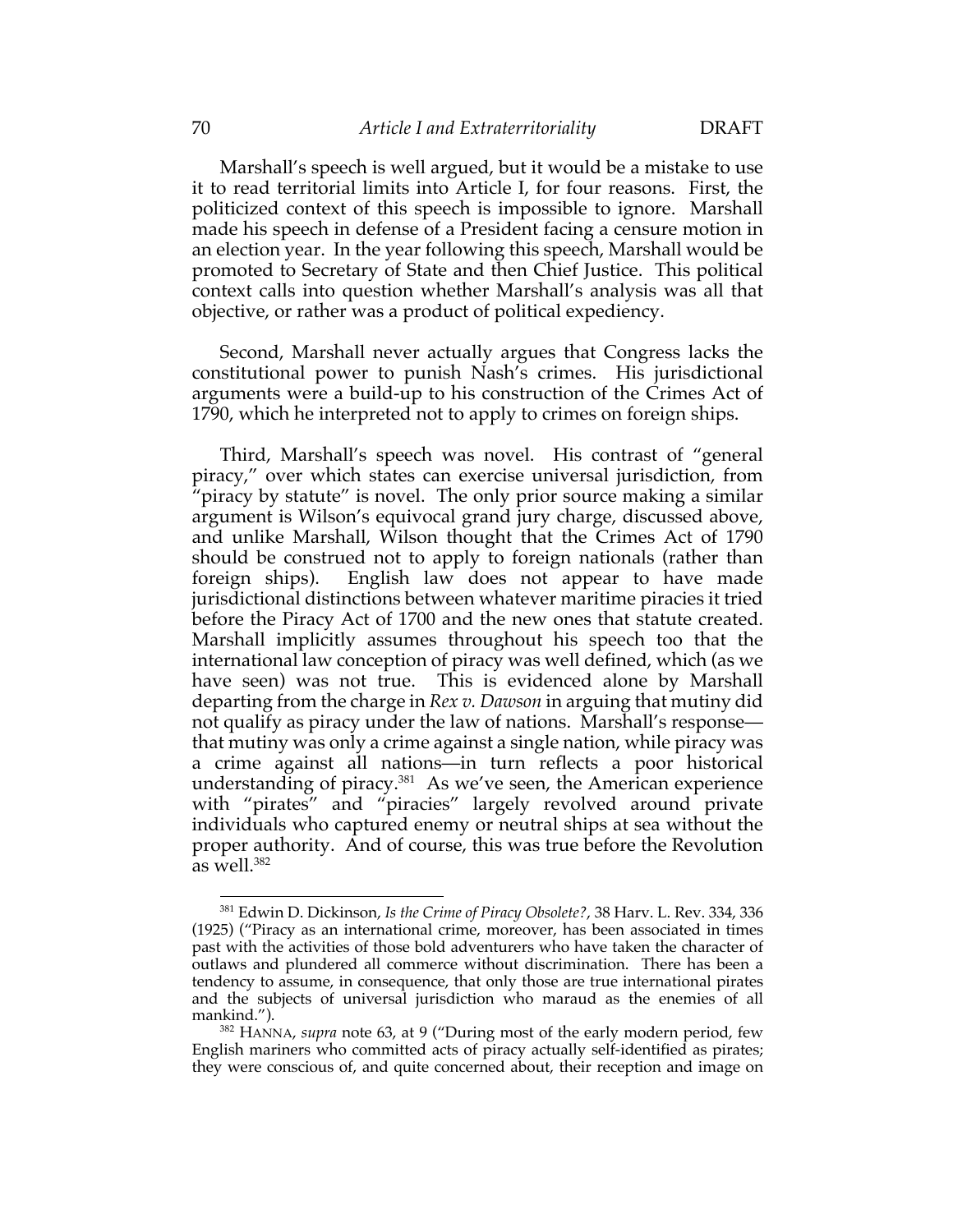Marshall's speech is well argued, but it would be a mistake to use it to read territorial limits into Article I, for four reasons. First, the politicized context of this speech is impossible to ignore. Marshall made his speech in defense of a President facing a censure motion in an election year. In the year following this speech, Marshall would be promoted to Secretary of State and then Chief Justice. This political context calls into question whether Marshall's analysis was all that objective, or rather was a product of political expediency.

Second, Marshall never actually argues that Congress lacks the constitutional power to punish Nash's crimes. His jurisdictional arguments were a build-up to his construction of the Crimes Act of 1790, which he interpreted not to apply to crimes on foreign ships.

Third, Marshall's speech was novel. His contrast of "general piracy," over which states can exercise universal jurisdiction, from "piracy by statute" is novel. The only prior source making a similar argument is Wilson's equivocal grand jury charge, discussed above, and unlike Marshall, Wilson thought that the Crimes Act of 1790 should be construed not to apply to foreign nationals (rather than foreign ships). English law does not appear to have made jurisdictional distinctions between whatever maritime piracies it tried before the Piracy Act of 1700 and the new ones that statute created. Marshall implicitly assumes throughout his speech too that the international law conception of piracy was well defined, which (as we have seen) was not true. This is evidenced alone by Marshall departing from the charge in *Rex v. Dawson* in arguing that mutiny did not qualify as piracy under the law of nations. Marshall's response—that mutiny was only a crime against a single nation, while piracy was a crime against all nations—in turn reflects a poor historical understanding of piracy.[381] As we've seen, the American experience with "pirates" and "piracies" largely revolved around private individuals who captured enemy or neutral ships at sea without the proper authority. And of course, this was true before the Revolution as well.[382]

---

[381] Edwin D. Dickinson, *Is the Crime of Piracy Obsolete?*, 38 Harv. L. Rev. 334, 336 (1925) ("Piracy as an international crime, moreover, has been associated in times past with the activities of those bold adventurers who have taken the character of outlaws and plundered all commerce without discrimination. There has been a tendency to assume, in consequence, that only those are true international pirates and the subjects of universal jurisdiction who maraud as the enemies of all mankind.").

[382] HANNA, *supra* note 63, at 9 ("During most of the early modern period, few English mariners who committed acts of piracy actually self-identified as pirates; they were conscious of, and quite concerned about, their reception and image on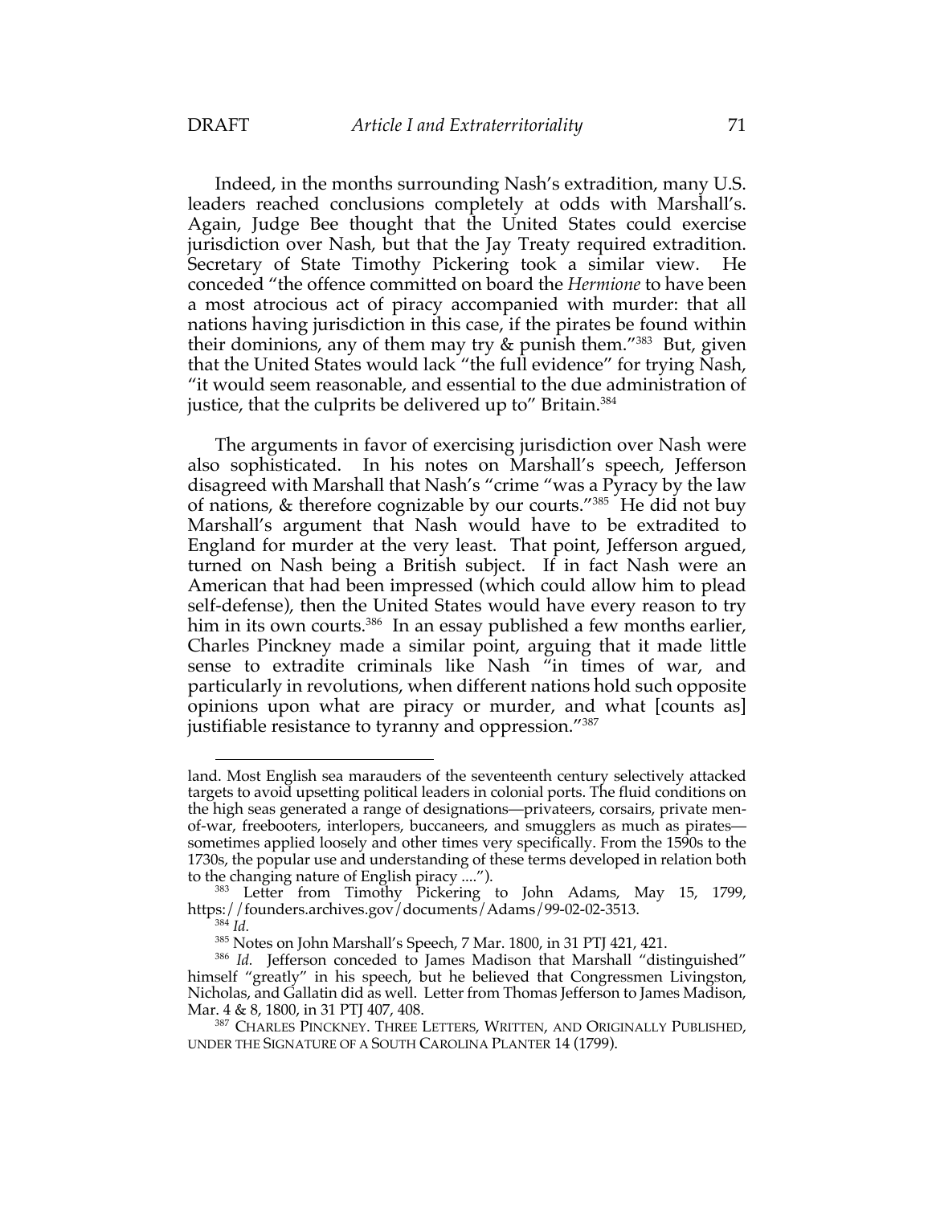Indeed, in the months surrounding Nash's extradition, many U.S. leaders reached conclusions completely at odds with Marshall's. Again, Judge Bee thought that the United States could exercise jurisdiction over Nash, but that the Jay Treaty required extradition. Secretary of State Timothy Pickering took a similar view. He conceded "the offence committed on board the *Hermione* to have been a most atrocious act of piracy accompanied with murder: that all nations having jurisdiction in this case, if the pirates be found within their dominions, any of them may try & punish them."[383] But, given that the United States would lack "the full evidence" for trying Nash, "it would seem reasonable, and essential to the due administration of justice, that the culprits be delivered up to" Britain.[384]

The arguments in favor of exercising jurisdiction over Nash were also sophisticated. In his notes on Marshall's speech, Jefferson disagreed with Marshall that Nash's "crime "was a Pyracy by the law of nations, & therefore cognizable by our courts."[385] He did not buy Marshall's argument that Nash would have to be extradited to England for murder at the very least. That point, Jefferson argued, turned on Nash being a British subject. If in fact Nash were an American that had been impressed (which could allow him to plead self-defense), then the United States would have every reason to try him in its own courts.[386] In an essay published a few months earlier, Charles Pinckney made a similar point, arguing that it made little sense to extradite criminals like Nash "in times of war, and particularly in revolutions, when different nations hold such opposite opinions upon what are piracy or murder, and what [counts as] justifiable resistance to tyranny and oppression."[387]

---

land. Most English sea marauders of the seventeenth century selectively attacked targets to avoid upsetting political leaders in colonial ports. The fluid conditions on the high seas generated a range of designations—privateers, corsairs, private men-of-war, freebooters, interlopers, buccaneers, and smugglers as much as pirates—sometimes applied loosely and other times very specifically. From the 1590s to the 1730s, the popular use and understanding of these terms developed in relation both to the changing nature of English piracy ....").

[383] Letter from Timothy Pickering to John Adams, May 15, 1799, https://founders.archives.gov/documents/Adams/99-02-02-3513.

[384] *Id.*

[385] Notes on John Marshall's Speech, 7 Mar. 1800, in 31 PTJ 421, 421.

[386] *Id.* Jefferson conceded to James Madison that Marshall "distinguished" himself "greatly" in his speech, but he believed that Congressmen Livingston, Nicholas, and Gallatin did as well. Letter from Thomas Jefferson to James Madison, Mar. 4 & 8, 1800, in 31 PTJ 407, 408.

[387] CHARLES PINCKNEY. THREE LETTERS, WRITTEN, AND ORIGINALLY PUBLISHED, UNDER THE SIGNATURE OF A SOUTH CAROLINA PLANTER 14 (1799).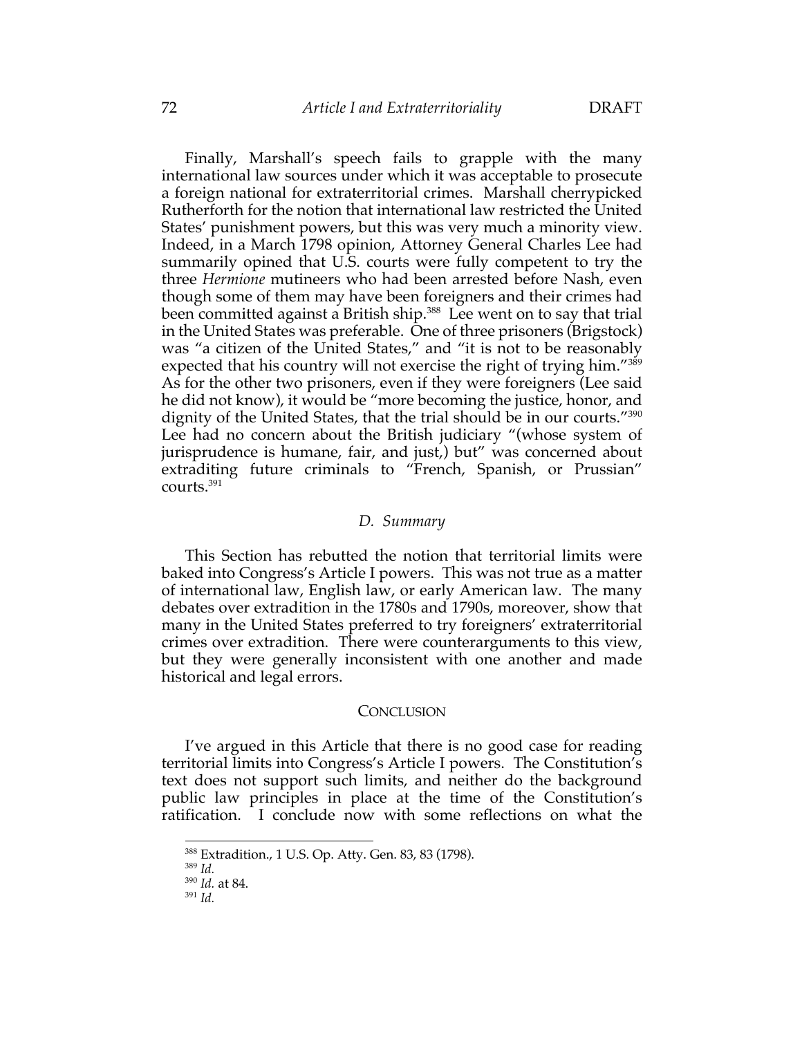Finally, Marshall's speech fails to grapple with the many international law sources under which it was acceptable to prosecute a foreign national for extraterritorial crimes. Marshall cherrypicked Rutherforth for the notion that international law restricted the United States' punishment powers, but this was very much a minority view. Indeed, in a March 1798 opinion, Attorney General Charles Lee had summarily opined that U.S. courts were fully competent to try the three *Hermione* mutineers who had been arrested before Nash, even though some of them may have been foreigners and their crimes had been committed against a British ship.[388] Lee went on to say that trial in the United States was preferable. One of three prisoners (Brigstock) was "a citizen of the United States," and "it is not to be reasonably expected that his country will not exercise the right of trying him."[389] As for the other two prisoners, even if they were foreigners (Lee said he did not know), it would be "more becoming the justice, honor, and dignity of the United States, that the trial should be in our courts."[390] Lee had no concern about the British judiciary "(whose system of jurisprudence is humane, fair, and just,) but" was concerned about extraditing future criminals to "French, Spanish, or Prussian" courts.[391]

### *D. Summary*

This Section has rebutted the notion that territorial limits were baked into Congress's Article I powers. This was not true as a matter of international law, English law, or early American law. The many debates over extradition in the 1780s and 1790s, moreover, show that many in the United States preferred to try foreigners' extraterritorial crimes over extradition. There were counterarguments to this view, but they were generally inconsistent with one another and made historical and legal errors.

## CONCLUSION

I've argued in this Article that there is no good case for reading territorial limits into Congress's Article I powers. The Constitution's text does not support such limits, and neither do the background public law principles in place at the time of the Constitution's ratification. I conclude now with some reflections on what the

[388] Extradition., 1 U.S. Op. Atty. Gen. 83, 83 (1798).

[389] *Id.*

[390] *Id.* at 84.

[391] *Id.*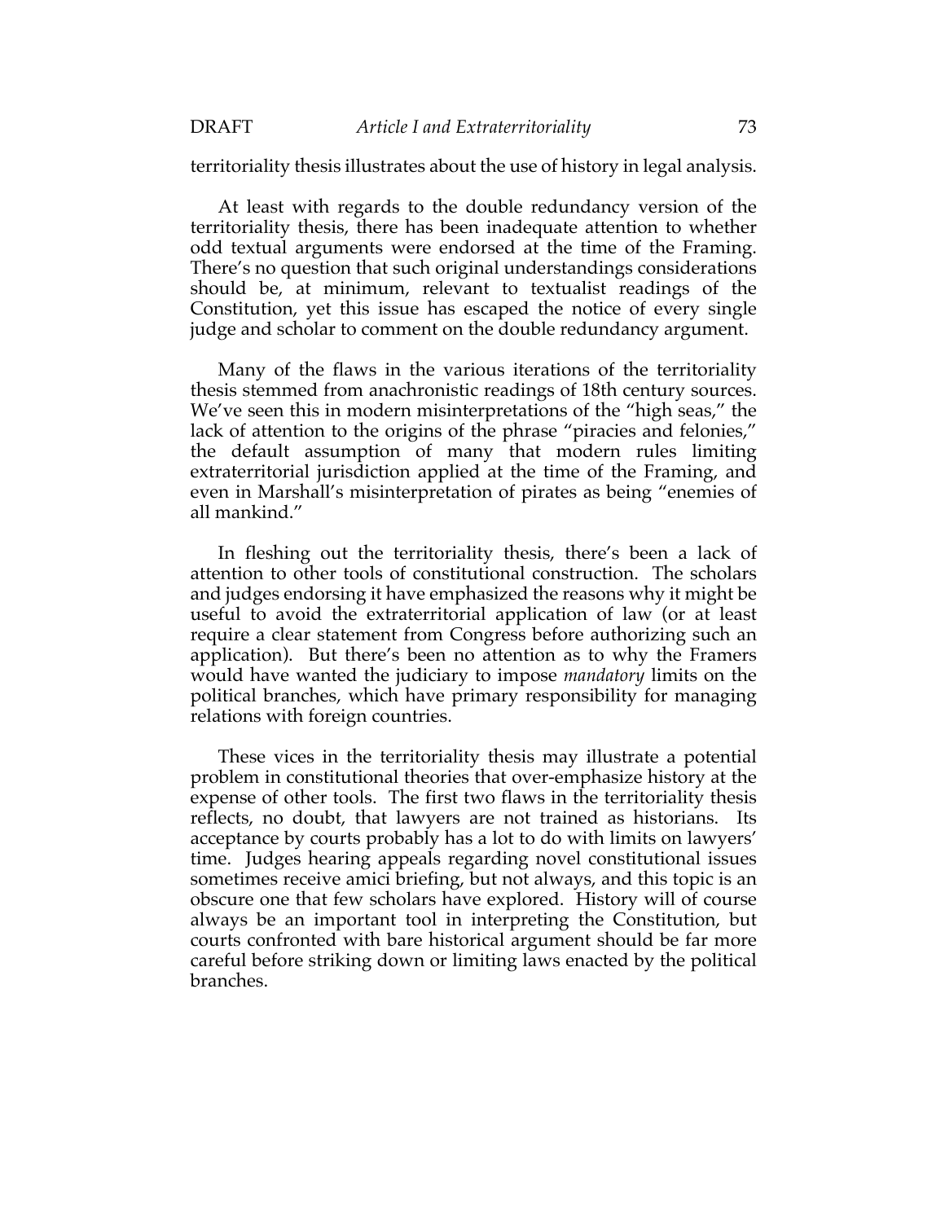territoriality thesis illustrates about the use of history in legal analysis.

At least with regards to the double redundancy version of the territoriality thesis, there has been inadequate attention to whether odd textual arguments were endorsed at the time of the Framing. There's no question that such original understandings considerations should be, at minimum, relevant to textualist readings of the Constitution, yet this issue has escaped the notice of every single judge and scholar to comment on the double redundancy argument.

Many of the flaws in the various iterations of the territoriality thesis stemmed from anachronistic readings of 18th century sources. We've seen this in modern misinterpretations of the "high seas," the lack of attention to the origins of the phrase "piracies and felonies," the default assumption of many that modern rules limiting extraterritorial jurisdiction applied at the time of the Framing, and even in Marshall's misinterpretation of pirates as being "enemies of all mankind."

In fleshing out the territoriality thesis, there's been a lack of attention to other tools of constitutional construction. The scholars and judges endorsing it have emphasized the reasons why it might be useful to avoid the extraterritorial application of law (or at least require a clear statement from Congress before authorizing such an application). But there's been no attention as to why the Framers would have wanted the judiciary to impose *mandatory* limits on the political branches, which have primary responsibility for managing relations with foreign countries.

These vices in the territoriality thesis may illustrate a potential problem in constitutional theories that over-emphasize history at the expense of other tools. The first two flaws in the territoriality thesis reflects, no doubt, that lawyers are not trained as historians. Its acceptance by courts probably has a lot to do with limits on lawyers' time. Judges hearing appeals regarding novel constitutional issues sometimes receive amici briefing, but not always, and this topic is an obscure one that few scholars have explored. History will of course always be an important tool in interpreting the Constitution, but courts confronted with bare historical argument should be far more careful before striking down or limiting laws enacted by the political branches.